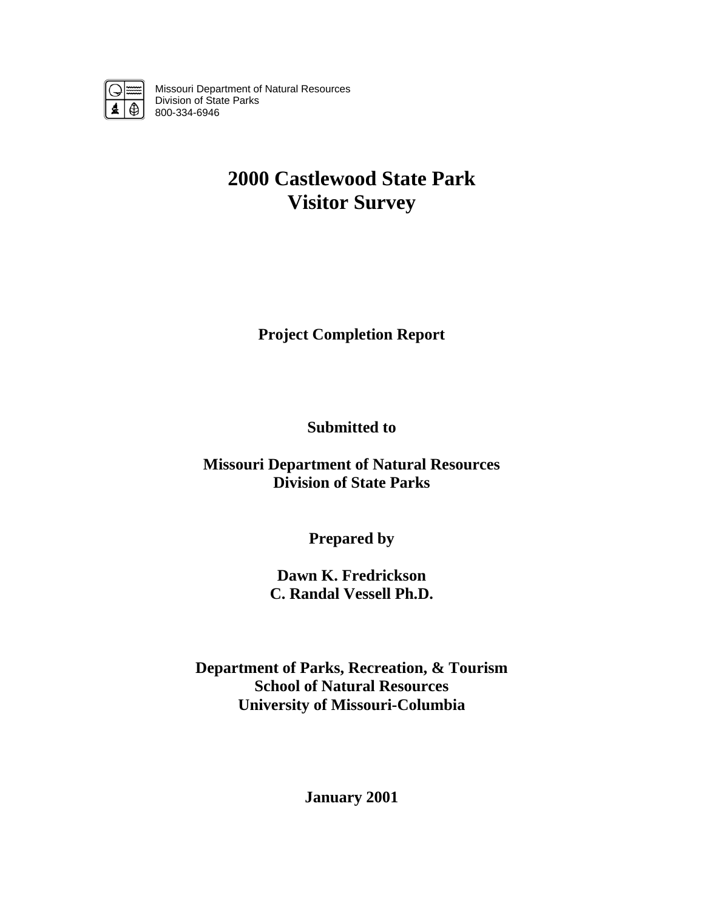Missouri Department of Natural Resources
Division of State Parks
800-334-6946

# 2000 Castlewood State Park Visitor Survey

**Project Completion Report**

**Submitted to**

**Missouri Department of Natural Resources**
**Division of State Parks**

**Prepared by**

**Dawn K. Fredrickson**
**C. Randal Vessell Ph.D.**

**Department of Parks, Recreation, & Tourism**
**School of Natural Resources**
**University of Missouri-Columbia**

**January 2001**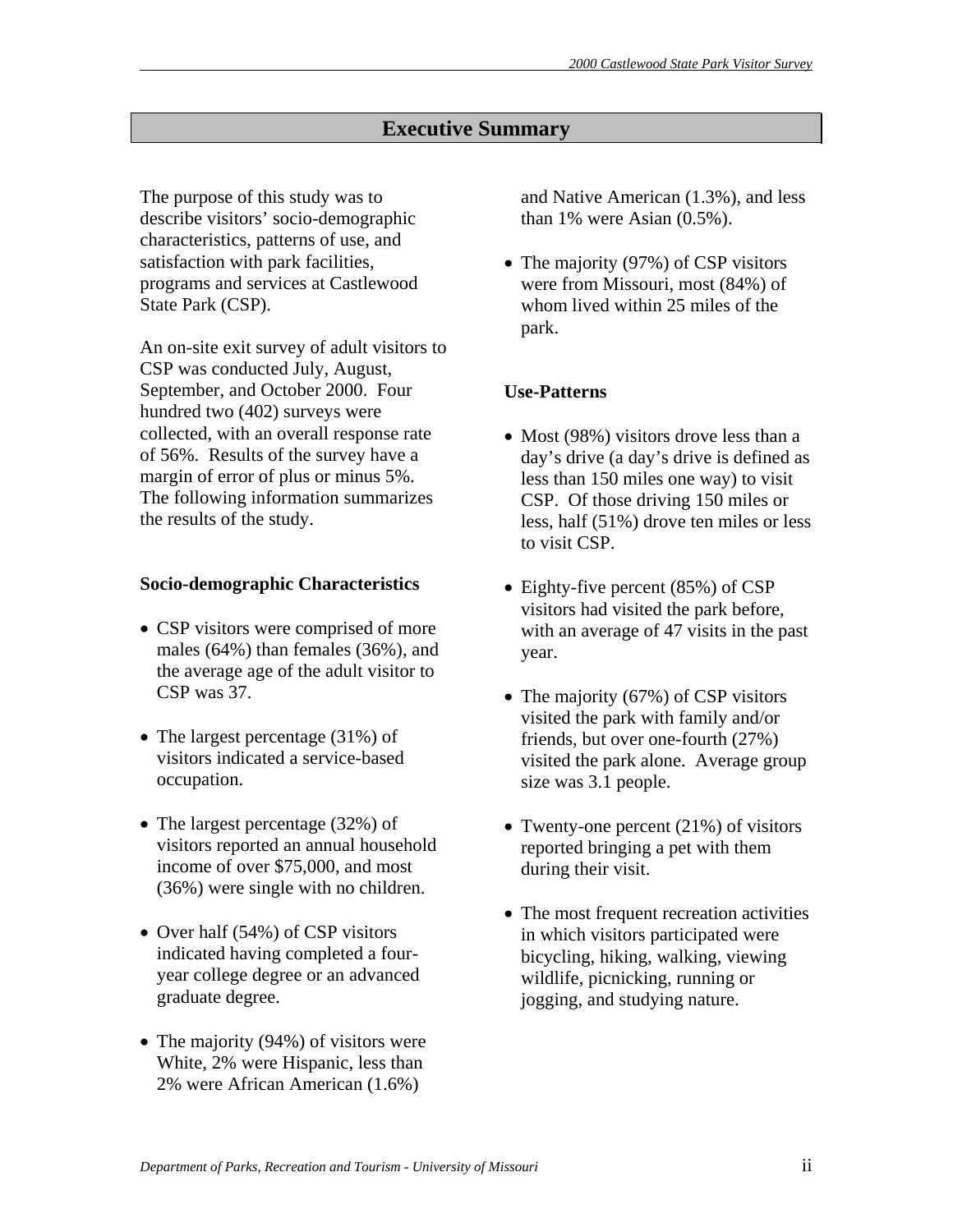## Executive Summary

The purpose of this study was to describe visitors' socio-demographic characteristics, patterns of use, and satisfaction with park facilities, programs and services at Castlewood State Park (CSP).

An on-site exit survey of adult visitors to CSP was conducted July, August, September, and October 2000. Four hundred two (402) surveys were collected, with an overall response rate of 56%. Results of the survey have a margin of error of plus or minus 5%. The following information summarizes the results of the study.

### Socio-demographic Characteristics

- CSP visitors were comprised of more males (64%) than females (36%), and the average age of the adult visitor to CSP was 37.
- The largest percentage (31%) of visitors indicated a service-based occupation.
- The largest percentage (32%) of visitors reported an annual household income of over $75,000, and most (36%) were single with no children.
- Over half (54%) of CSP visitors indicated having completed a four-year college degree or an advanced graduate degree.
- The majority (94%) of visitors were White, 2% were Hispanic, less than 2% were African American (1.6%) and Native American (1.3%), and less than 1% were Asian (0.5%).
- The majority (97%) of CSP visitors were from Missouri, most (84%) of whom lived within 25 miles of the park.

### Use-Patterns

- Most (98%) visitors drove less than a day's drive (a day's drive is defined as less than 150 miles one way) to visit CSP. Of those driving 150 miles or less, half (51%) drove ten miles or less to visit CSP.
- Eighty-five percent (85%) of CSP visitors had visited the park before, with an average of 47 visits in the past year.
- The majority (67%) of CSP visitors visited the park with family and/or friends, but over one-fourth (27%) visited the park alone. Average group size was 3.1 people.
- Twenty-one percent (21%) of visitors reported bringing a pet with them during their visit.
- The most frequent recreation activities in which visitors participated were bicycling, hiking, walking, viewing wildlife, picnicking, running or jogging, and studying nature.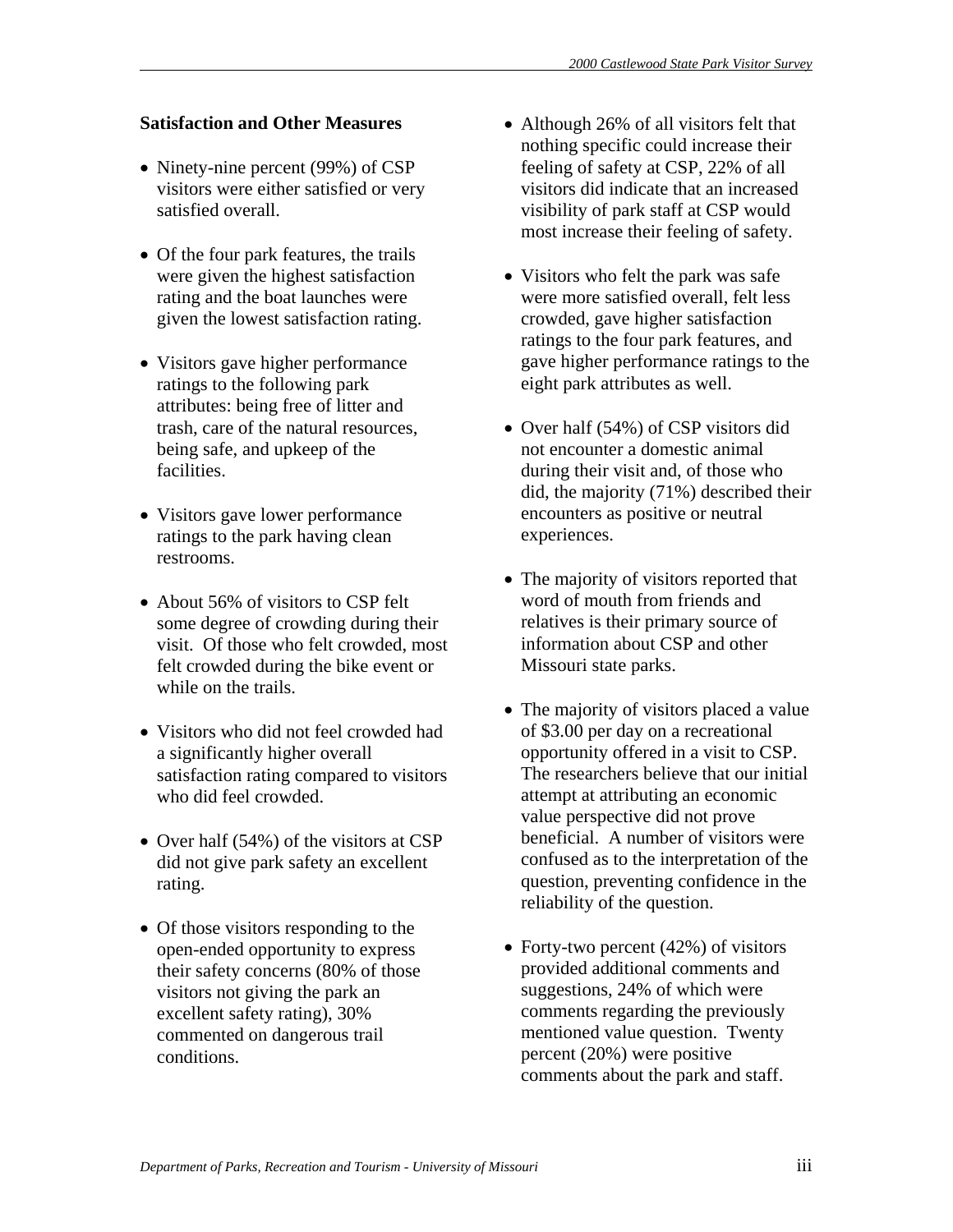## Satisfaction and Other Measures

- Ninety-nine percent (99%) of CSP visitors were either satisfied or very satisfied overall.
- Of the four park features, the trails were given the highest satisfaction rating and the boat launches were given the lowest satisfaction rating.
- Visitors gave higher performance ratings to the following park attributes: being free of litter and trash, care of the natural resources, being safe, and upkeep of the facilities.
- Visitors gave lower performance ratings to the park having clean restrooms.
- About 56% of visitors to CSP felt some degree of crowding during their visit. Of those who felt crowded, most felt crowded during the bike event or while on the trails.
- Visitors who did not feel crowded had a significantly higher overall satisfaction rating compared to visitors who did feel crowded.
- Over half (54%) of the visitors at CSP did not give park safety an excellent rating.
- Of those visitors responding to the open-ended opportunity to express their safety concerns (80% of those visitors not giving the park an excellent safety rating), 30% commented on dangerous trail conditions.
- Although 26% of all visitors felt that nothing specific could increase their feeling of safety at CSP, 22% of all visitors did indicate that an increased visibility of park staff at CSP would most increase their feeling of safety.
- Visitors who felt the park was safe were more satisfied overall, felt less crowded, gave higher satisfaction ratings to the four park features, and gave higher performance ratings to the eight park attributes as well.
- Over half (54%) of CSP visitors did not encounter a domestic animal during their visit and, of those who did, the majority (71%) described their encounters as positive or neutral experiences.
- The majority of visitors reported that word of mouth from friends and relatives is their primary source of information about CSP and other Missouri state parks.
- The majority of visitors placed a value of $3.00 per day on a recreational opportunity offered in a visit to CSP. The researchers believe that our initial attempt at attributing an economic value perspective did not prove beneficial. A number of visitors were confused as to the interpretation of the question, preventing confidence in the reliability of the question.
- Forty-two percent (42%) of visitors provided additional comments and suggestions, 24% of which were comments regarding the previously mentioned value question. Twenty percent (20%) were positive comments about the park and staff.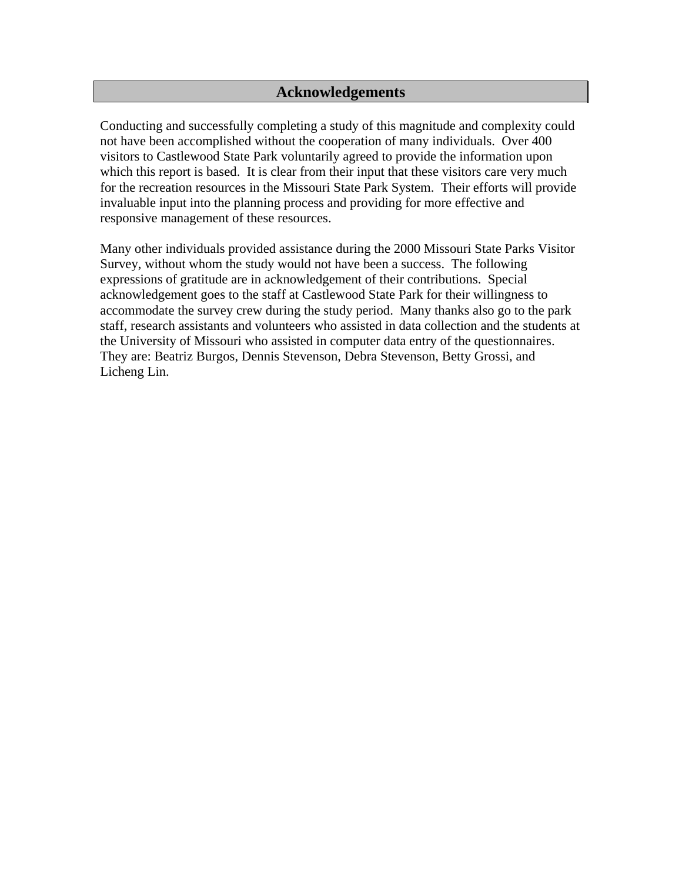# Acknowledgements

Conducting and successfully completing a study of this magnitude and complexity could not have been accomplished without the cooperation of many individuals. Over 400 visitors to Castlewood State Park voluntarily agreed to provide the information upon which this report is based. It is clear from their input that these visitors care very much for the recreation resources in the Missouri State Park System. Their efforts will provide invaluable input into the planning process and providing for more effective and responsive management of these resources.

Many other individuals provided assistance during the 2000 Missouri State Parks Visitor Survey, without whom the study would not have been a success. The following expressions of gratitude are in acknowledgement of their contributions. Special acknowledgement goes to the staff at Castlewood State Park for their willingness to accommodate the survey crew during the study period. Many thanks also go to the park staff, research assistants and volunteers who assisted in data collection and the students at the University of Missouri who assisted in computer data entry of the questionnaires. They are: Beatriz Burgos, Dennis Stevenson, Debra Stevenson, Betty Grossi, and Licheng Lin.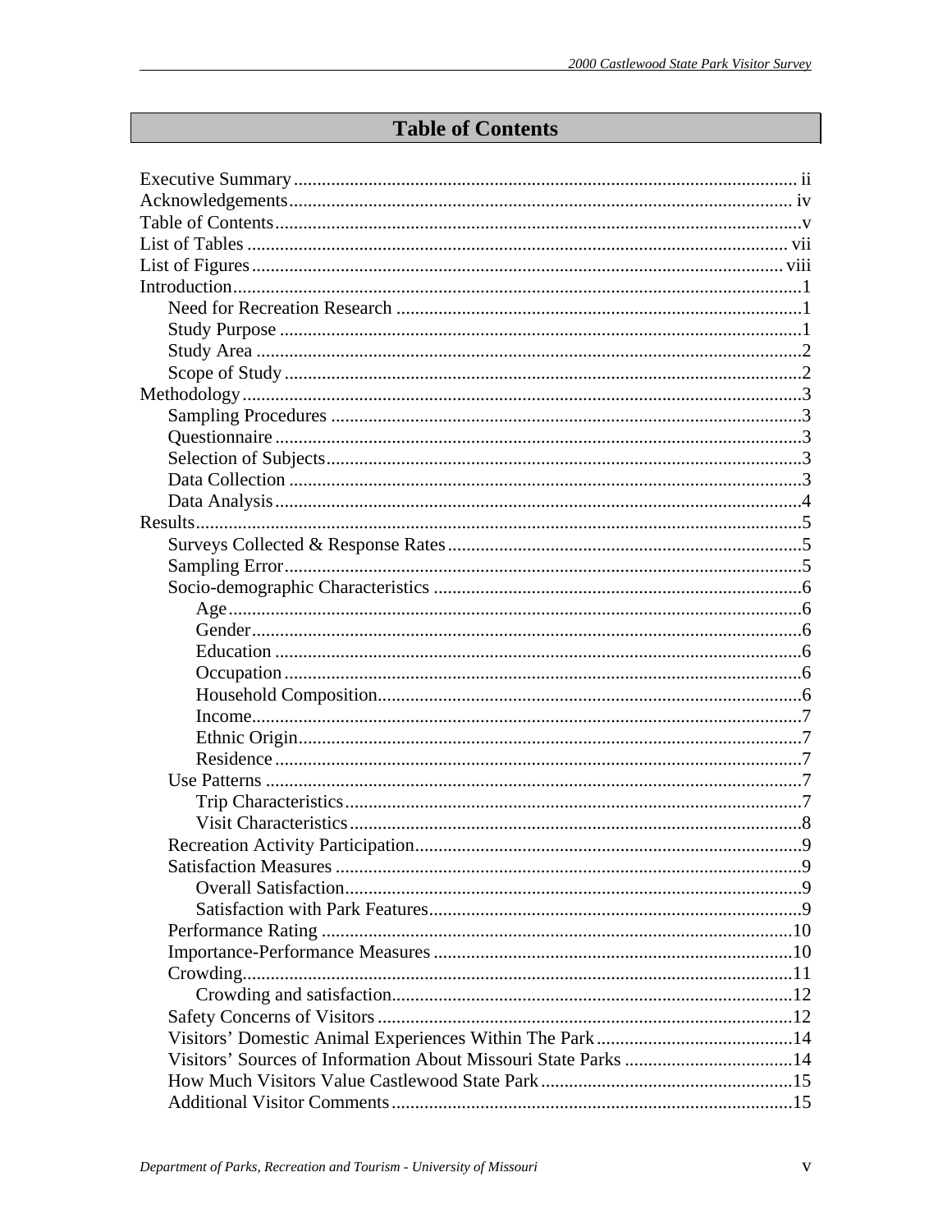# Table of Contents

Executive Summary ........................................................................................................ ii
Acknowledgements ........................................................................................................ iv
Table of Contents ........................................................................................................ v
List of Tables ........................................................................................................ vii
List of Figures ........................................................................................................ viii
Introduction ........................................................................................................ 1
- Need for Recreation Research ........................................................................ 1
- Study Purpose ........................................................................ 1
- Study Area ........................................................................ 2
- Scope of Study ........................................................................ 2

Methodology ........................................................................................................ 3
- Sampling Procedures ........................................................................ 3
- Questionnaire ........................................................................ 3
- Selection of Subjects ........................................................................ 3
- Data Collection ........................................................................ 3
- Data Analysis ........................................................................ 4

Results ........................................................................................................ 5
- Surveys Collected & Response Rates ........................................................................ 5
- Sampling Error ........................................................................ 5
- Socio-demographic Characteristics ........................................................................ 6
  - Age ........................................................................ 6
  - Gender ........................................................................ 6
  - Education ........................................................................ 6
  - Occupation ........................................................................ 6
  - Household Composition ........................................................................ 6
  - Income ........................................................................ 7
  - Ethnic Origin ........................................................................ 7
  - Residence ........................................................................ 7
- Use Patterns ........................................................................ 7
  - Trip Characteristics ........................................................................ 7
  - Visit Characteristics ........................................................................ 8
- Recreation Activity Participation ........................................................................ 9
- Satisfaction Measures ........................................................................ 9
  - Overall Satisfaction ........................................................................ 9
  - Satisfaction with Park Features ........................................................................ 9
- Performance Rating ........................................................................ 10
- Importance-Performance Measures ........................................................................ 10
- Crowding ........................................................................ 11
  - Crowding and satisfaction ........................................................................ 12
- Safety Concerns of Visitors ........................................................................ 12
- Visitors' Domestic Animal Experiences Within The Park ........................................................................ 14
- Visitors' Sources of Information About Missouri State Parks ........................................................................ 14
- How Much Visitors Value Castlewood State Park ........................................................................ 15
- Additional Visitor Comments ........................................................................ 15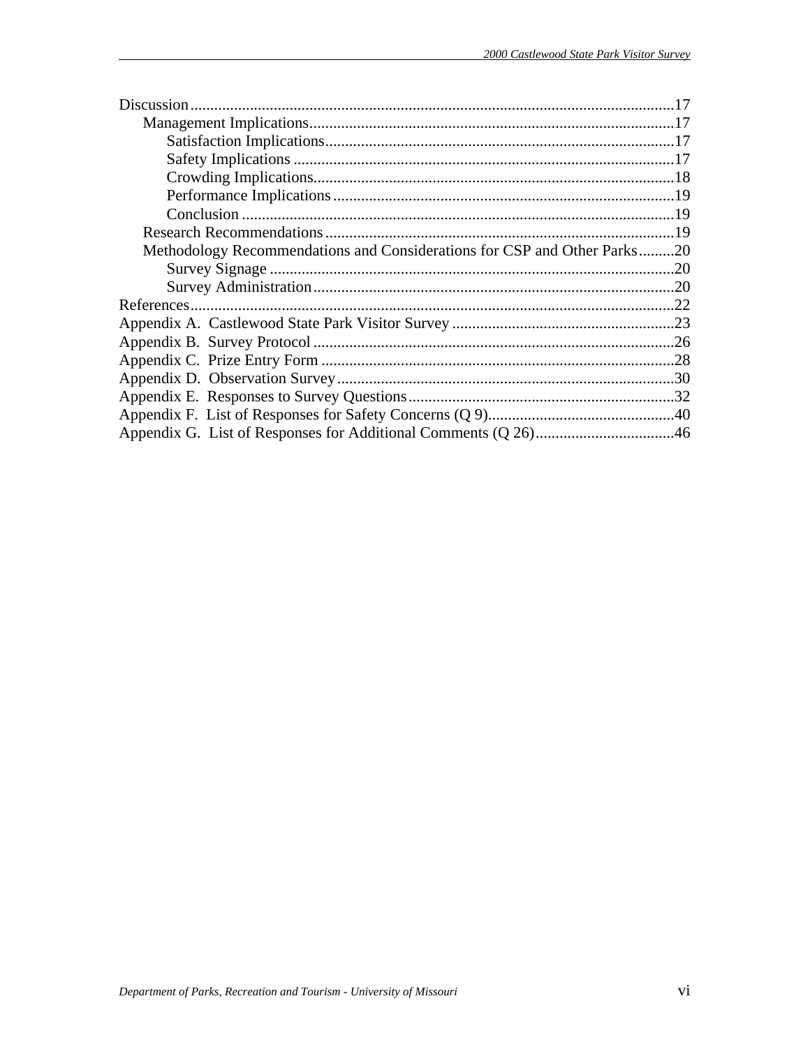Discussion ........................................................................................................ 17
    Management Implications ........................................................................ 17
        Satisfaction Implications ..................................................................... 17
        Safety Implications ............................................................................. 17
        Crowding Implications ........................................................................ 18
        Performance Implications .................................................................... 19
        Conclusion .......................................................................................... 19
    Research Recommendations ..................................................................... 19
    Methodology Recommendations and Considerations for CSP and Other Parks ......... 20
        Survey Signage .................................................................................... 20
        Survey Administration ......................................................................... 20
References ........................................................................................................ 22
Appendix A.  Castlewood State Park Visitor Survey ........................................ 23
Appendix B.  Survey Protocol .......................................................................... 26
Appendix C.  Prize Entry Form ........................................................................ 28
Appendix D.  Observation Survey .................................................................... 30
Appendix E.  Responses to Survey Questions ................................................... 32
Appendix F.  List of Responses for Safety Concerns (Q 9) ............................... 40
Appendix G.  List of Responses for Additional Comments (Q 26) .................... 46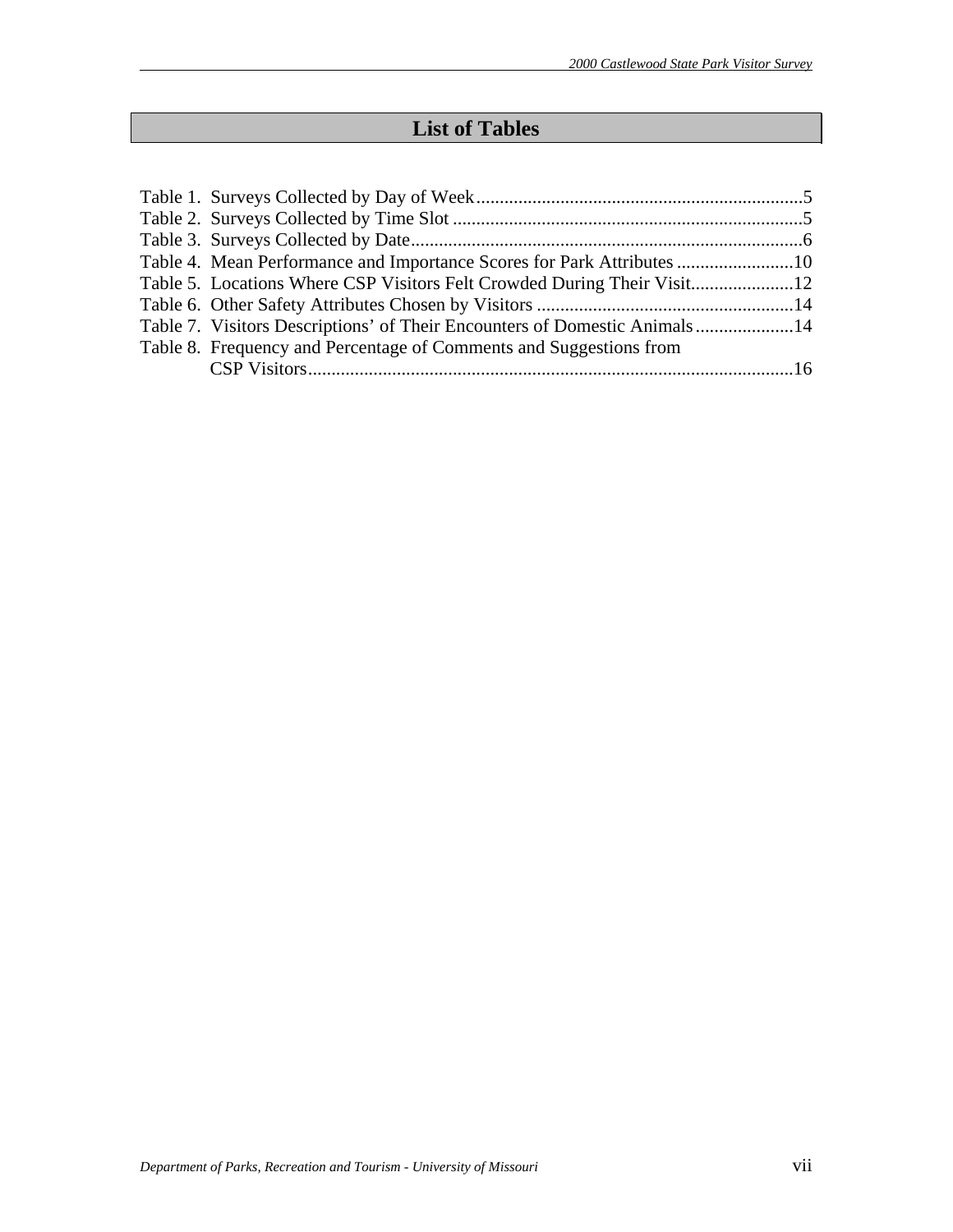# List of Tables

Table 1. Surveys Collected by Day of Week......................................................................5
Table 2. Surveys Collected by Time Slot ...........................................................................5
Table 3. Surveys Collected by Date....................................................................................6
Table 4. Mean Performance and Importance Scores for Park Attributes .........................10
Table 5. Locations Where CSP Visitors Felt Crowded During Their Visit......................12
Table 6. Other Safety Attributes Chosen by Visitors .......................................................14
Table 7. Visitors Descriptions' of Their Encounters of Domestic Animals.....................14
Table 8. Frequency and Percentage of Comments and Suggestions from CSP Visitors........................................................................................................16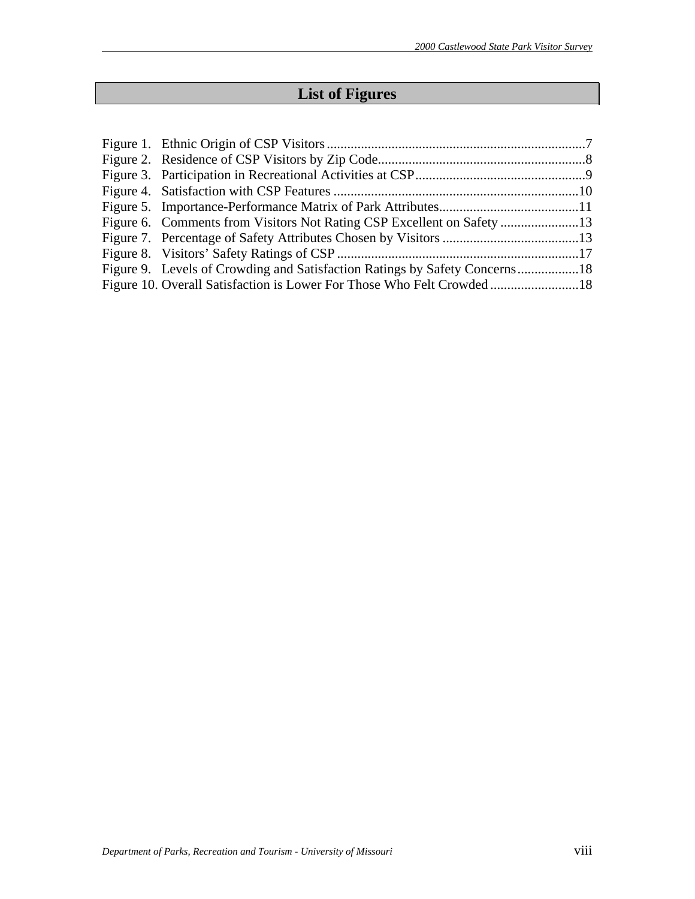## List of Figures

Figure 1. Ethnic Origin of CSP Visitors ........................................................................7
Figure 2. Residence of CSP Visitors by Zip Code...........................................................8
Figure 3. Participation in Recreational Activities at CSP.................................................9
Figure 4. Satisfaction with CSP Features .......................................................................10
Figure 5. Importance-Performance Matrix of Park Attributes........................................11
Figure 6. Comments from Visitors Not Rating CSP Excellent on Safety .......................13
Figure 7. Percentage of Safety Attributes Chosen by Visitors ........................................13
Figure 8. Visitors' Safety Ratings of CSP ......................................................................17
Figure 9. Levels of Crowding and Satisfaction Ratings by Safety Concerns..................18
Figure 10. Overall Satisfaction is Lower For Those Who Felt Crowded .........................18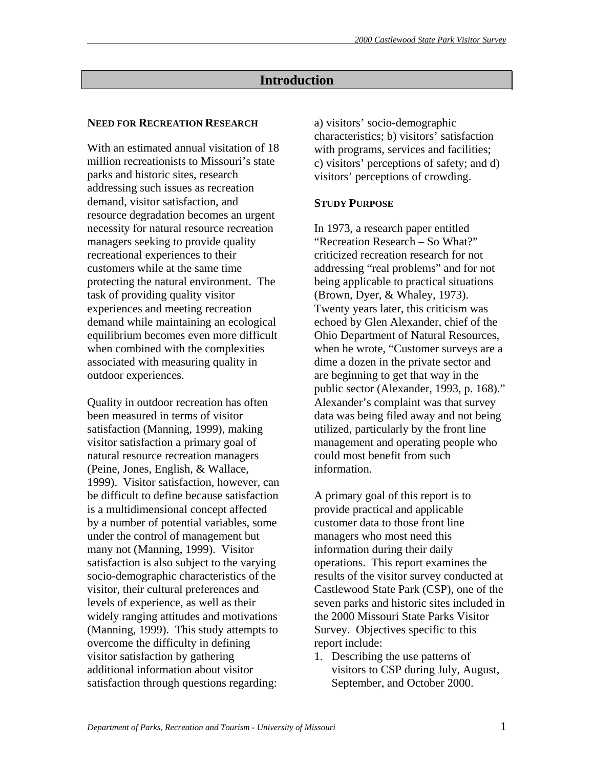# Introduction

## NEED FOR RECREATION RESEARCH

With an estimated annual visitation of 18 million recreationists to Missouri's state parks and historic sites, research addressing such issues as recreation demand, visitor satisfaction, and resource degradation becomes an urgent necessity for natural resource recreation managers seeking to provide quality recreational experiences to their customers while at the same time protecting the natural environment. The task of providing quality visitor experiences and meeting recreation demand while maintaining an ecological equilibrium becomes even more difficult when combined with the complexities associated with measuring quality in outdoor experiences.

Quality in outdoor recreation has often been measured in terms of visitor satisfaction (Manning, 1999), making visitor satisfaction a primary goal of natural resource recreation managers (Peine, Jones, English, & Wallace, 1999). Visitor satisfaction, however, can be difficult to define because satisfaction is a multidimensional concept affected by a number of potential variables, some under the control of management but many not (Manning, 1999). Visitor satisfaction is also subject to the varying socio-demographic characteristics of the visitor, their cultural preferences and levels of experience, as well as their widely ranging attitudes and motivations (Manning, 1999). This study attempts to overcome the difficulty in defining visitor satisfaction by gathering additional information about visitor satisfaction through questions regarding: a) visitors' socio-demographic characteristics; b) visitors' satisfaction with programs, services and facilities; c) visitors' perceptions of safety; and d) visitors' perceptions of crowding.

## STUDY PURPOSE

In 1973, a research paper entitled "Recreation Research – So What?" criticized recreation research for not addressing "real problems" and for not being applicable to practical situations (Brown, Dyer, & Whaley, 1973). Twenty years later, this criticism was echoed by Glen Alexander, chief of the Ohio Department of Natural Resources, when he wrote, "Customer surveys are a dime a dozen in the private sector and are beginning to get that way in the public sector (Alexander, 1993, p. 168)." Alexander's complaint was that survey data was being filed away and not being utilized, particularly by the front line management and operating people who could most benefit from such information.

A primary goal of this report is to provide practical and applicable customer data to those front line managers who most need this information during their daily operations. This report examines the results of the visitor survey conducted at Castlewood State Park (CSP), one of the seven parks and historic sites included in the 2000 Missouri State Parks Visitor Survey. Objectives specific to this report include:

1. Describing the use patterns of visitors to CSP during July, August, September, and October 2000.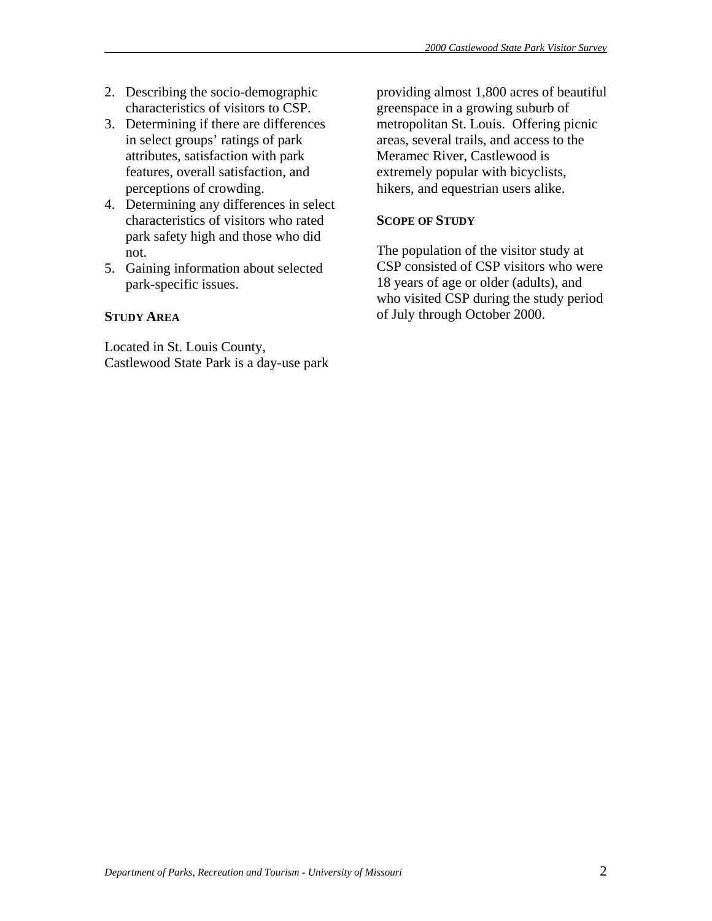2. Describing the socio-demographic characteristics of visitors to CSP.
3. Determining if there are differences in select groups' ratings of park attributes, satisfaction with park features, overall satisfaction, and perceptions of crowding.
4. Determining any differences in select characteristics of visitors who rated park safety high and those who did not.
5. Gaining information about selected park-specific issues.

**STUDY AREA**

Located in St. Louis County, Castlewood State Park is a day-use park providing almost 1,800 acres of beautiful greenspace in a growing suburb of metropolitan St. Louis. Offering picnic areas, several trails, and access to the Meramec River, Castlewood is extremely popular with bicyclists, hikers, and equestrian users alike.

**SCOPE OF STUDY**

The population of the visitor study at CSP consisted of CSP visitors who were 18 years of age or older (adults), and who visited CSP during the study period of July through October 2000.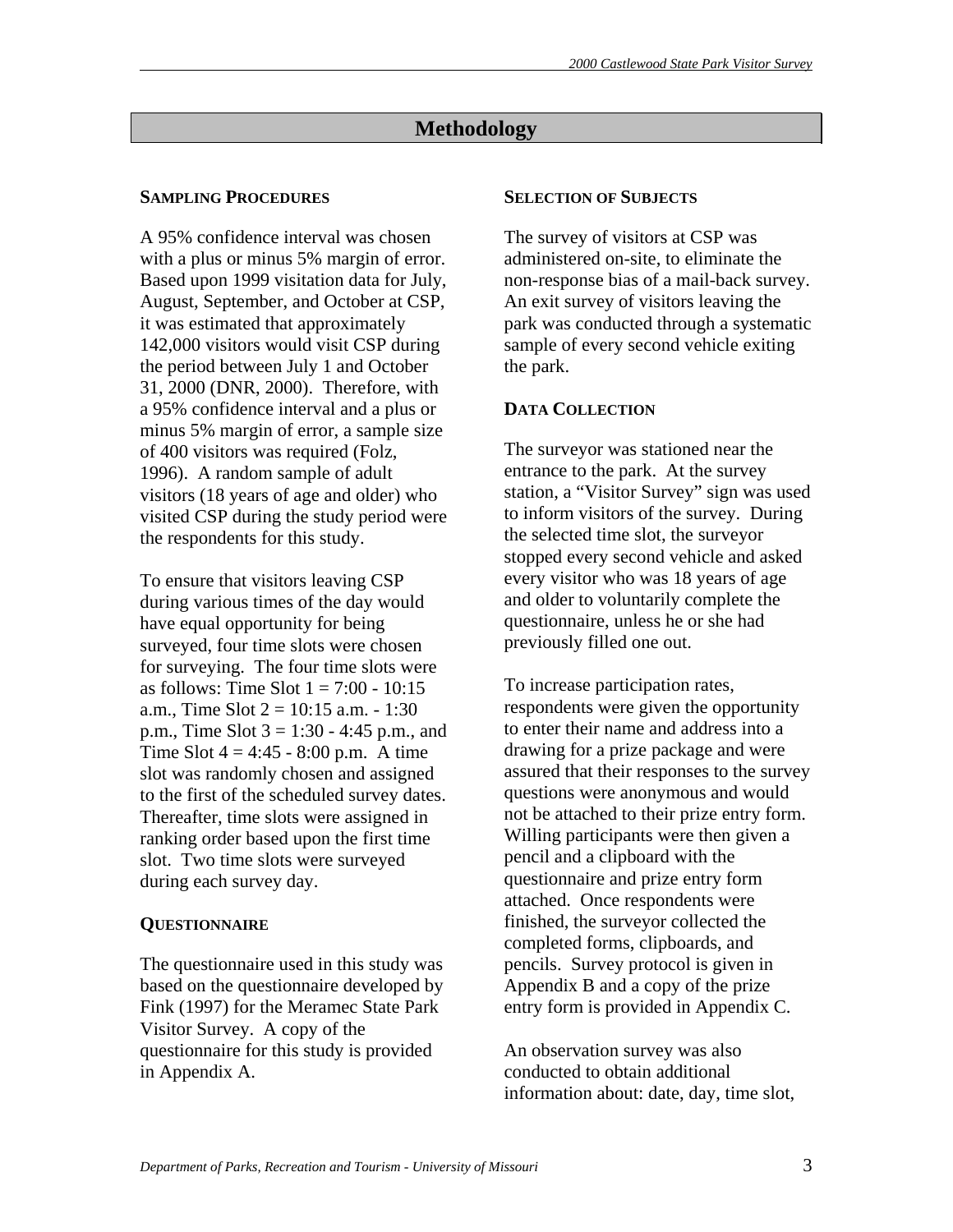# Methodology

## Sampling Procedures

A 95% confidence interval was chosen with a plus or minus 5% margin of error. Based upon 1999 visitation data for July, August, September, and October at CSP, it was estimated that approximately 142,000 visitors would visit CSP during the period between July 1 and October 31, 2000 (DNR, 2000). Therefore, with a 95% confidence interval and a plus or minus 5% margin of error, a sample size of 400 visitors was required (Folz, 1996). A random sample of adult visitors (18 years of age and older) who visited CSP during the study period were the respondents for this study.

To ensure that visitors leaving CSP during various times of the day would have equal opportunity for being surveyed, four time slots were chosen for surveying. The four time slots were as follows: Time Slot 1 = 7:00 - 10:15 a.m., Time Slot 2 = 10:15 a.m. - 1:30 p.m., Time Slot 3 = 1:30 - 4:45 p.m., and Time Slot 4 = 4:45 - 8:00 p.m. A time slot was randomly chosen and assigned to the first of the scheduled survey dates. Thereafter, time slots were assigned in ranking order based upon the first time slot. Two time slots were surveyed during each survey day.

## Questionnaire

The questionnaire used in this study was based on the questionnaire developed by Fink (1997) for the Meramec State Park Visitor Survey. A copy of the questionnaire for this study is provided in Appendix A.

## Selection of Subjects

The survey of visitors at CSP was administered on-site, to eliminate the non-response bias of a mail-back survey. An exit survey of visitors leaving the park was conducted through a systematic sample of every second vehicle exiting the park.

## Data Collection

The surveyor was stationed near the entrance to the park. At the survey station, a "Visitor Survey" sign was used to inform visitors of the survey. During the selected time slot, the surveyor stopped every second vehicle and asked every visitor who was 18 years of age and older to voluntarily complete the questionnaire, unless he or she had previously filled one out.

To increase participation rates, respondents were given the opportunity to enter their name and address into a drawing for a prize package and were assured that their responses to the survey questions were anonymous and would not be attached to their prize entry form. Willing participants were then given a pencil and a clipboard with the questionnaire and prize entry form attached. Once respondents were finished, the surveyor collected the completed forms, clipboards, and pencils. Survey protocol is given in Appendix B and a copy of the prize entry form is provided in Appendix C.

An observation survey was also conducted to obtain additional information about: date, day, time slot,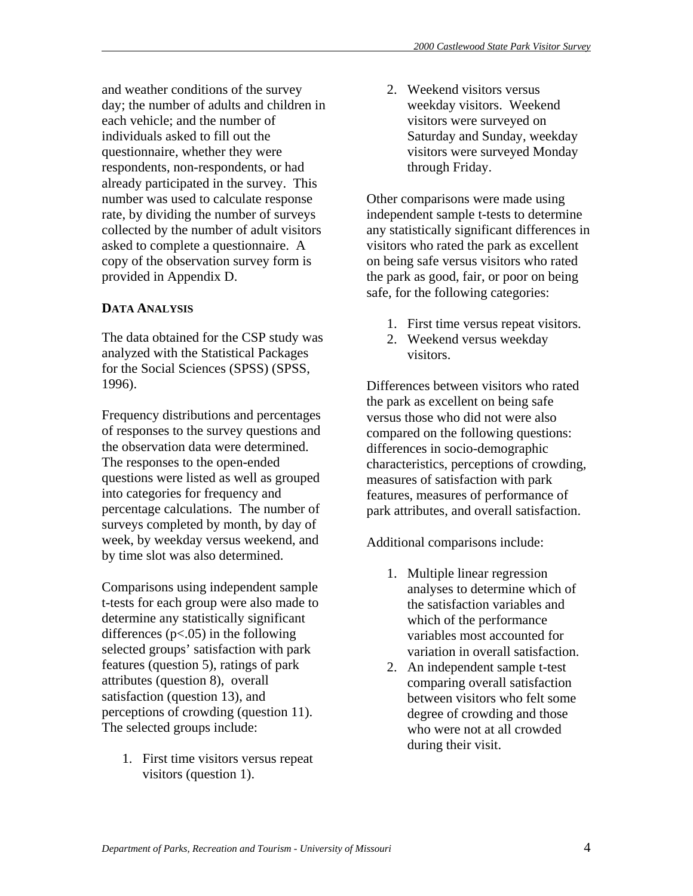and weather conditions of the survey day; the number of adults and children in each vehicle; and the number of individuals asked to fill out the questionnaire, whether they were respondents, non-respondents, or had already participated in the survey. This number was used to calculate response rate, by dividing the number of surveys collected by the number of adult visitors asked to complete a questionnaire. A copy of the observation survey form is provided in Appendix D.

## DATA ANALYSIS

The data obtained for the CSP study was analyzed with the Statistical Packages for the Social Sciences (SPSS) (SPSS, 1996).

Frequency distributions and percentages of responses to the survey questions and the observation data were determined. The responses to the open-ended questions were listed as well as grouped into categories for frequency and percentage calculations. The number of surveys completed by month, by day of week, by weekday versus weekend, and by time slot was also determined.

Comparisons using independent sample t-tests for each group were also made to determine any statistically significant differences ($p<.05$) in the following selected groups' satisfaction with park features (question 5), ratings of park attributes (question 8), overall satisfaction (question 13), and perceptions of crowding (question 11). The selected groups include:

1. First time visitors versus repeat visitors (question 1).
2. Weekend visitors versus weekday visitors. Weekend visitors were surveyed on Saturday and Sunday, weekday visitors were surveyed Monday through Friday.

Other comparisons were made using independent sample t-tests to determine any statistically significant differences in visitors who rated the park as excellent on being safe versus visitors who rated the park as good, fair, or poor on being safe, for the following categories:

1. First time versus repeat visitors.
2. Weekend versus weekday visitors.

Differences between visitors who rated the park as excellent on being safe versus those who did not were also compared on the following questions: differences in socio-demographic characteristics, perceptions of crowding, measures of satisfaction with park features, measures of performance of park attributes, and overall satisfaction.

Additional comparisons include:

1. Multiple linear regression analyses to determine which of the satisfaction variables and which of the performance variables most accounted for variation in overall satisfaction.
2. An independent sample t-test comparing overall satisfaction between visitors who felt some degree of crowding and those who were not at all crowded during their visit.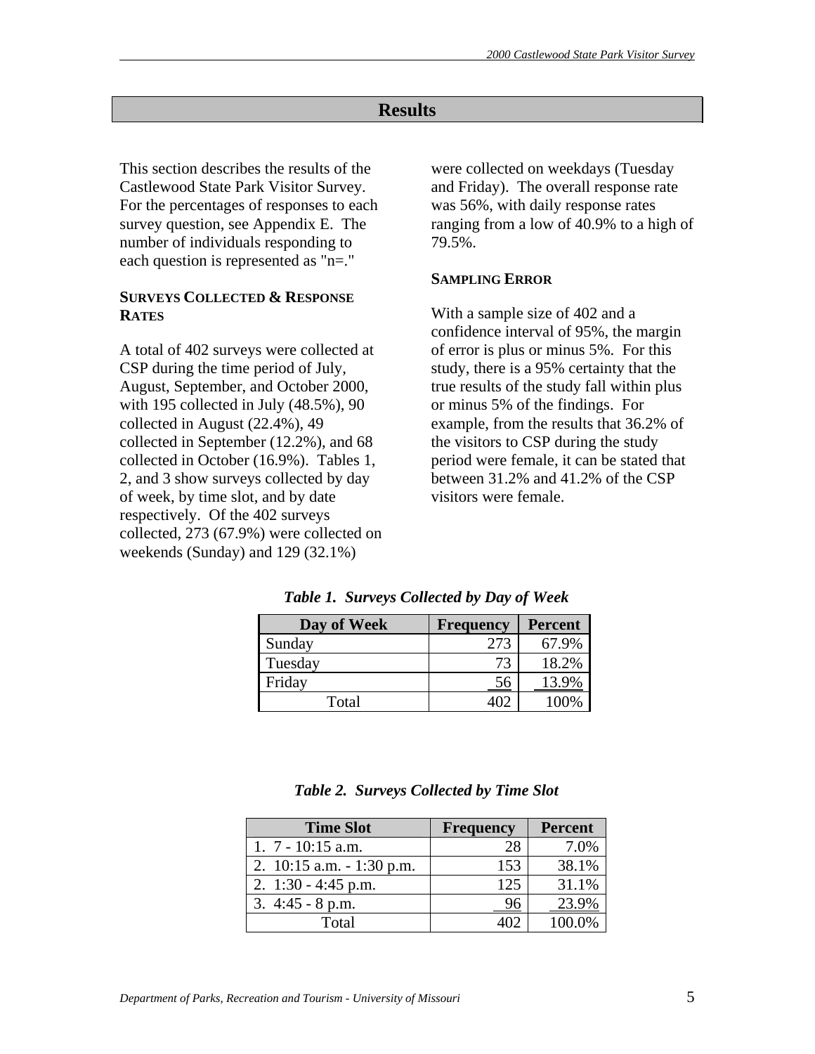# Results

This section describes the results of the Castlewood State Park Visitor Survey. For the percentages of responses to each survey question, see Appendix E. The number of individuals responding to each question is represented as "n=."

### Surveys Collected & Response Rates

A total of 402 surveys were collected at CSP during the time period of July, August, September, and October 2000, with 195 collected in July (48.5%), 90 collected in August (22.4%), 49 collected in September (12.2%), and 68 collected in October (16.9%). Tables 1, 2, and 3 show surveys collected by day of week, by time slot, and by date respectively. Of the 402 surveys collected, 273 (67.9%) were collected on weekends (Sunday) and 129 (32.1%) were collected on weekdays (Tuesday and Friday). The overall response rate was 56%, with daily response rates ranging from a low of 40.9% to a high of 79.5%.

### Sampling Error

With a sample size of 402 and a confidence interval of 95%, the margin of error is plus or minus 5%. For this study, there is a 95% certainty that the true results of the study fall within plus or minus 5% of the findings. For example, from the results that 36.2% of the visitors to CSP during the study period were female, it can be stated that between 31.2% and 41.2% of the CSP visitors were female.

***Table 1. Surveys Collected by Day of Week***

| Day of Week | Frequency | Percent |
|---|---|---|
| Sunday | 273 | 67.9% |
| Tuesday | 73 | 18.2% |
| Friday | 56 | 13.9% |
| Total | 402 | 100% |

***Table 2. Surveys Collected by Time Slot***

| Time Slot | Frequency | Percent |
|---|---|---|
| 1. 7 - 10:15 a.m. | 28 | 7.0% |
| 2. 10:15 a.m. - 1:30 p.m. | 153 | 38.1% |
| 2. 1:30 - 4:45 p.m. | 125 | 31.1% |
| 3. 4:45 - 8 p.m. | 96 | 23.9% |
| Total | 402 | 100.0% |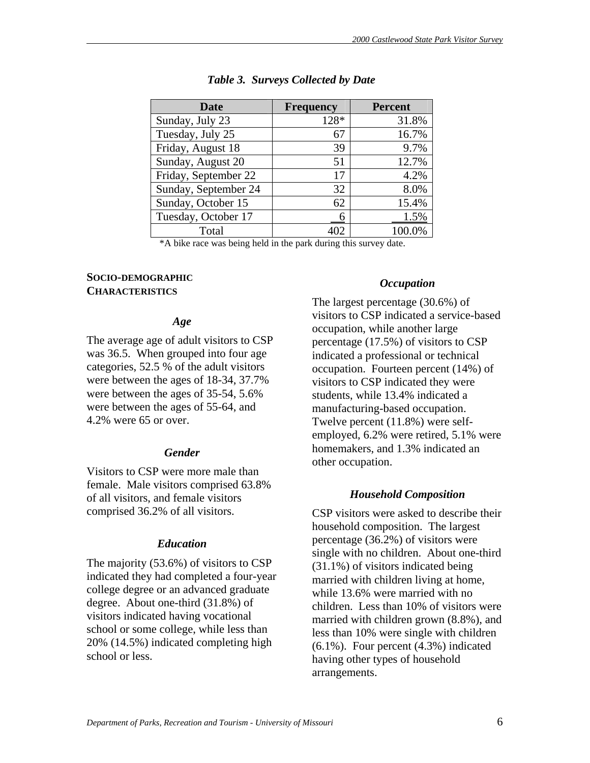*Table 3. Surveys Collected by Date*

| Date | Frequency | Percent |
|---|---|---|
| Sunday, July 23 | 128* | 31.8% |
| Tuesday, July 25 | 67 | 16.7% |
| Friday, August 18 | 39 | 9.7% |
| Sunday, August 20 | 51 | 12.7% |
| Friday, September 22 | 17 | 4.2% |
| Sunday, September 24 | 32 | 8.0% |
| Sunday, October 15 | 62 | 15.4% |
| Tuesday, October 17 | 6 | 1.5% |
| Total | 402 | 100.0% |

*A bike race was being held in the park during this survey date.

## SOCIO-DEMOGRAPHIC CHARACTERISTICS

### *Age*

The average age of adult visitors to CSP was 36.5. When grouped into four age categories, 52.5 % of the adult visitors were between the ages of 18-34, 37.7% were between the ages of 35-54, 5.6% were between the ages of 55-64, and 4.2% were 65 or over.

### *Gender*

Visitors to CSP were more male than female. Male visitors comprised 63.8% of all visitors, and female visitors comprised 36.2% of all visitors.

### *Education*

The majority (53.6%) of visitors to CSP indicated they had completed a four-year college degree or an advanced graduate degree. About one-third (31.8%) of visitors indicated having vocational school or some college, while less than 20% (14.5%) indicated completing high school or less.

### *Occupation*

The largest percentage (30.6%) of visitors to CSP indicated a service-based occupation, while another large percentage (17.5%) of visitors to CSP indicated a professional or technical occupation. Fourteen percent (14%) of visitors to CSP indicated they were students, while 13.4% indicated a manufacturing-based occupation. Twelve percent (11.8%) were self-employed, 6.2% were retired, 5.1% were homemakers, and 1.3% indicated an other occupation.

### *Household Composition*

CSP visitors were asked to describe their household composition. The largest percentage (36.2%) of visitors were single with no children. About one-third (31.1%) of visitors indicated being married with children living at home, while 13.6% were married with no children. Less than 10% of visitors were married with children grown (8.8%), and less than 10% were single with children (6.1%). Four percent (4.3%) indicated having other types of household arrangements.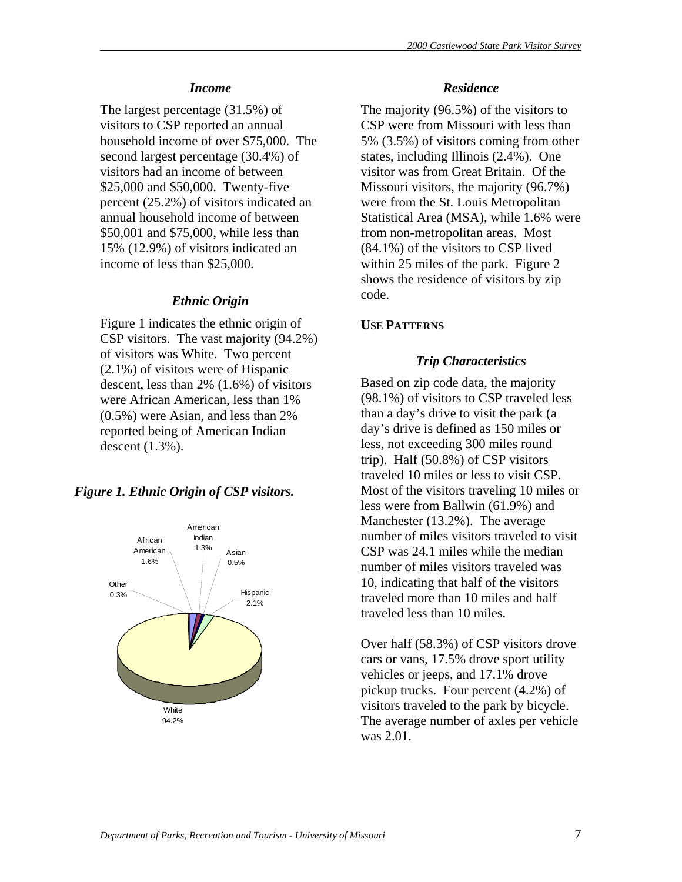### *Income*

The largest percentage (31.5%) of visitors to CSP reported an annual household income of over $75,000. The second largest percentage (30.4%) of visitors had an income of between $25,000 and $50,000. Twenty-five percent (25.2%) of visitors indicated an annual household income of between $50,001 and $75,000, while less than 15% (12.9%) of visitors indicated an income of less than $25,000.

### *Ethnic Origin*

Figure 1 indicates the ethnic origin of CSP visitors. The vast majority (94.2%) of visitors was White. Two percent (2.1%) of visitors were of Hispanic descent, less than 2% (1.6%) of visitors were African American, less than 1% (0.5%) were Asian, and less than 2% reported being of American Indian descent (1.3%).

***Figure 1. Ethnic Origin of CSP visitors.***

American Indian 1.3%
African American 1.6%
Asian 0.5%
Other 0.3%
Hispanic 2.1%
White 94.2%

### *Residence*

The majority (96.5%) of the visitors to CSP were from Missouri with less than 5% (3.5%) of visitors coming from other states, including Illinois (2.4%). One visitor was from Great Britain. Of the Missouri visitors, the majority (96.7%) were from the St. Louis Metropolitan Statistical Area (MSA), while 1.6% were from non-metropolitan areas. Most (84.1%) of the visitors to CSP lived within 25 miles of the park. Figure 2 shows the residence of visitors by zip code.

## USE PATTERNS

### *Trip Characteristics*

Based on zip code data, the majority (98.1%) of visitors to CSP traveled less than a day's drive to visit the park (a day's drive is defined as 150 miles or less, not exceeding 300 miles round trip). Half (50.8%) of CSP visitors traveled 10 miles or less to visit CSP. Most of the visitors traveling 10 miles or less were from Ballwin (61.9%) and Manchester (13.2%). The average number of miles visitors traveled to visit CSP was 24.1 miles while the median number of miles visitors traveled was 10, indicating that half of the visitors traveled more than 10 miles and half traveled less than 10 miles.

Over half (58.3%) of CSP visitors drove cars or vans, 17.5% drove sport utility vehicles or jeeps, and 17.1% drove pickup trucks. Four percent (4.2%) of visitors traveled to the park by bicycle. The average number of axles per vehicle was 2.01.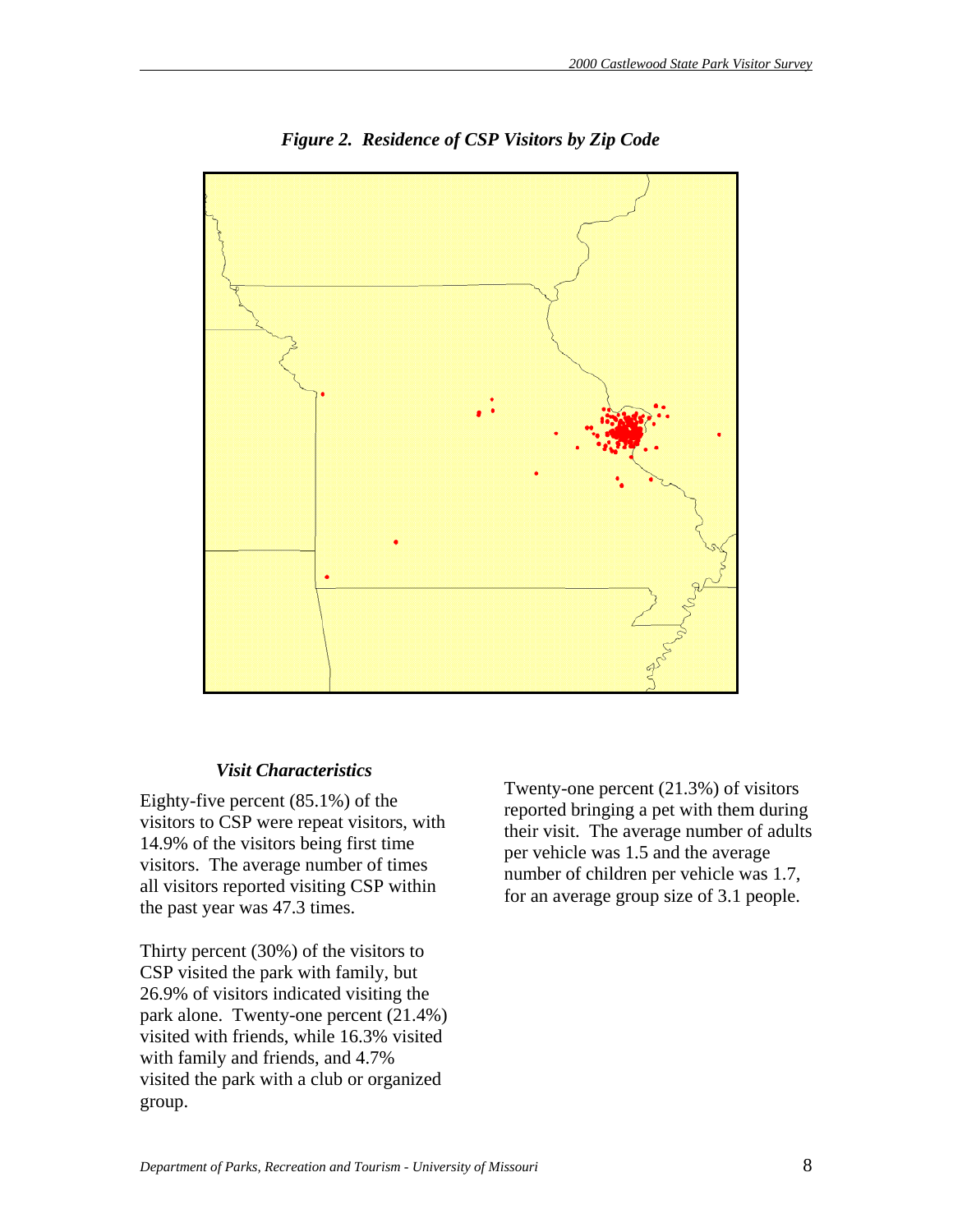*Figure 2. Residence of CSP Visitors by Zip Code*

### *Visit Characteristics*

Eighty-five percent (85.1%) of the visitors to CSP were repeat visitors, with 14.9% of the visitors being first time visitors. The average number of times all visitors reported visiting CSP within the past year was 47.3 times.

Thirty percent (30%) of the visitors to CSP visited the park with family, but 26.9% of visitors indicated visiting the park alone. Twenty-one percent (21.4%) visited with friends, while 16.3% visited with family and friends, and 4.7% visited the park with a club or organized group.

Twenty-one percent (21.3%) of visitors reported bringing a pet with them during their visit. The average number of adults per vehicle was 1.5 and the average number of children per vehicle was 1.7, for an average group size of 3.1 people.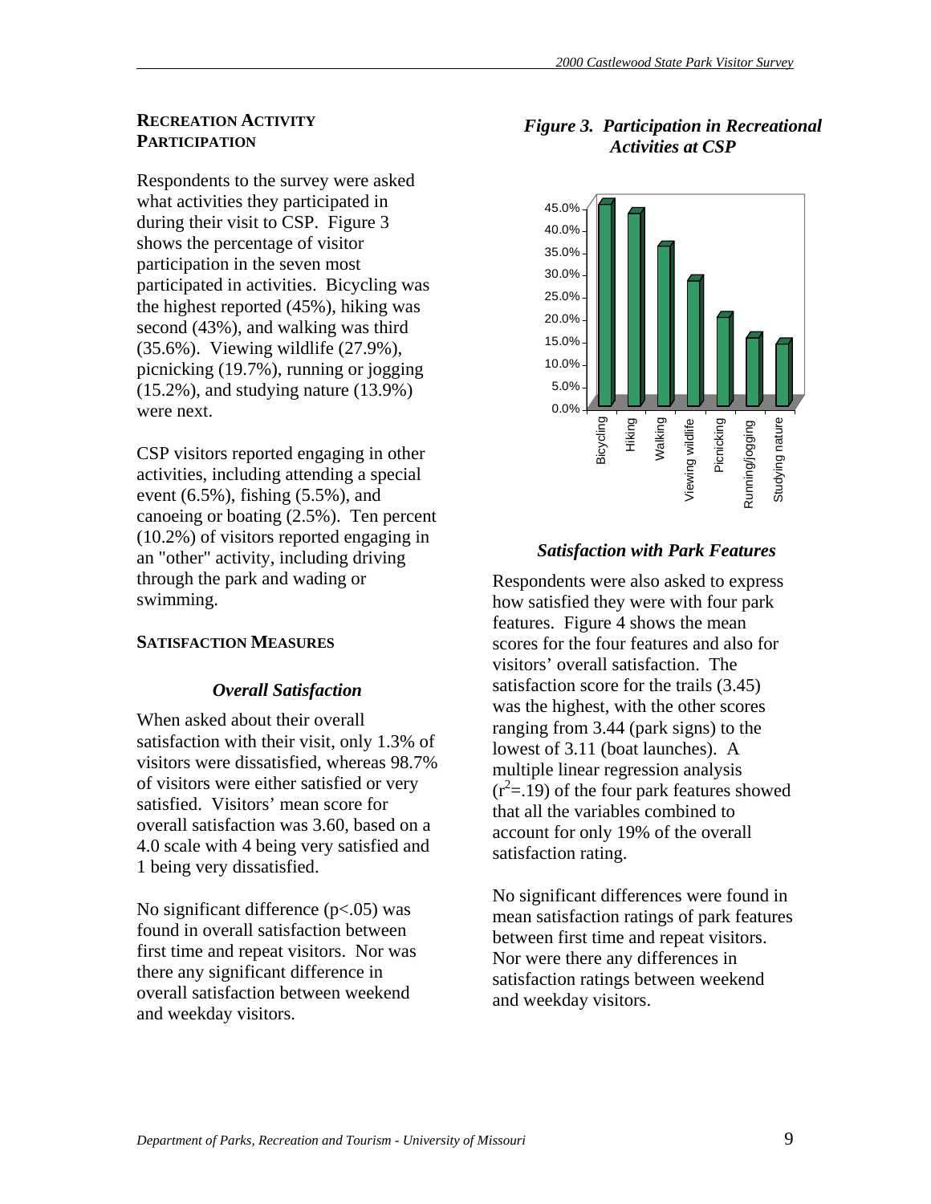## RECREATION ACTIVITY PARTICIPATION

Respondents to the survey were asked what activities they participated in during their visit to CSP. Figure 3 shows the percentage of visitor participation in the seven most participated in activities. Bicycling was the highest reported (45%), hiking was second (43%), and walking was third (35.6%). Viewing wildlife (27.9%), picnicking (19.7%), running or jogging (15.2%), and studying nature (13.9%) were next.

CSP visitors reported engaging in other activities, including attending a special event (6.5%), fishing (5.5%), and canoeing or boating (2.5%). Ten percent (10.2%) of visitors reported engaging in an "other" activity, including driving through the park and wading or swimming.

***Figure 3. Participation in Recreational Activities at CSP***

## SATISFACTION MEASURES

### *Overall Satisfaction*

When asked about their overall satisfaction with their visit, only 1.3% of visitors were dissatisfied, whereas 98.7% of visitors were either satisfied or very satisfied. Visitors' mean score for overall satisfaction was 3.60, based on a 4.0 scale with 4 being very satisfied and 1 being very dissatisfied.

No significant difference ($p<.05$) was found in overall satisfaction between first time and repeat visitors. Nor was there any significant difference in overall satisfaction between weekend and weekday visitors.

### *Satisfaction with Park Features*

Respondents were also asked to express how satisfied they were with four park features. Figure 4 shows the mean scores for the four features and also for visitors' overall satisfaction. The satisfaction score for the trails (3.45) was the highest, with the other scores ranging from 3.44 (park signs) to the lowest of 3.11 (boat launches). A multiple linear regression analysis ($r^2=.19$) of the four park features showed that all the variables combined to account for only 19% of the overall satisfaction rating.

No significant differences were found in mean satisfaction ratings of park features between first time and repeat visitors. Nor were there any differences in satisfaction ratings between weekend and weekday visitors.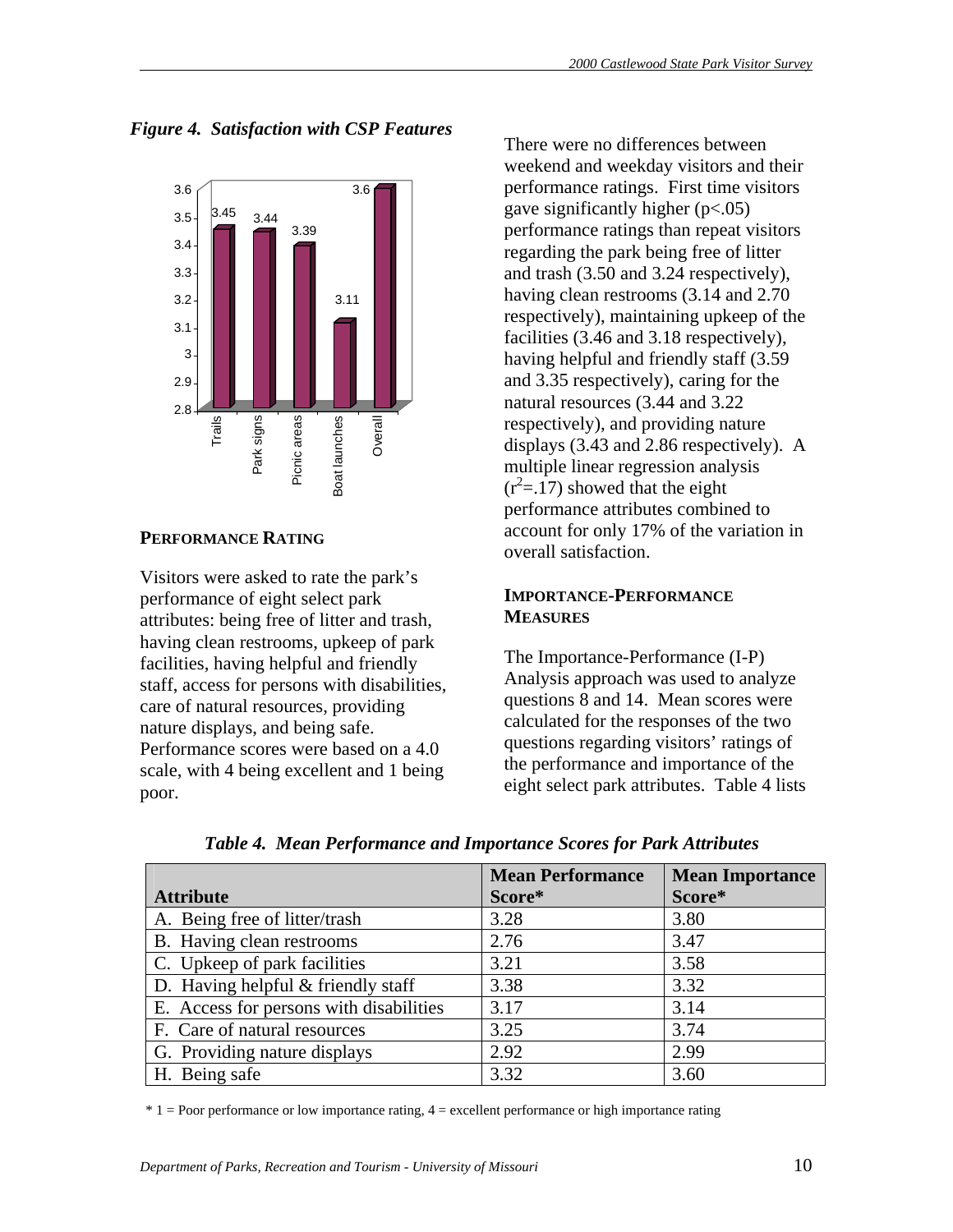*Figure 4. Satisfaction with CSP Features*

| Feature | Satisfaction |
|---|---|
| Trails | 3.45 |
| Park signs | 3.44 |
| Picnic areas | 3.39 |
| Boat launches | 3.11 |
| Overall | 3.6 |

### PERFORMANCE RATING

Visitors were asked to rate the park's performance of eight select park attributes: being free of litter and trash, having clean restrooms, upkeep of park facilities, having helpful and friendly staff, access for persons with disabilities, care of natural resources, providing nature displays, and being safe. Performance scores were based on a 4.0 scale, with 4 being excellent and 1 being poor.

There were no differences between weekend and weekday visitors and their performance ratings. First time visitors gave significantly higher ($p<.05$) performance ratings than repeat visitors regarding the park being free of litter and trash (3.50 and 3.24 respectively), having clean restrooms (3.14 and 2.70 respectively), maintaining upkeep of the facilities (3.46 and 3.18 respectively), having helpful and friendly staff (3.59 and 3.35 respectively), caring for the natural resources (3.44 and 3.22 respectively), and providing nature displays (3.43 and 2.86 respectively). A multiple linear regression analysis ($r^2=.17$) showed that the eight performance attributes combined to account for only 17% of the variation in overall satisfaction.

### IMPORTANCE-PERFORMANCE MEASURES

The Importance-Performance (I-P) Analysis approach was used to analyze questions 8 and 14. Mean scores were calculated for the responses of the two questions regarding visitors' ratings of the performance and importance of the eight select park attributes. Table 4 lists

*Table 4. Mean Performance and Importance Scores for Park Attributes*

| Attribute | Mean Performance Score* | Mean Importance Score* |
|---|---|---|
| A. Being free of litter/trash | 3.28 | 3.80 |
| B. Having clean restrooms | 2.76 | 3.47 |
| C. Upkeep of park facilities | 3.21 | 3.58 |
| D. Having helpful & friendly staff | 3.38 | 3.32 |
| E. Access for persons with disabilities | 3.17 | 3.14 |
| F. Care of natural resources | 3.25 | 3.74 |
| G. Providing nature displays | 2.92 | 2.99 |
| H. Being safe | 3.32 | 3.60 |

* 1 = Poor performance or low importance rating, 4 = excellent performance or high importance rating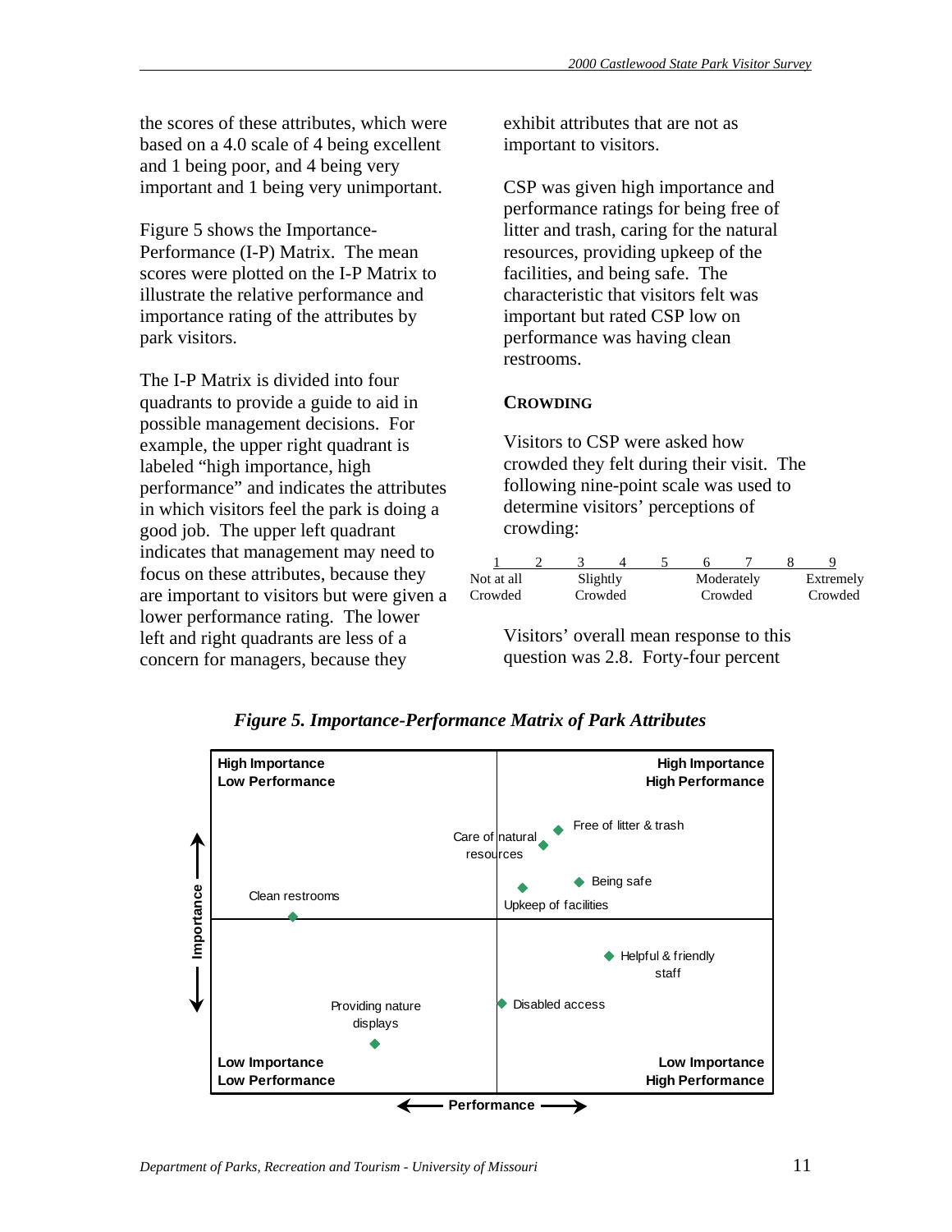the scores of these attributes, which were based on a 4.0 scale of 4 being excellent and 1 being poor, and 4 being very important and 1 being very unimportant.

Figure 5 shows the Importance-Performance (I-P) Matrix. The mean scores were plotted on the I-P Matrix to illustrate the relative performance and importance rating of the attributes by park visitors.

The I-P Matrix is divided into four quadrants to provide a guide to aid in possible management decisions. For example, the upper right quadrant is labeled "high importance, high performance" and indicates the attributes in which visitors feel the park is doing a good job. The upper left quadrant indicates that management may need to focus on these attributes, because they are important to visitors but were given a lower performance rating. The lower left and right quadrants are less of a concern for managers, because they exhibit attributes that are not as important to visitors.

CSP was given high importance and performance ratings for being free of litter and trash, caring for the natural resources, providing upkeep of the facilities, and being safe. The characteristic that visitors felt was important but rated CSP low on performance was having clean restrooms.

### CROWDING

Visitors to CSP were asked how crowded they felt during their visit. The following nine-point scale was used to determine visitors' perceptions of crowding:

| 1 | 2 | 3 | 4 | 5 | 6 | 7 | 8 | 9 |
|---|---|---|---|---|---|---|---|---|
| Not at all Crowded | | Slightly Crowded | | | Moderately Crowded | | | Extremely Crowded |

Visitors' overall mean response to this question was 2.8. Forty-four percent

*Figure 5. Importance-Performance Matrix of Park Attributes*

| | |
|---|---|
| **High Importance / Low Performance**: Clean restrooms | **High Importance / High Performance**: Free of litter & trash; Care of natural resources; Being safe; Upkeep of facilities |
| **Low Importance / Low Performance**: Providing nature displays | **Low Importance / High Performance**: Helpful & friendly staff; Disabled access |

(Vertical axis: Importance; horizontal axis: Performance)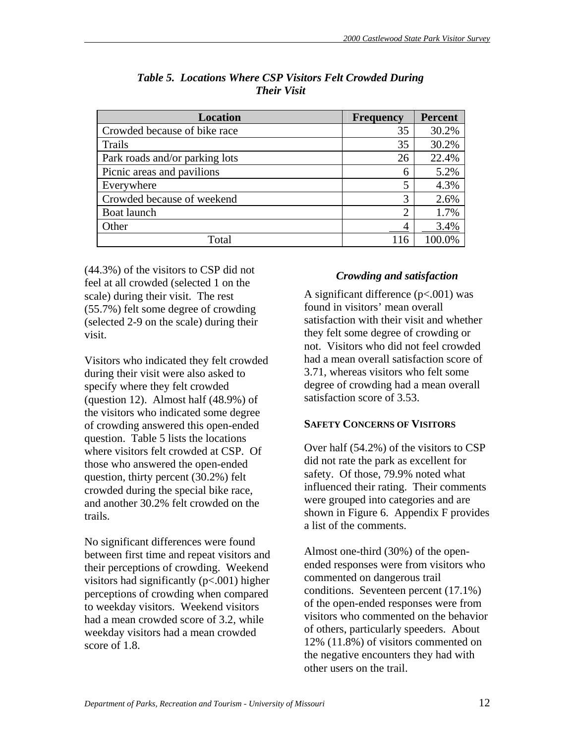*Table 5. Locations Where CSP Visitors Felt Crowded During Their Visit*

| Location | Frequency | Percent |
|---|---|---|
| Crowded because of bike race | 35 | 30.2% |
| Trails | 35 | 30.2% |
| Park roads and/or parking lots | 26 | 22.4% |
| Picnic areas and pavilions | 6 | 5.2% |
| Everywhere | 5 | 4.3% |
| Crowded because of weekend | 3 | 2.6% |
| Boat launch | 2 | 1.7% |
| Other | 4 | 3.4% |
| Total | 116 | 100.0% |

(44.3%) of the visitors to CSP did not feel at all crowded (selected 1 on the scale) during their visit. The rest (55.7%) felt some degree of crowding (selected 2-9 on the scale) during their visit.

Visitors who indicated they felt crowded during their visit were also asked to specify where they felt crowded (question 12). Almost half (48.9%) of the visitors who indicated some degree of crowding answered this open-ended question. Table 5 lists the locations where visitors felt crowded at CSP. Of those who answered the open-ended question, thirty percent (30.2%) felt crowded during the special bike race, and another 30.2% felt crowded on the trails.

No significant differences were found between first time and repeat visitors and their perceptions of crowding. Weekend visitors had significantly ($p<.001$) higher perceptions of crowding when compared to weekday visitors. Weekend visitors had a mean crowded score of 3.2, while weekday visitors had a mean crowded score of 1.8.

### *Crowding and satisfaction*

A significant difference ($p<.001$) was found in visitors' mean overall satisfaction with their visit and whether they felt some degree of crowding or not. Visitors who did not feel crowded had a mean overall satisfaction score of 3.71, whereas visitors who felt some degree of crowding had a mean overall satisfaction score of 3.53.

## SAFETY CONCERNS OF VISITORS

Over half (54.2%) of the visitors to CSP did not rate the park as excellent for safety. Of those, 79.9% noted what influenced their rating. Their comments were grouped into categories and are shown in Figure 6. Appendix F provides a list of the comments.

Almost one-third (30%) of the open-ended responses were from visitors who commented on dangerous trail conditions. Seventeen percent (17.1%) of the open-ended responses were from visitors who commented on the behavior of others, particularly speeders. About 12% (11.8%) of visitors commented on the negative encounters they had with other users on the trail.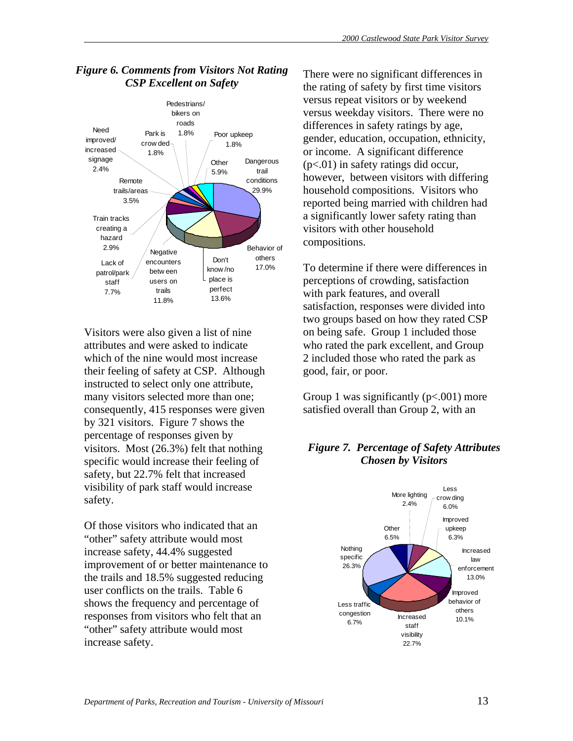***Figure 6. Comments from Visitors Not Rating CSP Excellent on Safety***

Visitors were also given a list of nine attributes and were asked to indicate which of the nine would most increase their feeling of safety at CSP. Although instructed to select only one attribute, many visitors selected more than one; consequently, 415 responses were given by 321 visitors. Figure 7 shows the percentage of responses given by visitors. Most (26.3%) felt that nothing specific would increase their feeling of safety, but 22.7% felt that increased visibility of park staff would increase safety.

Of those visitors who indicated that an "other" safety attribute would most increase safety, 44.4% suggested improvement of or better maintenance to the trails and 18.5% suggested reducing user conflicts on the trails. Table 6 shows the frequency and percentage of responses from visitors who felt that an "other" safety attribute would most increase safety.

There were no significant differences in the rating of safety by first time visitors versus repeat visitors or by weekend versus weekday visitors. There were no differences in safety ratings by age, gender, education, occupation, ethnicity, or income. A significant difference ($p<.01$) in safety ratings did occur, however, between visitors with differing household compositions. Visitors who reported being married with children had a significantly lower safety rating than visitors with other household compositions.

To determine if there were differences in perceptions of crowding, satisfaction with park features, and overall satisfaction, responses were divided into two groups based on how they rated CSP on being safe. Group 1 included those who rated the park excellent, and Group 2 included those who rated the park as good, fair, or poor.

Group 1 was significantly ($p<.001$) more satisfied overall than Group 2, with an

***Figure 7. Percentage of Safety Attributes Chosen by Visitors***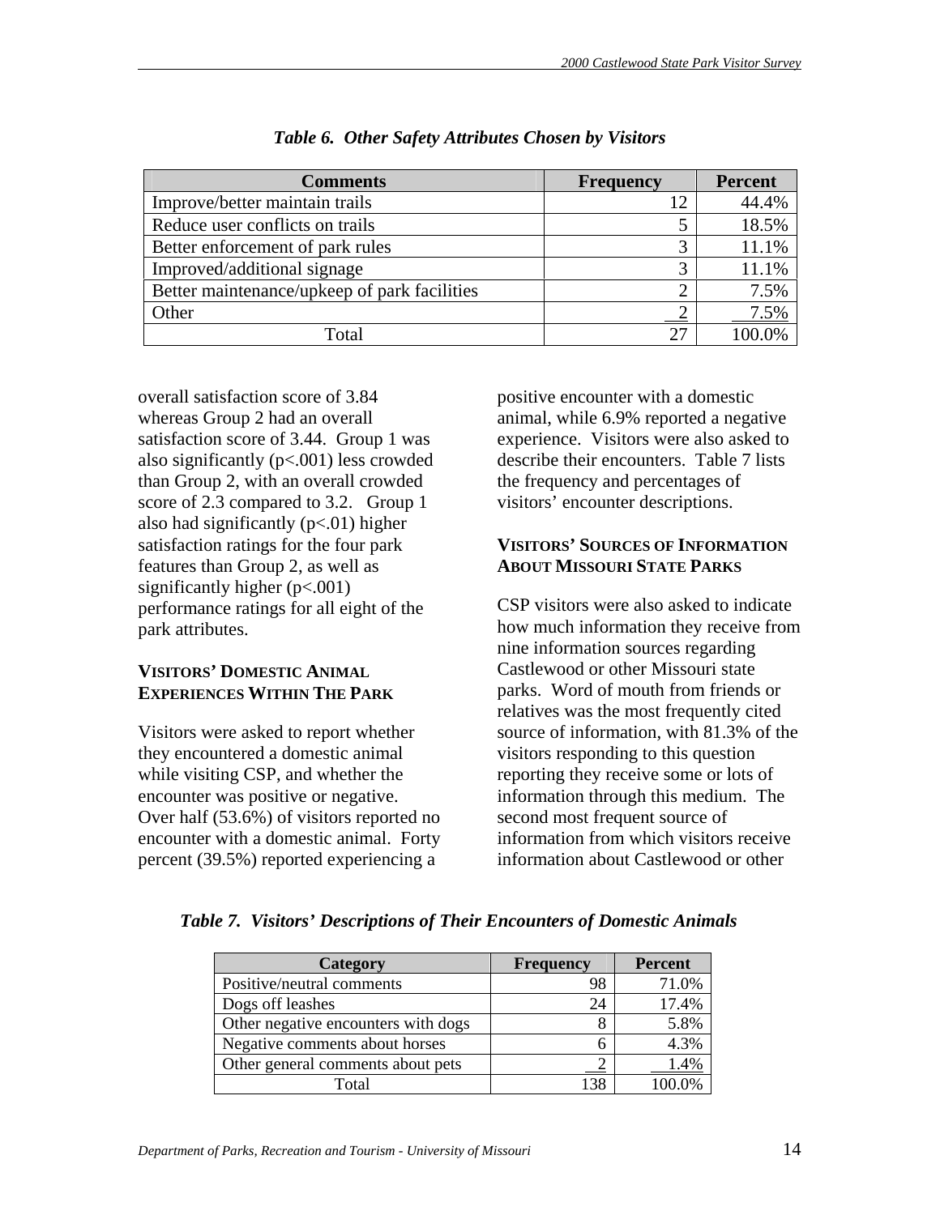*Table 6. Other Safety Attributes Chosen by Visitors*

| Comments | Frequency | Percent |
|---|---|---|
| Improve/better maintain trails | 12 | 44.4% |
| Reduce user conflicts on trails | 5 | 18.5% |
| Better enforcement of park rules | 3 | 11.1% |
| Improved/additional signage | 3 | 11.1% |
| Better maintenance/upkeep of park facilities | 2 | 7.5% |
| Other | 2 | 7.5% |
| Total | 27 | 100.0% |

overall satisfaction score of 3.84 whereas Group 2 had an overall satisfaction score of 3.44. Group 1 was also significantly ($p<.001$) less crowded than Group 2, with an overall crowded score of 2.3 compared to 3.2. Group 1 also had significantly ($p<.01$) higher satisfaction ratings for the four park features than Group 2, as well as significantly higher ($p<.001$) performance ratings for all eight of the park attributes.

### VISITORS' DOMESTIC ANIMAL EXPERIENCES WITHIN THE PARK

Visitors were asked to report whether they encountered a domestic animal while visiting CSP, and whether the encounter was positive or negative. Over half (53.6%) of visitors reported no encounter with a domestic animal. Forty percent (39.5%) reported experiencing a positive encounter with a domestic animal, while 6.9% reported a negative experience. Visitors were also asked to describe their encounters. Table 7 lists the frequency and percentages of visitors' encounter descriptions.

### VISITORS' SOURCES OF INFORMATION ABOUT MISSOURI STATE PARKS

CSP visitors were also asked to indicate how much information they receive from nine information sources regarding Castlewood or other Missouri state parks. Word of mouth from friends or relatives was the most frequently cited source of information, with 81.3% of the visitors responding to this question reporting they receive some or lots of information through this medium. The second most frequent source of information from which visitors receive information about Castlewood or other

*Table 7. Visitors' Descriptions of Their Encounters of Domestic Animals*

| Category | Frequency | Percent |
|---|---|---|
| Positive/neutral comments | 98 | 71.0% |
| Dogs off leashes | 24 | 17.4% |
| Other negative encounters with dogs | 8 | 5.8% |
| Negative comments about horses | 6 | 4.3% |
| Other general comments about pets | 2 | 1.4% |
| Total | 138 | 100.0% |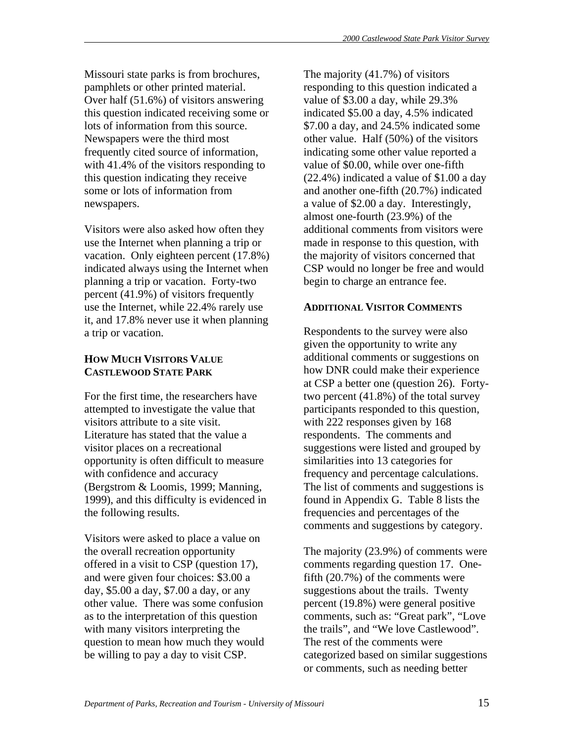Missouri state parks is from brochures, pamphlets or other printed material. Over half (51.6%) of visitors answering this question indicated receiving some or lots of information from this source. Newspapers were the third most frequently cited source of information, with 41.4% of the visitors responding to this question indicating they receive some or lots of information from newspapers.

Visitors were also asked how often they use the Internet when planning a trip or vacation. Only eighteen percent (17.8%) indicated always using the Internet when planning a trip or vacation. Forty-two percent (41.9%) of visitors frequently use the Internet, while 22.4% rarely use it, and 17.8% never use it when planning a trip or vacation.

### How Much Visitors Value Castlewood State Park

For the first time, the researchers have attempted to investigate the value that visitors attribute to a site visit. Literature has stated that the value a visitor places on a recreational opportunity is often difficult to measure with confidence and accuracy (Bergstrom & Loomis, 1999; Manning, 1999), and this difficulty is evidenced in the following results.

Visitors were asked to place a value on the overall recreation opportunity offered in a visit to CSP (question 17), and were given four choices: $3.00 a day, $5.00 a day, $7.00 a day, or any other value. There was some confusion as to the interpretation of this question with many visitors interpreting the question to mean how much they would be willing to pay a day to visit CSP.

The majority (41.7%) of visitors responding to this question indicated a value of $3.00 a day, while 29.3% indicated $5.00 a day, 4.5% indicated $7.00 a day, and 24.5% indicated some other value. Half (50%) of the visitors indicating some other value reported a value of $0.00, while over one-fifth (22.4%) indicated a value of $1.00 a day and another one-fifth (20.7%) indicated a value of $2.00 a day. Interestingly, almost one-fourth (23.9%) of the additional comments from visitors were made in response to this question, with the majority of visitors concerned that CSP would no longer be free and would begin to charge an entrance fee.

### Additional Visitor Comments

Respondents to the survey were also given the opportunity to write any additional comments or suggestions on how DNR could make their experience at CSP a better one (question 26). Forty-two percent (41.8%) of the total survey participants responded to this question, with 222 responses given by 168 respondents. The comments and suggestions were listed and grouped by similarities into 13 categories for frequency and percentage calculations. The list of comments and suggestions is found in Appendix G. Table 8 lists the frequencies and percentages of the comments and suggestions by category.

The majority (23.9%) of comments were comments regarding question 17. One-fifth (20.7%) of the comments were suggestions about the trails. Twenty percent (19.8%) were general positive comments, such as: "Great park", "Love the trails", and "We love Castlewood". The rest of the comments were categorized based on similar suggestions or comments, such as needing better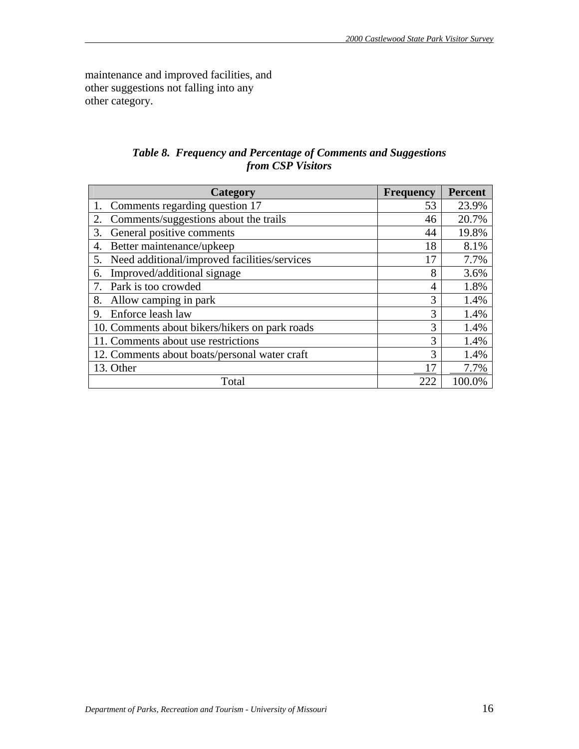maintenance and improved facilities, and other suggestions not falling into any other category.

***Table 8. Frequency and Percentage of Comments and Suggestions from CSP Visitors***

| Category | Frequency | Percent |
|---|---|---|
| 1. Comments regarding question 17 | 53 | 23.9% |
| 2. Comments/suggestions about the trails | 46 | 20.7% |
| 3. General positive comments | 44 | 19.8% |
| 4. Better maintenance/upkeep | 18 | 8.1% |
| 5. Need additional/improved facilities/services | 17 | 7.7% |
| 6. Improved/additional signage | 8 | 3.6% |
| 7. Park is too crowded | 4 | 1.8% |
| 8. Allow camping in park | 3 | 1.4% |
| 9. Enforce leash law | 3 | 1.4% |
| 10. Comments about bikers/hikers on park roads | 3 | 1.4% |
| 11. Comments about use restrictions | 3 | 1.4% |
| 12. Comments about boats/personal water craft | 3 | 1.4% |
| 13. Other | 17 | 7.7% |
| Total | 222 | 100.0% |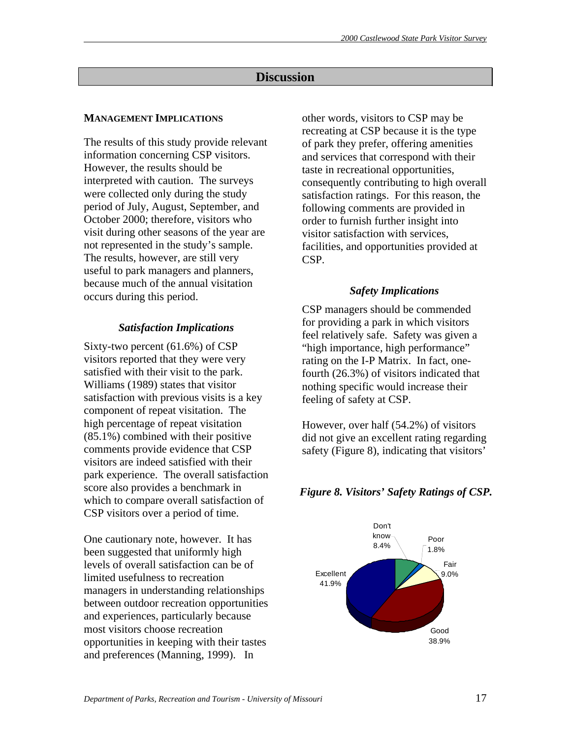## Discussion

### MANAGEMENT IMPLICATIONS

The results of this study provide relevant information concerning CSP visitors. However, the results should be interpreted with caution. The surveys were collected only during the study period of July, August, September, and October 2000; therefore, visitors who visit during other seasons of the year are not represented in the study's sample. The results, however, are still very useful to park managers and planners, because much of the annual visitation occurs during this period.

#### *Satisfaction Implications*

Sixty-two percent (61.6%) of CSP visitors reported that they were very satisfied with their visit to the park. Williams (1989) states that visitor satisfaction with previous visits is a key component of repeat visitation. The high percentage of repeat visitation (85.1%) combined with their positive comments provide evidence that CSP visitors are indeed satisfied with their park experience. The overall satisfaction score also provides a benchmark in which to compare overall satisfaction of CSP visitors over a period of time.

One cautionary note, however. It has been suggested that uniformly high levels of overall satisfaction can be of limited usefulness to recreation managers in understanding relationships between outdoor recreation opportunities and experiences, particularly because most visitors choose recreation opportunities in keeping with their tastes and preferences (Manning, 1999). In other words, visitors to CSP may be recreating at CSP because it is the type of park they prefer, offering amenities and services that correspond with their taste in recreational opportunities, consequently contributing to high overall satisfaction ratings. For this reason, the following comments are provided in order to furnish further insight into visitor satisfaction with services, facilities, and opportunities provided at CSP.

#### *Safety Implications*

CSP managers should be commended for providing a park in which visitors feel relatively safe. Safety was given a "high importance, high performance" rating on the I-P Matrix. In fact, one-fourth (26.3%) of visitors indicated that nothing specific would increase their feeling of safety at CSP.

However, over half (54.2%) of visitors did not give an excellent rating regarding safety (Figure 8), indicating that visitors'

***Figure 8. Visitors' Safety Ratings of CSP.***

| Rating | Percent |
|---|---|
| Excellent | 41.9% |
| Good | 38.9% |
| Fair | 9.0% |
| Poor | 1.8% |
| Don't know | 8.4% |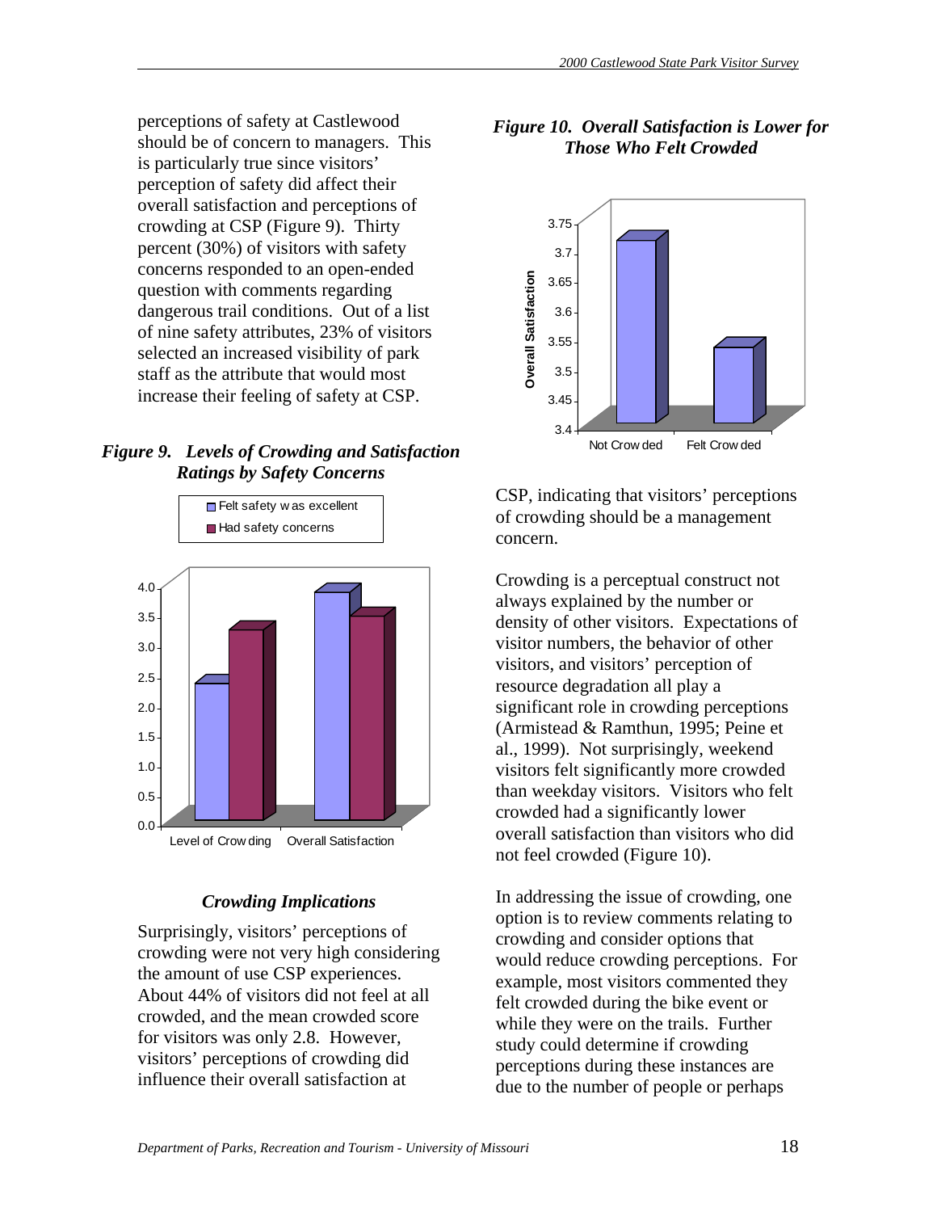perceptions of safety at Castlewood should be of concern to managers. This is particularly true since visitors' perception of safety did affect their overall satisfaction and perceptions of crowding at CSP (Figure 9). Thirty percent (30%) of visitors with safety concerns responded to an open-ended question with comments regarding dangerous trail conditions. Out of a list of nine safety attributes, 23% of visitors selected an increased visibility of park staff as the attribute that would most increase their feeling of safety at CSP.

***Figure 9. Levels of Crowding and Satisfaction Ratings by Safety Concerns***

### *Crowding Implications*

Surprisingly, visitors' perceptions of crowding were not very high considering the amount of use CSP experiences. About 44% of visitors did not feel at all crowded, and the mean crowded score for visitors was only 2.8. However, visitors' perceptions of crowding did influence their overall satisfaction at CSP, indicating that visitors' perceptions of crowding should be a management concern.

***Figure 10. Overall Satisfaction is Lower for Those Who Felt Crowded***

Crowding is a perceptual construct not always explained by the number or density of other visitors. Expectations of visitor numbers, the behavior of other visitors, and visitors' perception of resource degradation all play a significant role in crowding perceptions (Armistead & Ramthun, 1995; Peine et al., 1999). Not surprisingly, weekend visitors felt significantly more crowded than weekday visitors. Visitors who felt crowded had a significantly lower overall satisfaction than visitors who did not feel crowded (Figure 10).

In addressing the issue of crowding, one option is to review comments relating to crowding and consider options that would reduce crowding perceptions. For example, most visitors commented they felt crowded during the bike event or while they were on the trails. Further study could determine if crowding perceptions during these instances are due to the number of people or perhaps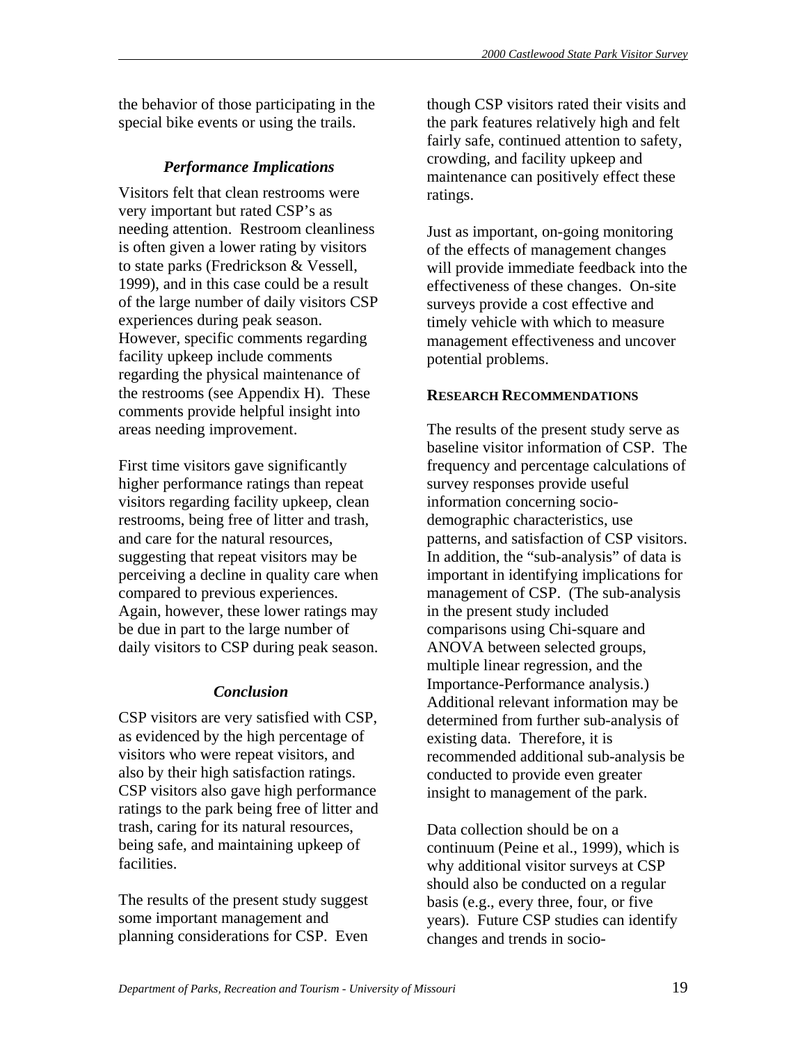the behavior of those participating in the special bike events or using the trails.

### *Performance Implications*

Visitors felt that clean restrooms were very important but rated CSP's as needing attention. Restroom cleanliness is often given a lower rating by visitors to state parks (Fredrickson & Vessell, 1999), and in this case could be a result of the large number of daily visitors CSP experiences during peak season. However, specific comments regarding facility upkeep include comments regarding the physical maintenance of the restrooms (see Appendix H). These comments provide helpful insight into areas needing improvement.

First time visitors gave significantly higher performance ratings than repeat visitors regarding facility upkeep, clean restrooms, being free of litter and trash, and care for the natural resources, suggesting that repeat visitors may be perceiving a decline in quality care when compared to previous experiences. Again, however, these lower ratings may be due in part to the large number of daily visitors to CSP during peak season.

### *Conclusion*

CSP visitors are very satisfied with CSP, as evidenced by the high percentage of visitors who were repeat visitors, and also by their high satisfaction ratings. CSP visitors also gave high performance ratings to the park being free of litter and trash, caring for its natural resources, being safe, and maintaining upkeep of facilities.

The results of the present study suggest some important management and planning considerations for CSP. Even though CSP visitors rated their visits and the park features relatively high and felt fairly safe, continued attention to safety, crowding, and facility upkeep and maintenance can positively effect these ratings.

Just as important, on-going monitoring of the effects of management changes will provide immediate feedback into the effectiveness of these changes. On-site surveys provide a cost effective and timely vehicle with which to measure management effectiveness and uncover potential problems.

## RESEARCH RECOMMENDATIONS

The results of the present study serve as baseline visitor information of CSP. The frequency and percentage calculations of survey responses provide useful information concerning socio-demographic characteristics, use patterns, and satisfaction of CSP visitors. In addition, the "sub-analysis" of data is important in identifying implications for management of CSP. (The sub-analysis in the present study included comparisons using Chi-square and ANOVA between selected groups, multiple linear regression, and the Importance-Performance analysis.) Additional relevant information may be determined from further sub-analysis of existing data. Therefore, it is recommended additional sub-analysis be conducted to provide even greater insight to management of the park.

Data collection should be on a continuum (Peine et al., 1999), which is why additional visitor surveys at CSP should also be conducted on a regular basis (e.g., every three, four, or five years). Future CSP studies can identify changes and trends in socio-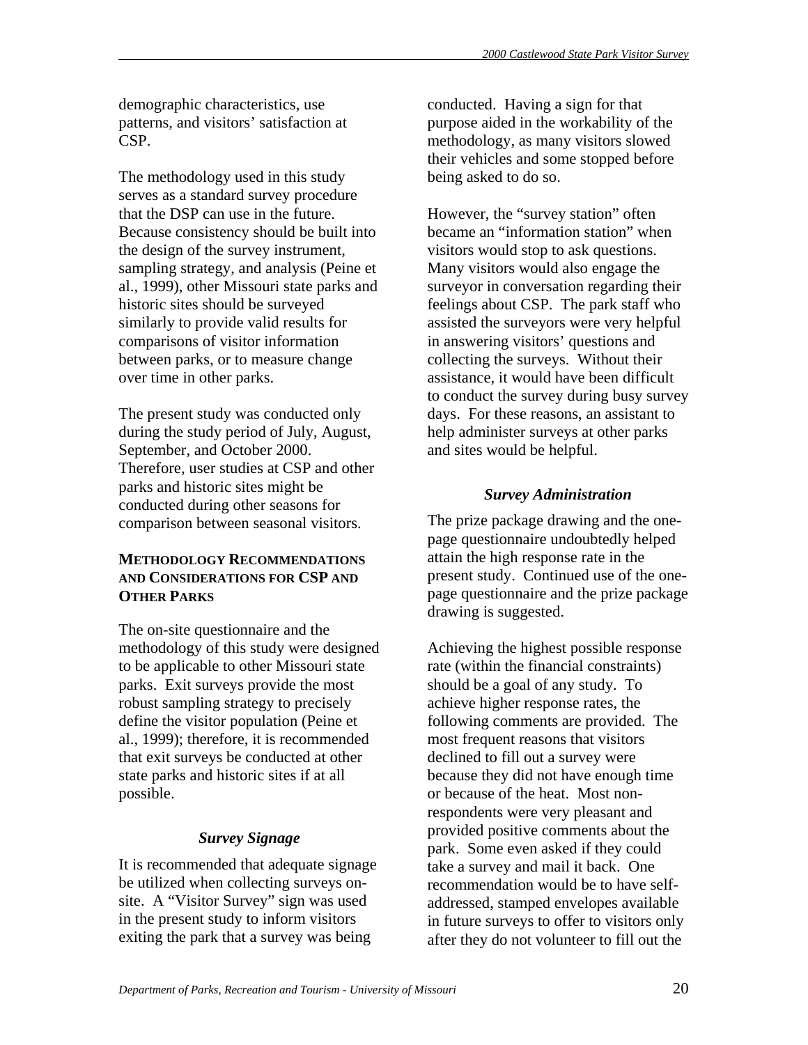demographic characteristics, use patterns, and visitors' satisfaction at CSP.

The methodology used in this study serves as a standard survey procedure that the DSP can use in the future. Because consistency should be built into the design of the survey instrument, sampling strategy, and analysis (Peine et al., 1999), other Missouri state parks and historic sites should be surveyed similarly to provide valid results for comparisons of visitor information between parks, or to measure change over time in other parks.

The present study was conducted only during the study period of July, August, September, and October 2000. Therefore, user studies at CSP and other parks and historic sites might be conducted during other seasons for comparison between seasonal visitors.

## METHODOLOGY RECOMMENDATIONS AND CONSIDERATIONS FOR CSP AND OTHER PARKS

The on-site questionnaire and the methodology of this study were designed to be applicable to other Missouri state parks. Exit surveys provide the most robust sampling strategy to precisely define the visitor population (Peine et al., 1999); therefore, it is recommended that exit surveys be conducted at other state parks and historic sites if at all possible.

### *Survey Signage*

It is recommended that adequate signage be utilized when collecting surveys on-site. A "Visitor Survey" sign was used in the present study to inform visitors exiting the park that a survey was being conducted. Having a sign for that purpose aided in the workability of the methodology, as many visitors slowed their vehicles and some stopped before being asked to do so.

However, the "survey station" often became an "information station" when visitors would stop to ask questions. Many visitors would also engage the surveyor in conversation regarding their feelings about CSP. The park staff who assisted the surveyors were very helpful in answering visitors' questions and collecting the surveys. Without their assistance, it would have been difficult to conduct the survey during busy survey days. For these reasons, an assistant to help administer surveys at other parks and sites would be helpful.

### *Survey Administration*

The prize package drawing and the one-page questionnaire undoubtedly helped attain the high response rate in the present study. Continued use of the one-page questionnaire and the prize package drawing is suggested.

Achieving the highest possible response rate (within the financial constraints) should be a goal of any study. To achieve higher response rates, the following comments are provided. The most frequent reasons that visitors declined to fill out a survey were because they did not have enough time or because of the heat. Most non-respondents were very pleasant and provided positive comments about the park. Some even asked if they could take a survey and mail it back. One recommendation would be to have self-addressed, stamped envelopes available in future surveys to offer to visitors only after they do not volunteer to fill out the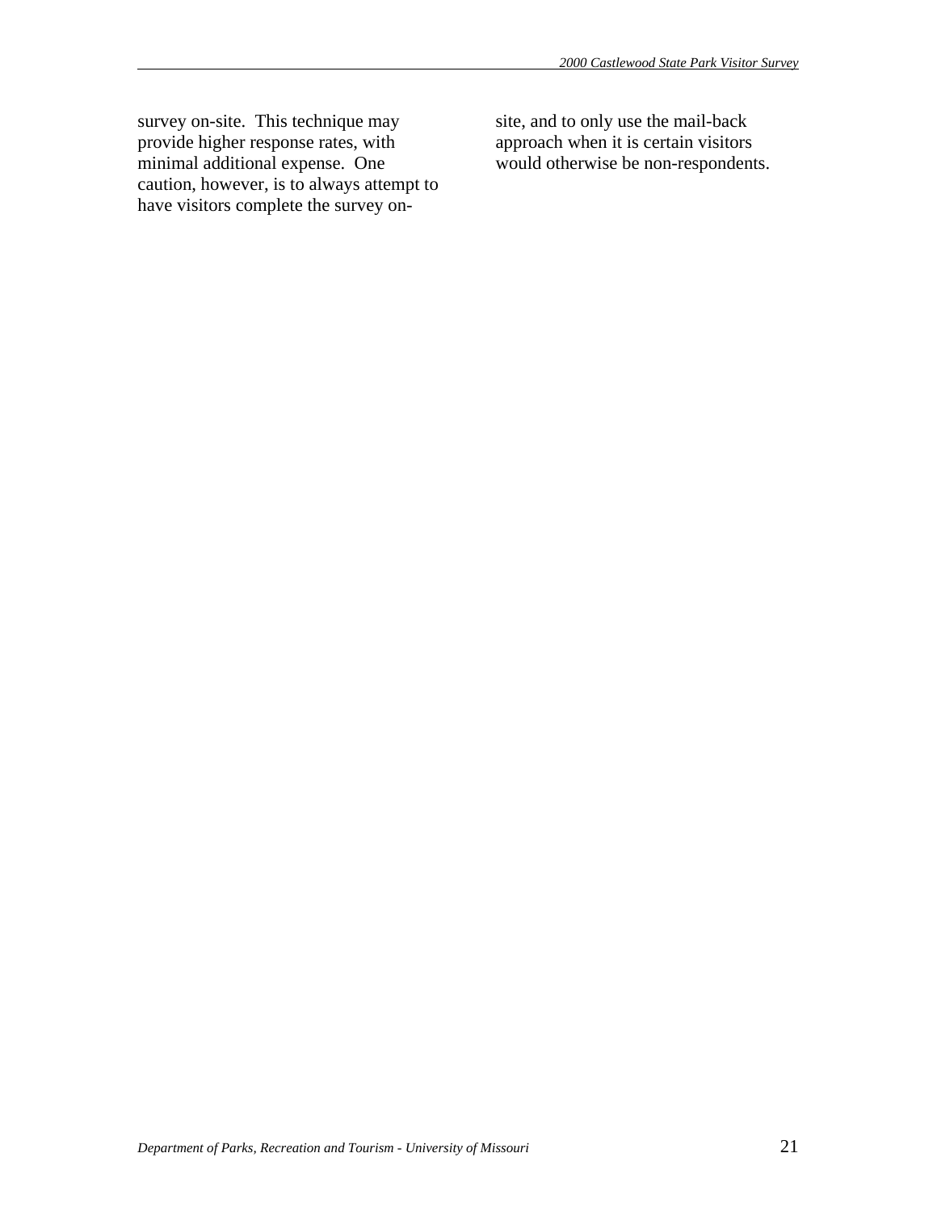survey on-site. This technique may provide higher response rates, with minimal additional expense. One caution, however, is to always attempt to have visitors complete the survey on-site, and to only use the mail-back approach when it is certain visitors would otherwise be non-respondents.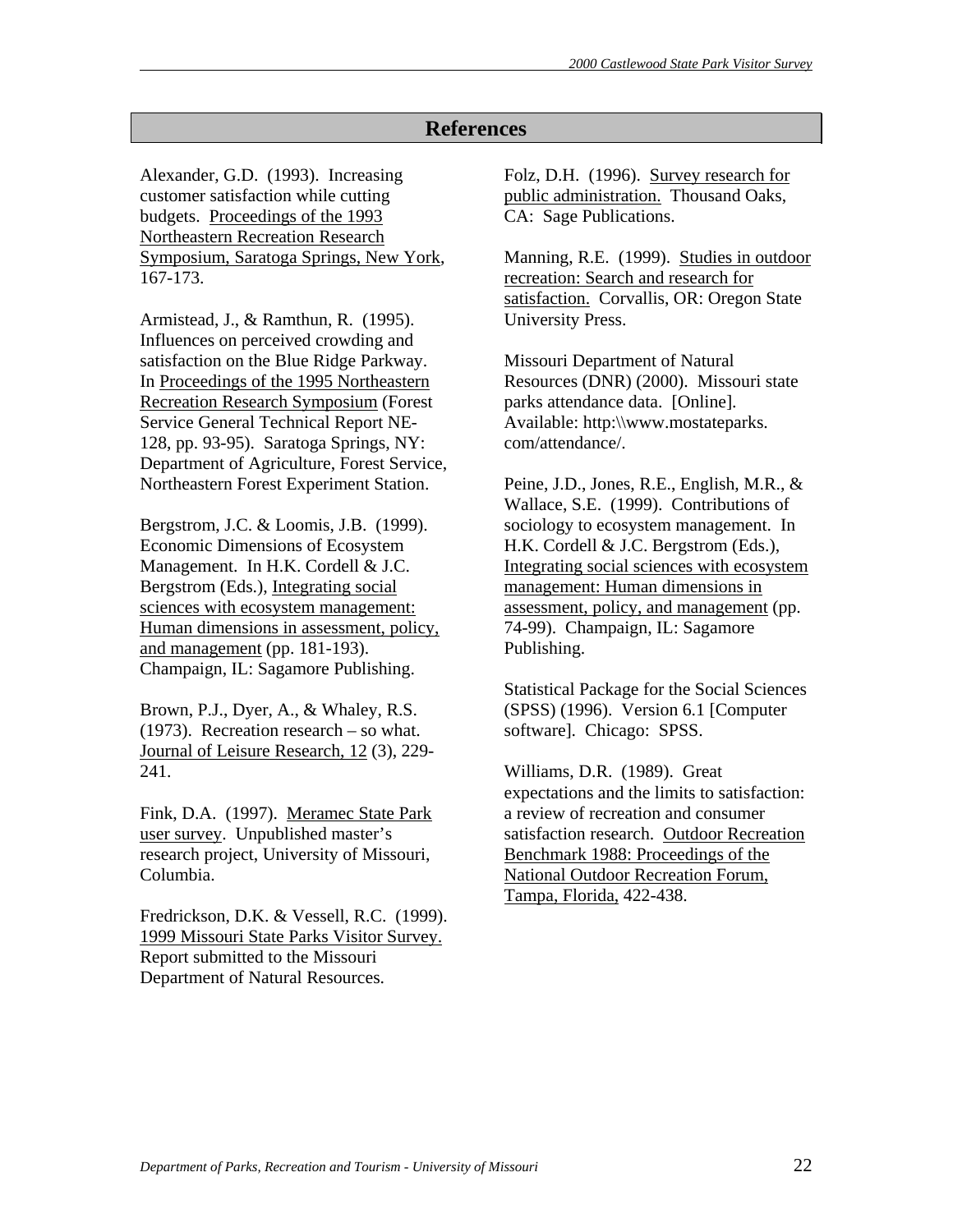# References

Alexander, G.D. (1993). Increasing customer satisfaction while cutting budgets. Proceedings of the 1993 Northeastern Recreation Research Symposium, Saratoga Springs, New York, 167-173.

Armistead, J., & Ramthun, R. (1995). Influences on perceived crowding and satisfaction on the Blue Ridge Parkway. In Proceedings of the 1995 Northeastern Recreation Research Symposium (Forest Service General Technical Report NE-128, pp. 93-95). Saratoga Springs, NY: Department of Agriculture, Forest Service, Northeastern Forest Experiment Station.

Bergstrom, J.C. & Loomis, J.B. (1999). Economic Dimensions of Ecosystem Management. In H.K. Cordell & J.C. Bergstrom (Eds.), Integrating social sciences with ecosystem management: Human dimensions in assessment, policy, and management (pp. 181-193). Champaign, IL: Sagamore Publishing.

Brown, P.J., Dyer, A., & Whaley, R.S. (1973). Recreation research – so what. Journal of Leisure Research, 12 (3), 229-241.

Fink, D.A. (1997). Meramec State Park user survey. Unpublished master's research project, University of Missouri, Columbia.

Fredrickson, D.K. & Vessell, R.C. (1999). 1999 Missouri State Parks Visitor Survey. Report submitted to the Missouri Department of Natural Resources.

Folz, D.H. (1996). Survey research for public administration. Thousand Oaks, CA: Sage Publications.

Manning, R.E. (1999). Studies in outdoor recreation: Search and research for satisfaction. Corvallis, OR: Oregon State University Press.

Missouri Department of Natural Resources (DNR) (2000). Missouri state parks attendance data. [Online]. Available: http:\\www.mostateparks.com/attendance/.

Peine, J.D., Jones, R.E., English, M.R., & Wallace, S.E. (1999). Contributions of sociology to ecosystem management. In H.K. Cordell & J.C. Bergstrom (Eds.), Integrating social sciences with ecosystem management: Human dimensions in assessment, policy, and management (pp. 74-99). Champaign, IL: Sagamore Publishing.

Statistical Package for the Social Sciences (SPSS) (1996). Version 6.1 [Computer software]. Chicago: SPSS.

Williams, D.R. (1989). Great expectations and the limits to satisfaction: a review of recreation and consumer satisfaction research. Outdoor Recreation Benchmark 1988: Proceedings of the National Outdoor Recreation Forum, Tampa, Florida, 422-438.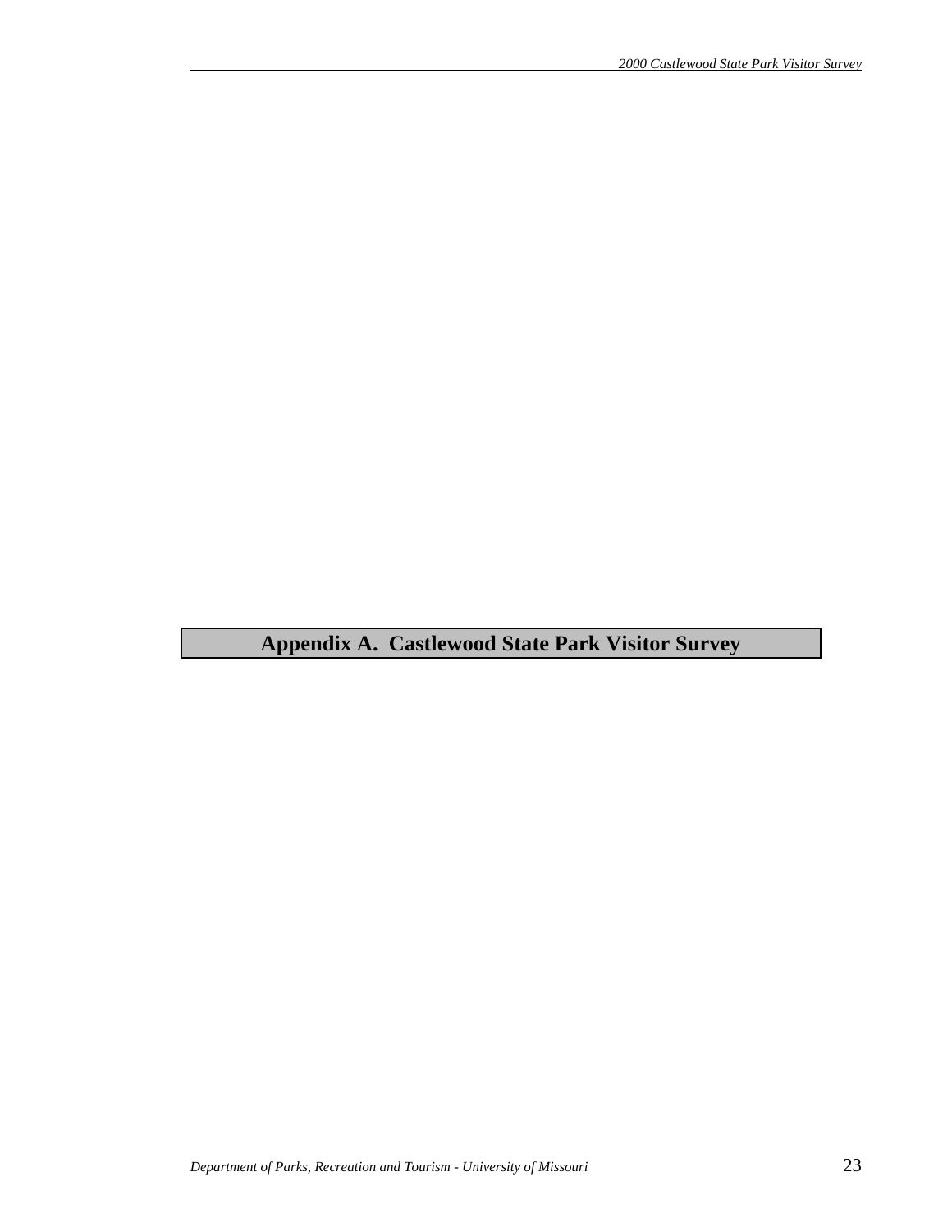# Appendix A. Castlewood State Park Visitor Survey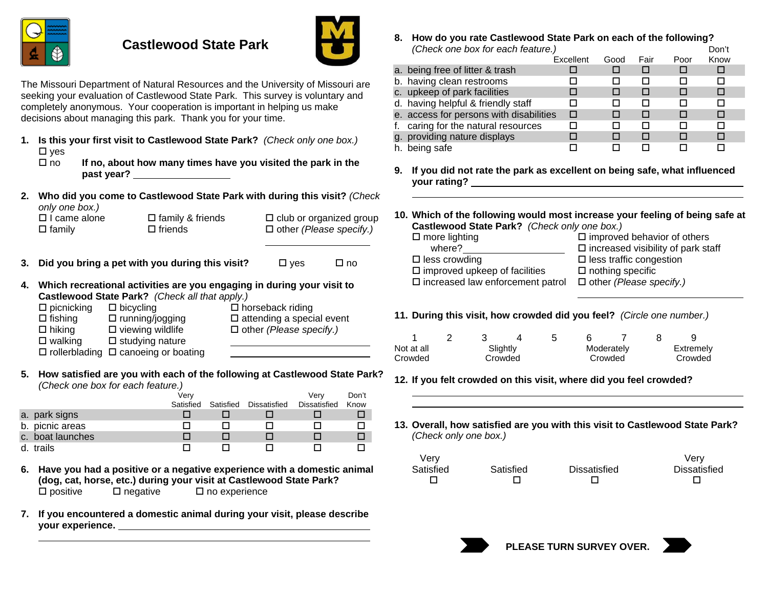# Castlewood State Park

The Missouri Department of Natural Resources and the University of Missouri are seeking your evaluation of Castlewood State Park. This survey is voluntary and completely anonymous. Your cooperation is important in helping us make decisions about managing this park. Thank you for your time.

**1. Is this your first visit to Castlewood State Park?** *(Check only one box.)*
- ☐ yes
- ☐ no **If no, about how many times have you visited the park in the past year?** ____________

**2. Who did you come to Castlewood State Park with during this visit?** *(Check only one box.)*
- ☐ I came alone
- ☐ family
- ☐ family & friends
- ☐ friends
- ☐ club or organized group
- ☐ other *(Please specify.)* ____________

**3. Did you bring a pet with you during this visit?** ☐ yes ☐ no

**4. Which recreational activities are you engaging in during your visit to Castlewood State Park?** *(Check all that apply.)*
- ☐ picnicking
- ☐ fishing
- ☐ hiking
- ☐ walking
- ☐ rollerblading
- ☐ bicycling
- ☐ running/jogging
- ☐ viewing wildlife
- ☐ studying nature
- ☐ canoeing or boating
- ☐ horseback riding
- ☐ attending a special event
- ☐ other *(Please specify.)* ____________

**5. How satisfied are you with each of the following at Castlewood State Park?** *(Check one box for each feature.)*

| | Very Satisfied | Satisfied | Dissatisfied | Very Dissatisfied | Don't Know |
|---|---|---|---|---|---|
| a. park signs | ☐ | ☐ | ☐ | ☐ | ☐ |
| b. picnic areas | ☐ | ☐ | ☐ | ☐ | ☐ |
| c. boat launches | ☐ | ☐ | ☐ | ☐ | ☐ |
| d. trails | ☐ | ☐ | ☐ | ☐ | ☐ |

**6. Have you had a positive or a negative experience with a domestic animal (dog, cat, horse, etc.) during your visit at Castlewood State Park?**
☐ positive ☐ negative ☐ no experience

**7. If you encountered a domestic animal during your visit, please describe your experience.** ____________

**8. How do you rate Castlewood State Park on each of the following?** *(Check one box for each feature.)*

| | Excellent | Good | Fair | Poor | Don't Know |
|---|---|---|---|---|---|
| a. being free of litter & trash | ☐ | ☐ | ☐ | ☐ | ☐ |
| b. having clean restrooms | ☐ | ☐ | ☐ | ☐ | ☐ |
| c. upkeep of park facilities | ☐ | ☐ | ☐ | ☐ | ☐ |
| d. having helpful & friendly staff | ☐ | ☐ | ☐ | ☐ | ☐ |
| e. access for persons with disabilities | ☐ | ☐ | ☐ | ☐ | ☐ |
| f. caring for the natural resources | ☐ | ☐ | ☐ | ☐ | ☐ |
| g. providing nature displays | ☐ | ☐ | ☐ | ☐ | ☐ |
| h. being safe | ☐ | ☐ | ☐ | ☐ | ☐ |

**9. If you did not rate the park as excellent on being safe, what influenced your rating?** ____________

**10. Which of the following would most increase your feeling of being safe at Castlewood State Park?** *(Check only one box.)*
- ☐ more lighting where? ____________
- ☐ less crowding
- ☐ improved upkeep of facilities
- ☐ increased law enforcement patrol
- ☐ improved behavior of others
- ☐ increased visibility of park staff
- ☐ less traffic congestion
- ☐ nothing specific
- ☐ other *(Please specify.)* ____________

**11. During this visit, how crowded did you feel?** *(Circle one number.)*

| 1 | 2 | 3 | 4 | 5 | 6 | 7 | 8 | 9 |
|---|---|---|---|---|---|---|---|---|
| Not at all Crowded | | Slightly Crowded | | | Moderately Crowded | | | Extremely Crowded |

**12. If you felt crowded on this visit, where did you feel crowded?** ____________

**13. Overall, how satisfied are you with this visit to Castlewood State Park?** *(Check only one box.)*

| Very Satisfied | Satisfied | Dissatisfied | Very Dissatisfied |
|---|---|---|---|
| ☐ | ☐ | ☐ | ☐ |

**PLEASE TURN SURVEY OVER.**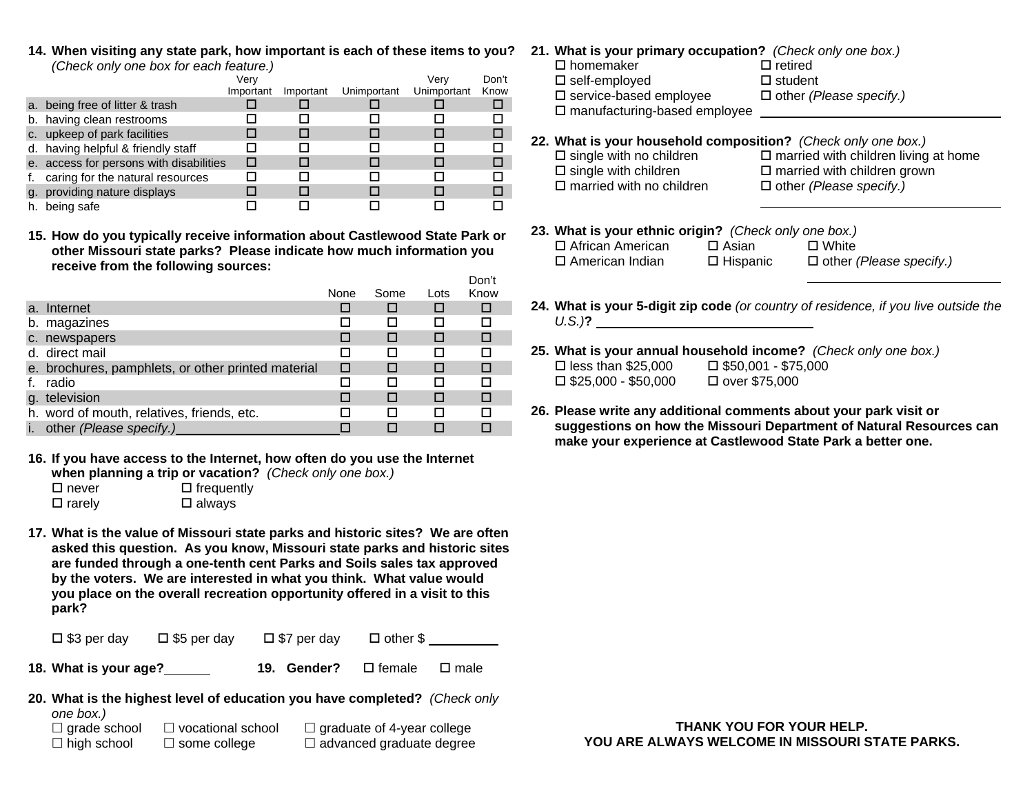**14. When visiting any state park, how important is each of these items to you?** *(Check only one box for each feature.)*

| | Very Important | Important | Unimportant | Very Unimportant | Don't Know |
|---|---|---|---|---|---|
| a. being free of litter & trash | ☐ | ☐ | ☐ | ☐ | ☐ |
| b. having clean restrooms | ☐ | ☐ | ☐ | ☐ | ☐ |
| c. upkeep of park facilities | ☐ | ☐ | ☐ | ☐ | ☐ |
| d. having helpful & friendly staff | ☐ | ☐ | ☐ | ☐ | ☐ |
| e. access for persons with disabilities | ☐ | ☐ | ☐ | ☐ | ☐ |
| f. caring for the natural resources | ☐ | ☐ | ☐ | ☐ | ☐ |
| g. providing nature displays | ☐ | ☐ | ☐ | ☐ | ☐ |
| h. being safe | ☐ | ☐ | ☐ | ☐ | ☐ |

**15. How do you typically receive information about Castlewood State Park or other Missouri state parks? Please indicate how much information you receive from the following sources:**

| | None | Some | Lots | Don't Know |
|---|---|---|---|---|
| a. Internet | ☐ | ☐ | ☐ | ☐ |
| b. magazines | ☐ | ☐ | ☐ | ☐ |
| c. newspapers | ☐ | ☐ | ☐ | ☐ |
| d. direct mail | ☐ | ☐ | ☐ | ☐ |
| e. brochures, pamphlets, or other printed material | ☐ | ☐ | ☐ | ☐ |
| f. radio | ☐ | ☐ | ☐ | ☐ |
| g. television | ☐ | ☐ | ☐ | ☐ |
| h. word of mouth, relatives, friends, etc. | ☐ | ☐ | ☐ | ☐ |
| i. other *(Please specify.)* ________ | ☐ | ☐ | ☐ | ☐ |

**16. If you have access to the Internet, how often do you use the Internet when planning a trip or vacation?** *(Check only one box.)*

☐ never ☐ frequently
☐ rarely ☐ always

**17. What is the value of Missouri state parks and historic sites? We are often asked this question. As you know, Missouri state parks and historic sites are funded through a one-tenth cent Parks and Soils sales tax approved by the voters. We are interested in what you think. What value would you place on the overall recreation opportunity offered in a visit to this park?**

☐ $3 per day ☐ $5 per day ☐ $7 per day ☐ other $ ________

**18. What is your age?** ______ **19. Gender?** ☐ female ☐ male

**20. What is the highest level of education you have completed?** *(Check only one box.)*

☐ grade school ☐ vocational school ☐ graduate of 4-year college
☐ high school ☐ some college ☐ advanced graduate degree

**21. What is your primary occupation?** *(Check only one box.)*

☐ homemaker ☐ retired
☐ self-employed ☐ student
☐ service-based employee ☐ other *(Please specify.)*
☐ manufacturing-based employee ________________

**22. What is your household composition?** *(Check only one box.)*

☐ single with no children ☐ married with children living at home
☐ single with children ☐ married with children grown
☐ married with no children ☐ other *(Please specify.)* ________________

**23. What is your ethnic origin?** *(Check only one box.)*

☐ African American ☐ Asian ☐ White
☐ American Indian ☐ Hispanic ☐ other *(Please specify.)* ________________

**24. What is your 5-digit zip code** *(or country of residence, if you live outside the U.S.)***?** ________________

**25. What is your annual household income?** *(Check only one box.)*

☐ less than $25,000 ☐ $50,001 - $75,000
☐ $25,000 - $50,000 ☐ over $75,000

**26. Please write any additional comments about your park visit or suggestions on how the Missouri Department of Natural Resources can make your experience at Castlewood State Park a better one.**

**THANK YOU FOR YOUR HELP.**
**YOU ARE ALWAYS WELCOME IN MISSOURI STATE PARKS.**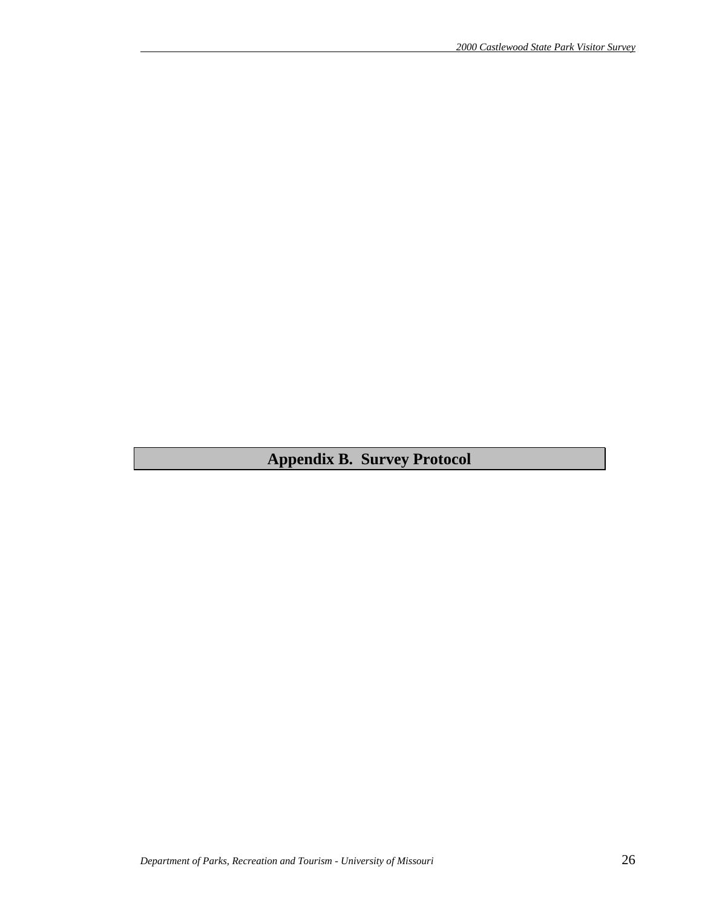# Appendix B. Survey Protocol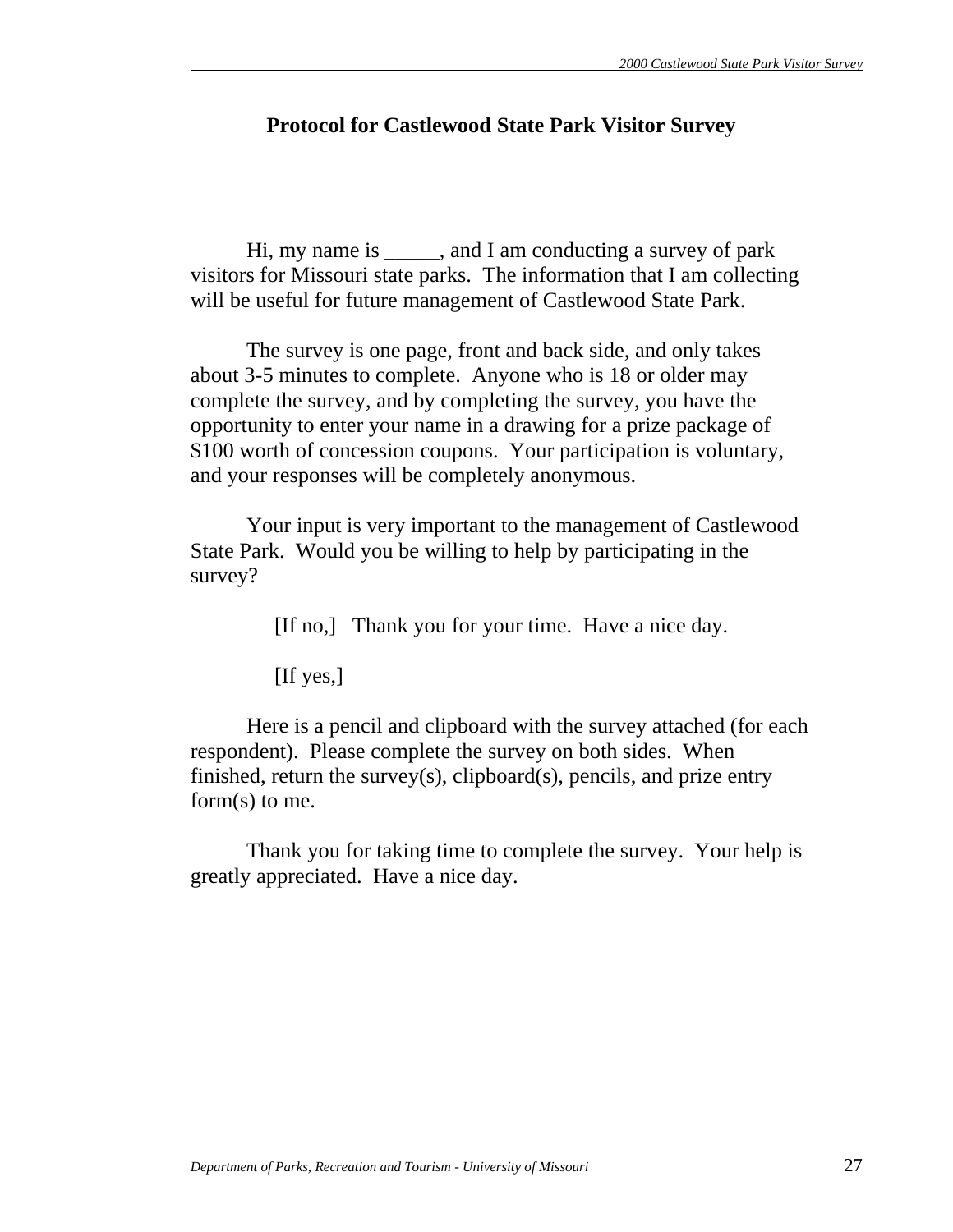## Protocol for Castlewood State Park Visitor Survey

Hi, my name is _____, and I am conducting a survey of park visitors for Missouri state parks. The information that I am collecting will be useful for future management of Castlewood State Park.

The survey is one page, front and back side, and only takes about 3-5 minutes to complete. Anyone who is 18 or older may complete the survey, and by completing the survey, you have the opportunity to enter your name in a drawing for a prize package of $100 worth of concession coupons. Your participation is voluntary, and your responses will be completely anonymous.

Your input is very important to the management of Castlewood State Park. Would you be willing to help by participating in the survey?

[If no,] Thank you for your time. Have a nice day.

[If yes,]

Here is a pencil and clipboard with the survey attached (for each respondent). Please complete the survey on both sides. When finished, return the survey(s), clipboard(s), pencils, and prize entry form(s) to me.

Thank you for taking time to complete the survey. Your help is greatly appreciated. Have a nice day.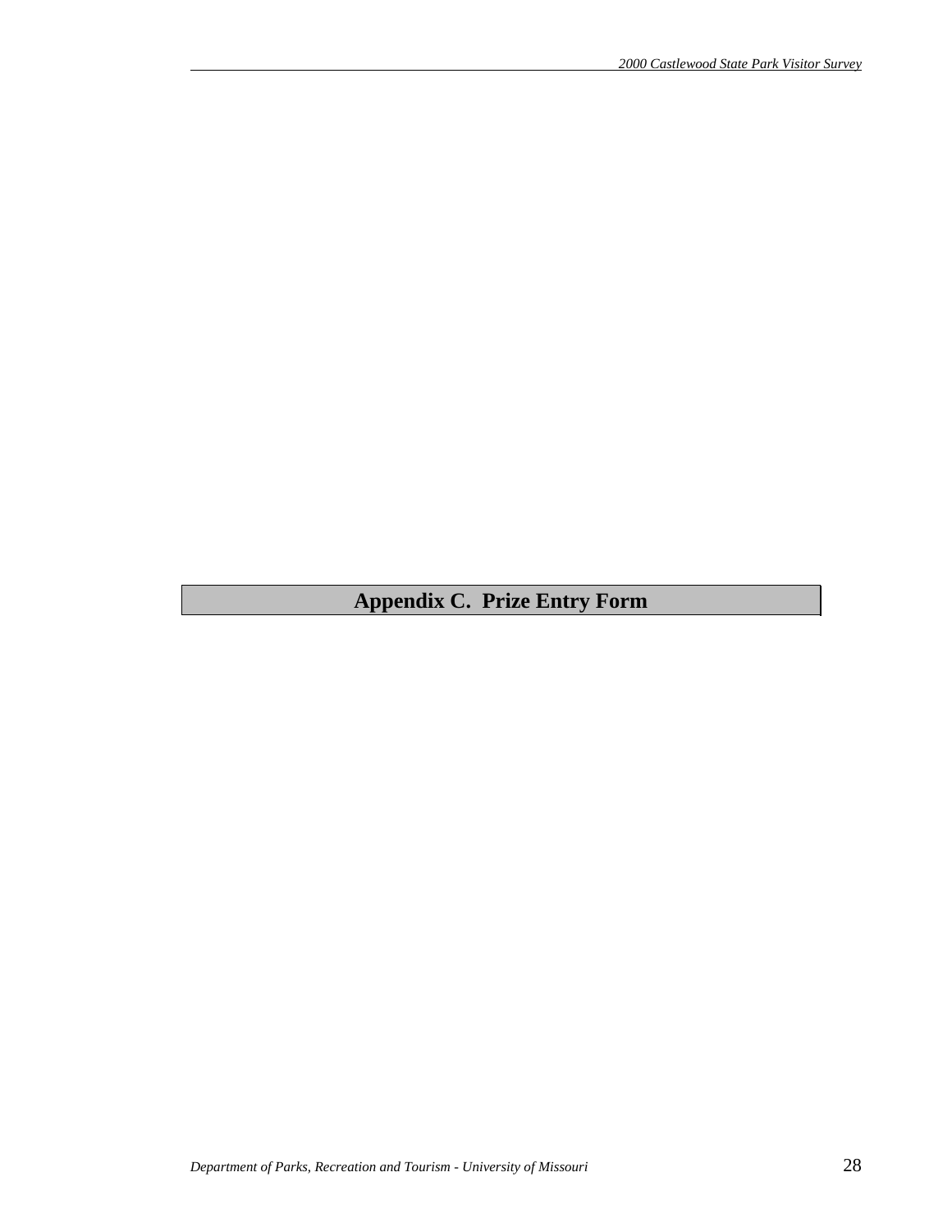# Appendix C. Prize Entry Form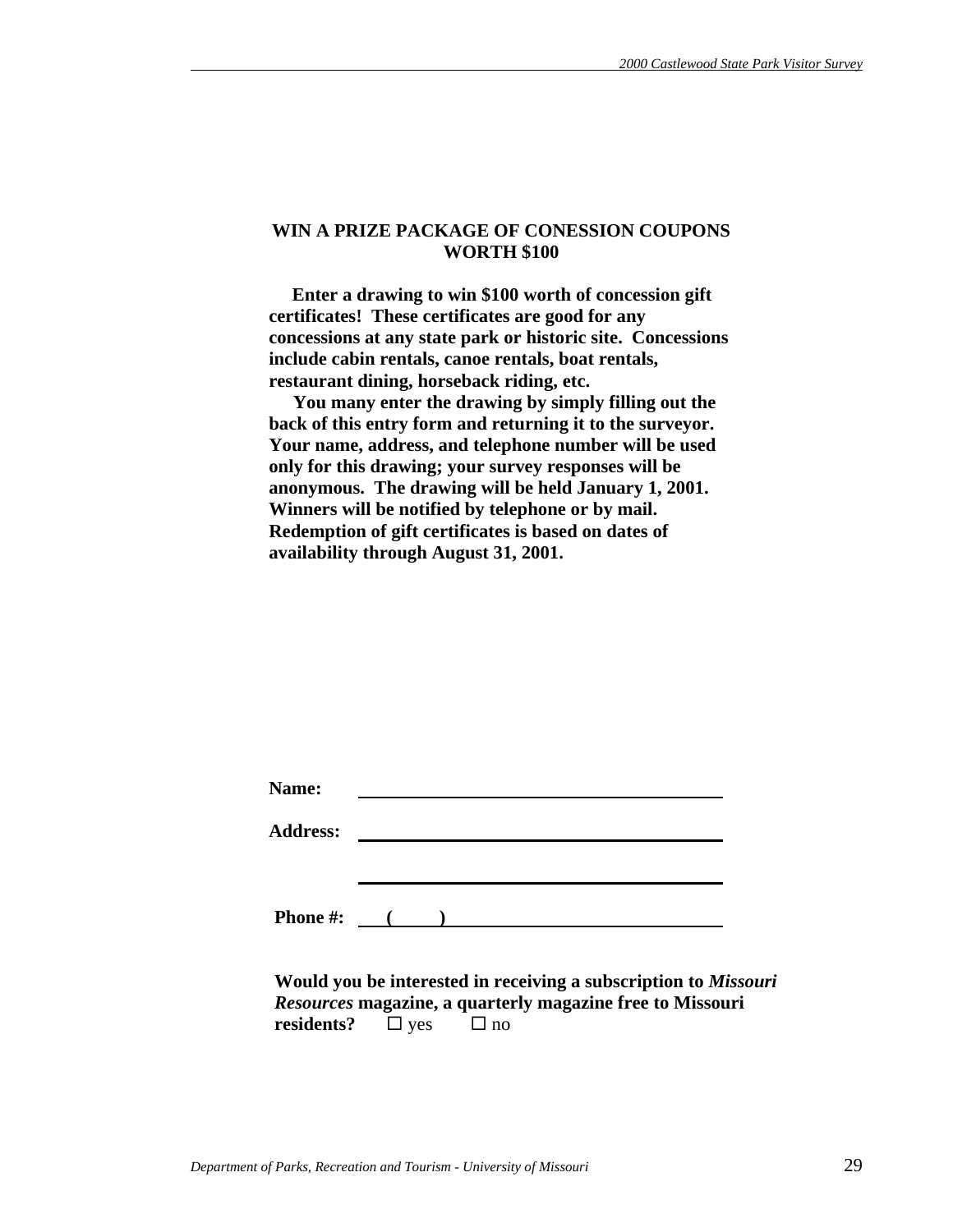**WIN A PRIZE PACKAGE OF CONESSION COUPONS WORTH $100**

**Enter a drawing to win $100 worth of concession gift certificates! These certificates are good for any concessions at any state park or historic site. Concessions include cabin rentals, canoe rentals, boat rentals, restaurant dining, horseback riding, etc.**

**You many enter the drawing by simply filling out the back of this entry form and returning it to the surveyor. Your name, address, and telephone number will be used only for this drawing; your survey responses will be anonymous. The drawing will be held January 1, 2001. Winners will be notified by telephone or by mail. Redemption of gift certificates is based on dates of availability through August 31, 2001.**

**Name:** ________________________________________

**Address:** ________________________________________

________________________________________

**Phone #:** (     ) ______________________________

**Would you be interested in receiving a subscription to *Missouri Resources* magazine, a quarterly magazine free to Missouri residents?** ☐ yes ☐ no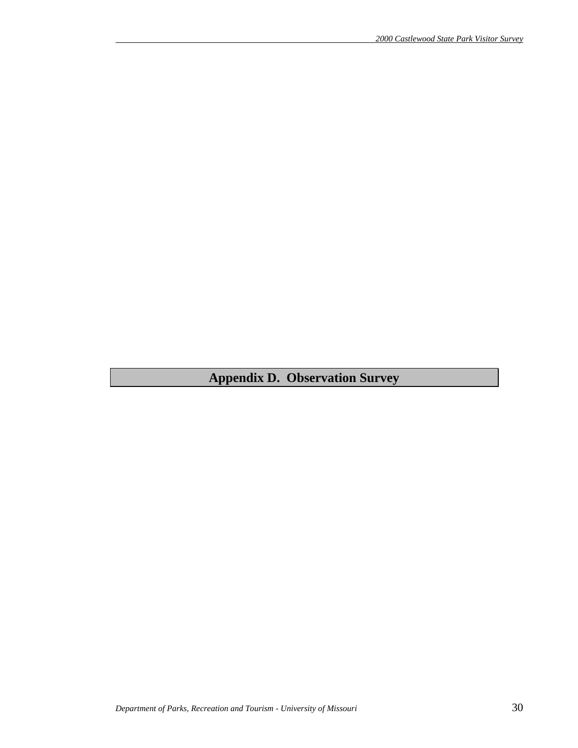# Appendix D. Observation Survey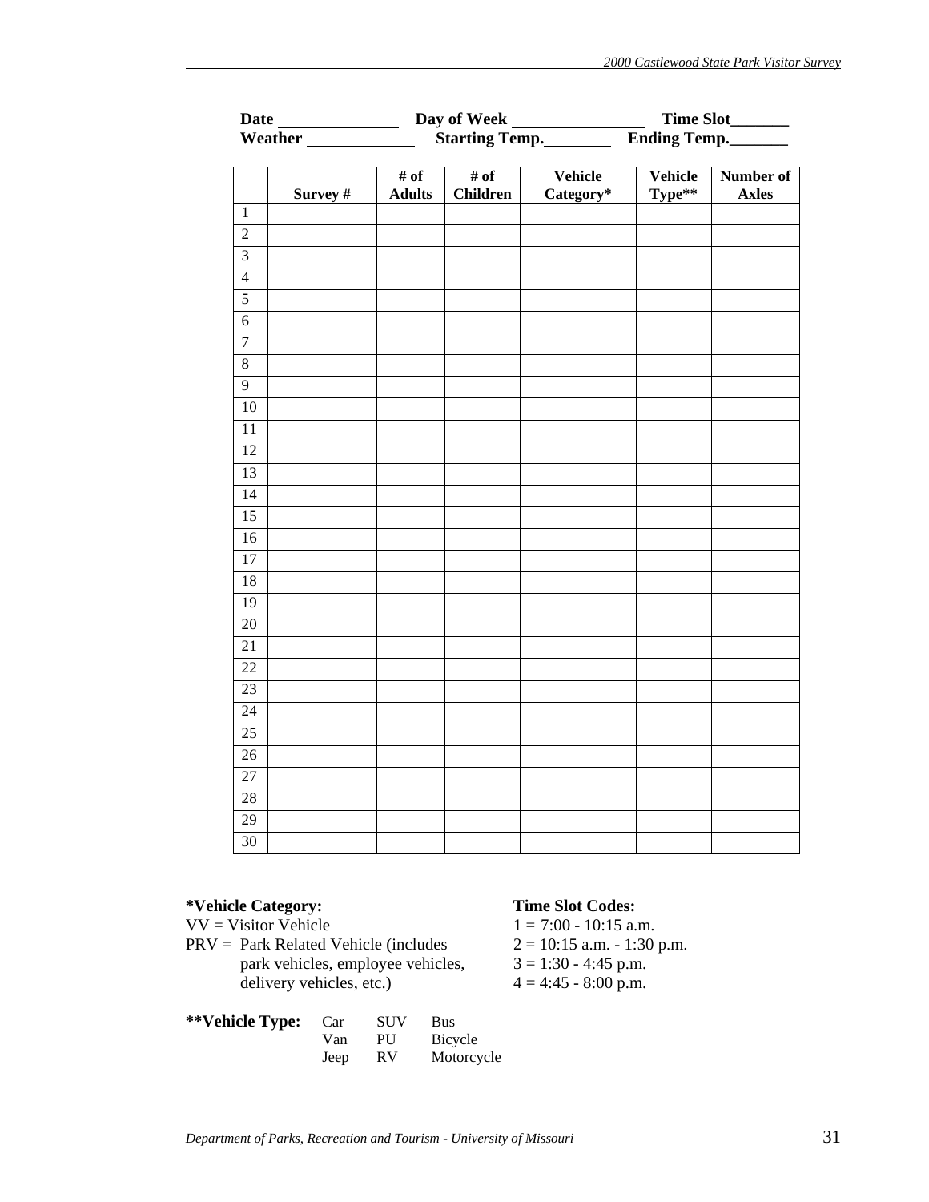**Date** ______________ **Day of Week** ________________ **Time Slot**_______
**Weather** _____________ **Starting Temp.**________ **Ending Temp.**_______

| | Survey # | # of Adults | # of Children | Vehicle Category* | Vehicle Type** | Number of Axles |
|---|---|---|---|---|---|---|
| 1 | | | | | | |
| 2 | | | | | | |
| 3 | | | | | | |
| 4 | | | | | | |
| 5 | | | | | | |
| 6 | | | | | | |
| 7 | | | | | | |
| 8 | | | | | | |
| 9 | | | | | | |
| 10 | | | | | | |
| 11 | | | | | | |
| 12 | | | | | | |
| 13 | | | | | | |
| 14 | | | | | | |
| 15 | | | | | | |
| 16 | | | | | | |
| 17 | | | | | | |
| 18 | | | | | | |
| 19 | | | | | | |
| 20 | | | | | | |
| 21 | | | | | | |
| 22 | | | | | | |
| 23 | | | | | | |
| 24 | | | | | | |
| 25 | | | | | | |
| 26 | | | | | | |
| 27 | | | | | | |
| 28 | | | | | | |
| 29 | | | | | | |
| 30 | | | | | | |

**\*Vehicle Category:**
VV = Visitor Vehicle
PRV = Park Related Vehicle (includes park vehicles, employee vehicles, delivery vehicles, etc.)

**Time Slot Codes:**
1 = 7:00 - 10:15 a.m.
2 = 10:15 a.m. - 1:30 p.m.
3 = 1:30 - 4:45 p.m.
4 = 4:45 - 8:00 p.m.

**\*\*Vehicle Type:**

| | | |
|---|---|---|
| Car | SUV | Bus |
| Van | PU | Bicycle |
| Jeep | RV | Motorcycle |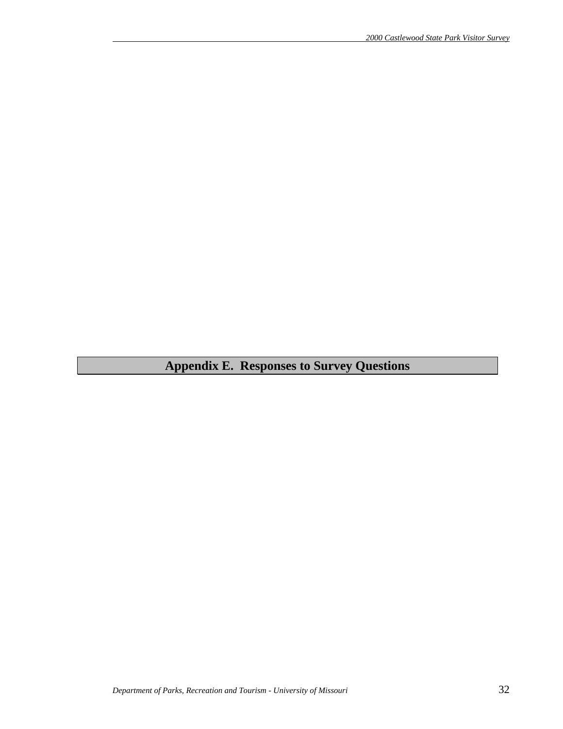# Appendix E. Responses to Survey Questions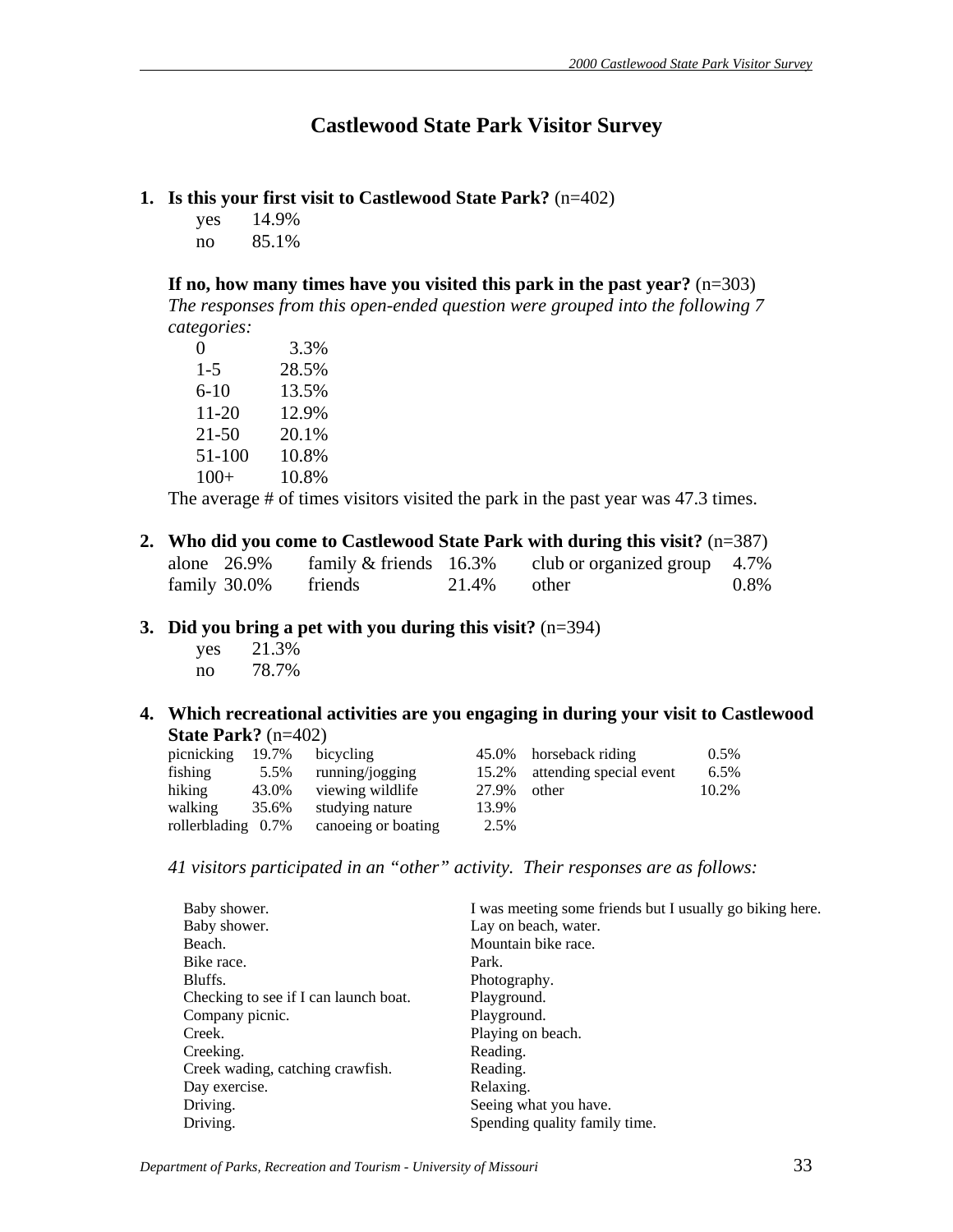# Castlewood State Park Visitor Survey

**1. Is this your first visit to Castlewood State Park?** (n=402)

| | |
|---|---|
| yes | 14.9% |
| no | 85.1% |

**If no, how many times have you visited this park in the past year?** (n=303)

*The responses from this open-ended question were grouped into the following 7 categories:*

| | |
|---|---|
| 0 | 3.3% |
| 1-5 | 28.5% |
| 6-10 | 13.5% |
| 11-20 | 12.9% |
| 21-50 | 20.1% |
| 51-100 | 10.8% |
| 100+ | 10.8% |

The average # of times visitors visited the park in the past year was 47.3 times.

**2. Who did you come to Castlewood State Park with during this visit?** (n=387)

| | | | | | |
|---|---|---|---|---|---|
| alone | 26.9% | family & friends | 16.3% | club or organized group | 4.7% |
| family | 30.0% | friends | 21.4% | other | 0.8% |

**3. Did you bring a pet with you during this visit?** (n=394)

| | |
|---|---|
| yes | 21.3% |
| no | 78.7% |

**4. Which recreational activities are you engaging in during your visit to Castlewood State Park?** (n=402)

| | | | | | |
|---|---|---|---|---|---|
| picnicking | 19.7% | bicycling | 45.0% | horseback riding | 0.5% |
| fishing | 5.5% | running/jogging | 15.2% | attending special event | 6.5% |
| hiking | 43.0% | viewing wildlife | 27.9% | other | 10.2% |
| walking | 35.6% | studying nature | 13.9% | | |
| rollerblading | 0.7% | canoeing or boating | 2.5% | | |

*41 visitors participated in an "other" activity. Their responses are as follows:*

Baby shower.
Baby shower.
Beach.
Bike race.
Bluffs.
Checking to see if I can launch boat.
Company picnic.
Creek.
Creeking.
Creek wading, catching crawfish.
Day exercise.
Driving.
Driving.
I was meeting some friends but I usually go biking here.
Lay on beach, water.
Mountain bike race.
Park.
Photography.
Playground.
Playground.
Playing on beach.
Reading.
Reading.
Relaxing.
Seeing what you have.
Spending quality family time.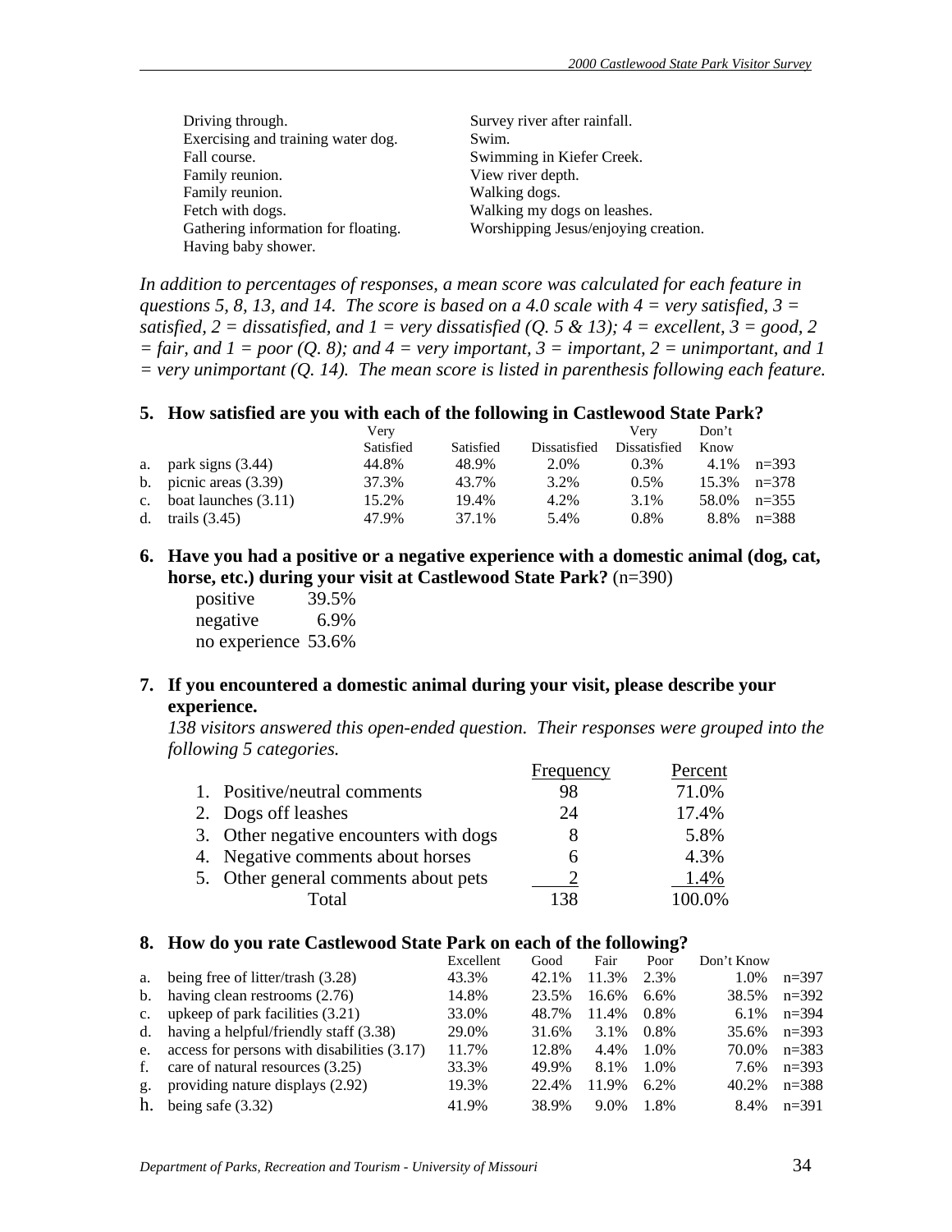Driving through.
Exercising and training water dog.
Fall course.
Family reunion.
Family reunion.
Fetch with dogs.
Gathering information for floating.
Having baby shower.
Survey river after rainfall.
Swim.
Swimming in Kiefer Creek.
View river depth.
Walking dogs.
Walking my dogs on leashes.
Worshipping Jesus/enjoying creation.

*In addition to percentages of responses, a mean score was calculated for each feature in questions 5, 8, 13, and 14. The score is based on a 4.0 scale with 4 = very satisfied, 3 = satisfied, 2 = dissatisfied, and 1 = very dissatisfied (Q. 5 & 13); 4 = excellent, 3 = good, 2 = fair, and 1 = poor (Q. 8); and 4 = very important, 3 = important, 2 = unimportant, and 1 = very unimportant (Q. 14). The mean score is listed in parenthesis following each feature.*

**5. How satisfied are you with each of the following in Castlewood State Park?**

| | Very Satisfied | Satisfied | Dissatisfied | Very Dissatisfied | Don't Know | |
|---|---|---|---|---|---|---|
| a. park signs (3.44) | 44.8% | 48.9% | 2.0% | 0.3% | 4.1% | n=393 |
| b. picnic areas (3.39) | 37.3% | 43.7% | 3.2% | 0.5% | 15.3% | n=378 |
| c. boat launches (3.11) | 15.2% | 19.4% | 4.2% | 3.1% | 58.0% | n=355 |
| d. trails (3.45) | 47.9% | 37.1% | 5.4% | 0.8% | 8.8% | n=388 |

**6. Have you had a positive or a negative experience with a domestic animal (dog, cat, horse, etc.) during your visit at Castlewood State Park?** (n=390)

| | |
|---|---|
| positive | 39.5% |
| negative | 6.9% |
| no experience | 53.6% |

**7. If you encountered a domestic animal during your visit, please describe your experience.**

*138 visitors answered this open-ended question. Their responses were grouped into the following 5 categories.*

| | Frequency | Percent |
|---|---|---|
| 1. Positive/neutral comments | 98 | 71.0% |
| 2. Dogs off leashes | 24 | 17.4% |
| 3. Other negative encounters with dogs | 8 | 5.8% |
| 4. Negative comments about horses | 6 | 4.3% |
| 5. Other general comments about pets | 2 | 1.4% |
| Total | 138 | 100.0% |

**8. How do you rate Castlewood State Park on each of the following?**

| | Excellent | Good | Fair | Poor | Don't Know | |
|---|---|---|---|---|---|---|
| a. being free of litter/trash (3.28) | 43.3% | 42.1% | 11.3% | 2.3% | 1.0% | n=397 |
| b. having clean restrooms (2.76) | 14.8% | 23.5% | 16.6% | 6.6% | 38.5% | n=392 |
| c. upkeep of park facilities (3.21) | 33.0% | 48.7% | 11.4% | 0.8% | 6.1% | n=394 |
| d. having a helpful/friendly staff (3.38) | 29.0% | 31.6% | 3.1% | 0.8% | 35.6% | n=393 |
| e. access for persons with disabilities (3.17) | 11.7% | 12.8% | 4.4% | 1.0% | 70.0% | n=383 |
| f. care of natural resources (3.25) | 33.3% | 49.9% | 8.1% | 1.0% | 7.6% | n=393 |
| g. providing nature displays (2.92) | 19.3% | 22.4% | 11.9% | 6.2% | 40.2% | n=388 |
| h. being safe (3.32) | 41.9% | 38.9% | 9.0% | 1.8% | 8.4% | n=391 |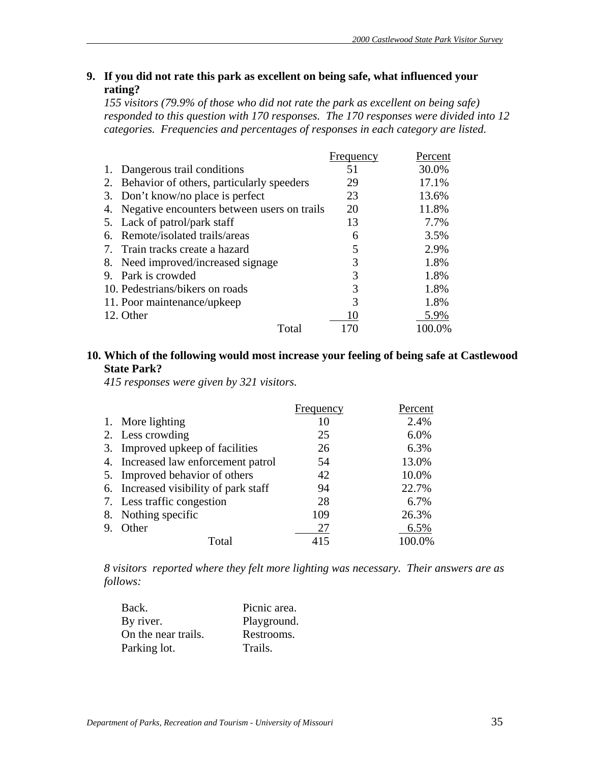**9. If you did not rate this park as excellent on being safe, what influenced your rating?**

*155 visitors (79.9% of those who did not rate the park as excellent on being safe) responded to this question with 170 responses. The 170 responses were divided into 12 categories. Frequencies and percentages of responses in each category are listed.*

| | Frequency | Percent |
|---|---|---|
| 1. Dangerous trail conditions | 51 | 30.0% |
| 2. Behavior of others, particularly speeders | 29 | 17.1% |
| 3. Don't know/no place is perfect | 23 | 13.6% |
| 4. Negative encounters between users on trails | 20 | 11.8% |
| 5. Lack of patrol/park staff | 13 | 7.7% |
| 6. Remote/isolated trails/areas | 6 | 3.5% |
| 7. Train tracks create a hazard | 5 | 2.9% |
| 8. Need improved/increased signage | 3 | 1.8% |
| 9. Park is crowded | 3 | 1.8% |
| 10. Pedestrians/bikers on roads | 3 | 1.8% |
| 11. Poor maintenance/upkeep | 3 | 1.8% |
| 12. Other | 10 | 5.9% |
| Total | 170 | 100.0% |

**10. Which of the following would most increase your feeling of being safe at Castlewood State Park?**

*415 responses were given by 321 visitors.*

| | Frequency | Percent |
|---|---|---|
| 1. More lighting | 10 | 2.4% |
| 2. Less crowding | 25 | 6.0% |
| 3. Improved upkeep of facilities | 26 | 6.3% |
| 4. Increased law enforcement patrol | 54 | 13.0% |
| 5. Improved behavior of others | 42 | 10.0% |
| 6. Increased visibility of park staff | 94 | 22.7% |
| 7. Less traffic congestion | 28 | 6.7% |
| 8. Nothing specific | 109 | 26.3% |
| 9. Other | 27 | 6.5% |
| Total | 415 | 100.0% |

*8 visitors reported where they felt more lighting was necessary. Their answers are as follows:*

Back.
By river.
On the near trails.
Parking lot.
Picnic area.
Playground.
Restrooms.
Trails.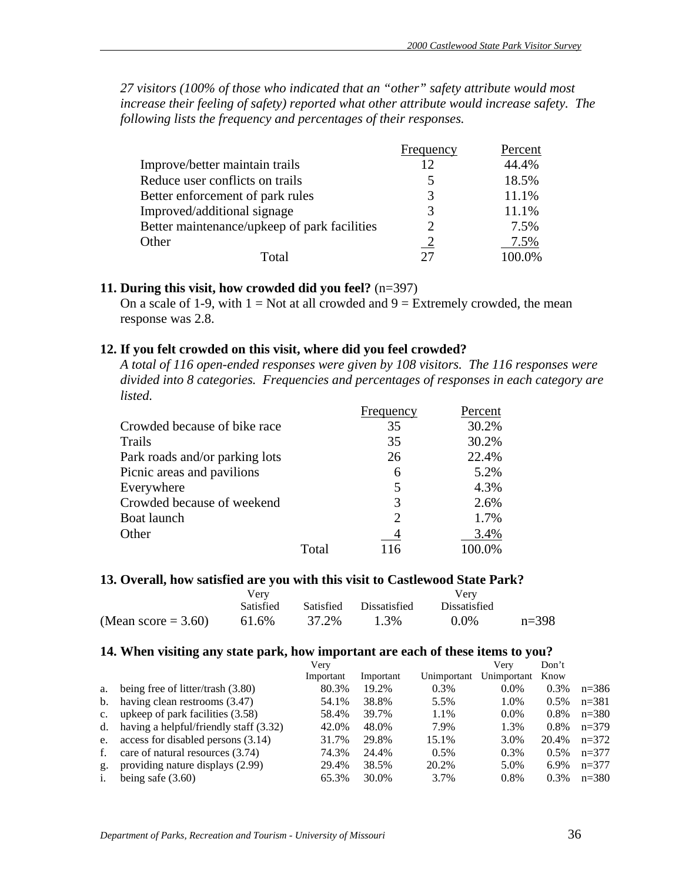*27 visitors (100% of those who indicated that an "other" safety attribute would most increase their feeling of safety) reported what other attribute would increase safety. The following lists the frequency and percentages of their responses.*

| | Frequency | Percent |
|---|---|---|
| Improve/better maintain trails | 12 | 44.4% |
| Reduce user conflicts on trails | 5 | 18.5% |
| Better enforcement of park rules | 3 | 11.1% |
| Improved/additional signage | 3 | 11.1% |
| Better maintenance/upkeep of park facilities | 2 | 7.5% |
| Other | 2 | 7.5% |
| Total | 27 | 100.0% |

**11. During this visit, how crowded did you feel?** (n=397)

On a scale of 1-9, with 1 = Not at all crowded and 9 = Extremely crowded, the mean response was 2.8.

**12. If you felt crowded on this visit, where did you feel crowded?**

*A total of 116 open-ended responses were given by 108 visitors. The 116 responses were divided into 8 categories. Frequencies and percentages of responses in each category are listed.*

| | Frequency | Percent |
|---|---|---|
| Crowded because of bike race | 35 | 30.2% |
| Trails | 35 | 30.2% |
| Park roads and/or parking lots | 26 | 22.4% |
| Picnic areas and pavilions | 6 | 5.2% |
| Everywhere | 5 | 4.3% |
| Crowded because of weekend | 3 | 2.6% |
| Boat launch | 2 | 1.7% |
| Other | 4 | 3.4% |
| Total | 116 | 100.0% |

**13. Overall, how satisfied are you with this visit to Castlewood State Park?**

| | Very Satisfied | Satisfied | Dissatisfied | Very Dissatisfied | |
|---|---|---|---|---|---|
| (Mean score = 3.60) | 61.6% | 37.2% | 1.3% | 0.0% | n=398 |

**14. When visiting any state park, how important are each of these items to you?**

| | | Very Important | Important | Unimportant | Very Unimportant | Don't Know | |
|---|---|---|---|---|---|---|---|
| a. | being free of litter/trash (3.80) | 80.3% | 19.2% | 0.3% | 0.0% | 0.3% | n=386 |
| b. | having clean restrooms (3.47) | 54.1% | 38.8% | 5.5% | 1.0% | 0.5% | n=381 |
| c. | upkeep of park facilities (3.58) | 58.4% | 39.7% | 1.1% | 0.0% | 0.8% | n=380 |
| d. | having a helpful/friendly staff (3.32) | 42.0% | 48.0% | 7.9% | 1.3% | 0.8% | n=379 |
| e. | access for disabled persons (3.14) | 31.7% | 29.8% | 15.1% | 3.0% | 20.4% | n=372 |
| f. | care of natural resources (3.74) | 74.3% | 24.4% | 0.5% | 0.3% | 0.5% | n=377 |
| g. | providing nature displays (2.99) | 29.4% | 38.5% | 20.2% | 5.0% | 6.9% | n=377 |
| i. | being safe (3.60) | 65.3% | 30.0% | 3.7% | 0.8% | 0.3% | n=380 |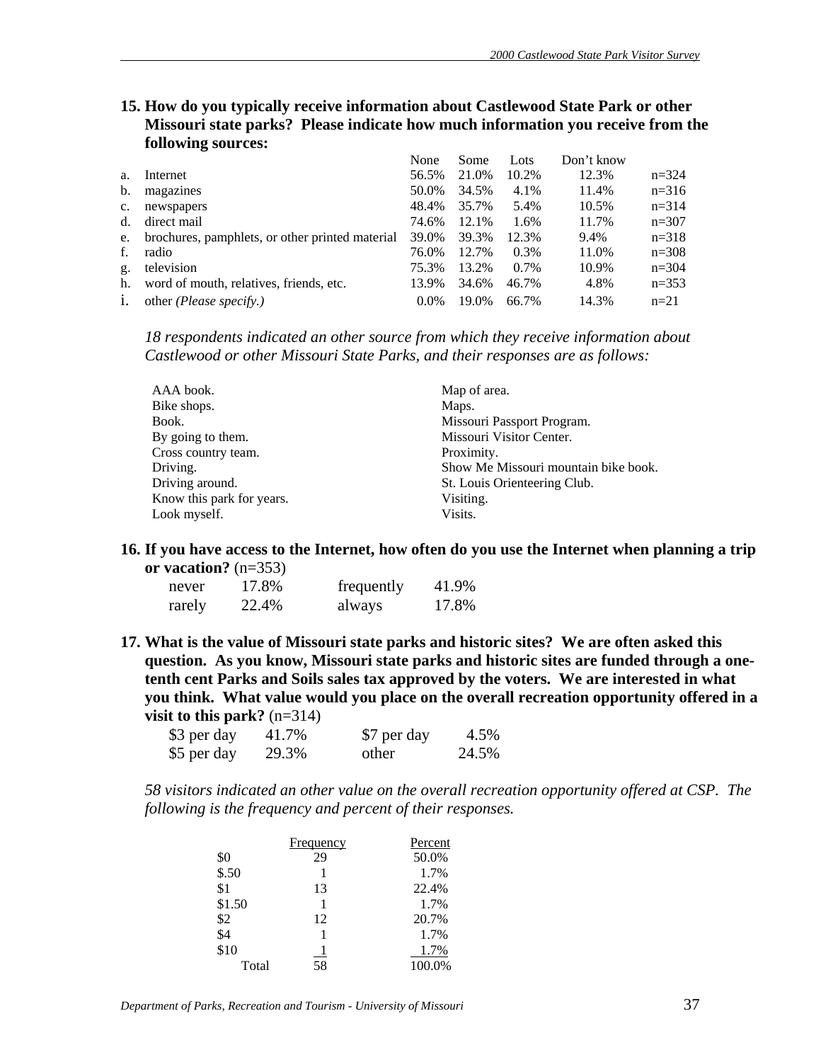**15. How do you typically receive information about Castlewood State Park or other Missouri state parks? Please indicate how much information you receive from the following sources:**

| | | None | Some | Lots | Don't know | |
|---|---|---|---|---|---|---|
| a. | Internet | 56.5% | 21.0% | 10.2% | 12.3% | n=324 |
| b. | magazines | 50.0% | 34.5% | 4.1% | 11.4% | n=316 |
| c. | newspapers | 48.4% | 35.7% | 5.4% | 10.5% | n=314 |
| d. | direct mail | 74.6% | 12.1% | 1.6% | 11.7% | n=307 |
| e. | brochures, pamphlets, or other printed material | 39.0% | 39.3% | 12.3% | 9.4% | n=318 |
| f. | radio | 76.0% | 12.7% | 0.3% | 11.0% | n=308 |
| g. | television | 75.3% | 13.2% | 0.7% | 10.9% | n=304 |
| h. | word of mouth, relatives, friends, etc. | 13.9% | 34.6% | 46.7% | 4.8% | n=353 |
| i. | other *(Please specify.)* | 0.0% | 19.0% | 66.7% | 14.3% | n=21 |

*18 respondents indicated an other source from which they receive information about Castlewood or other Missouri State Parks, and their responses are as follows:*

- AAA book.
- Bike shops.
- Book.
- By going to them.
- Cross country team.
- Driving.
- Driving around.
- Know this park for years.
- Look myself.
- Map of area.
- Maps.
- Missouri Passport Program.
- Missouri Visitor Center.
- Proximity.
- Show Me Missouri mountain bike book.
- St. Louis Orienteering Club.
- Visiting.
- Visits.

**16. If you have access to the Internet, how often do you use the Internet when planning a trip or vacation?** (n=353)

| | | | |
|---|---|---|---|
| never | 17.8% | frequently | 41.9% |
| rarely | 22.4% | always | 17.8% |

**17. What is the value of Missouri state parks and historic sites? We are often asked this question. As you know, Missouri state parks and historic sites are funded through a one-tenth cent Parks and Soils sales tax approved by the voters. We are interested in what you think. What value would you place on the overall recreation opportunity offered in a visit to this park?** (n=314)

| | | | |
|---|---|---|---|
| $3 per day | 41.7% | $7 per day | 4.5% |
| $5 per day | 29.3% | other | 24.5% |

*58 visitors indicated an other value on the overall recreation opportunity offered at CSP. The following is the frequency and percent of their responses.*

| | Frequency | Percent |
|---|---|---|
| $0 | 29 | 50.0% |
| $.50 | 1 | 1.7% |
| $1 | 13 | 22.4% |
| $1.50 | 1 | 1.7% |
| $2 | 12 | 20.7% |
| $4 | 1 | 1.7% |
| $10 | 1 | 1.7% |
| Total | 58 | 100.0% |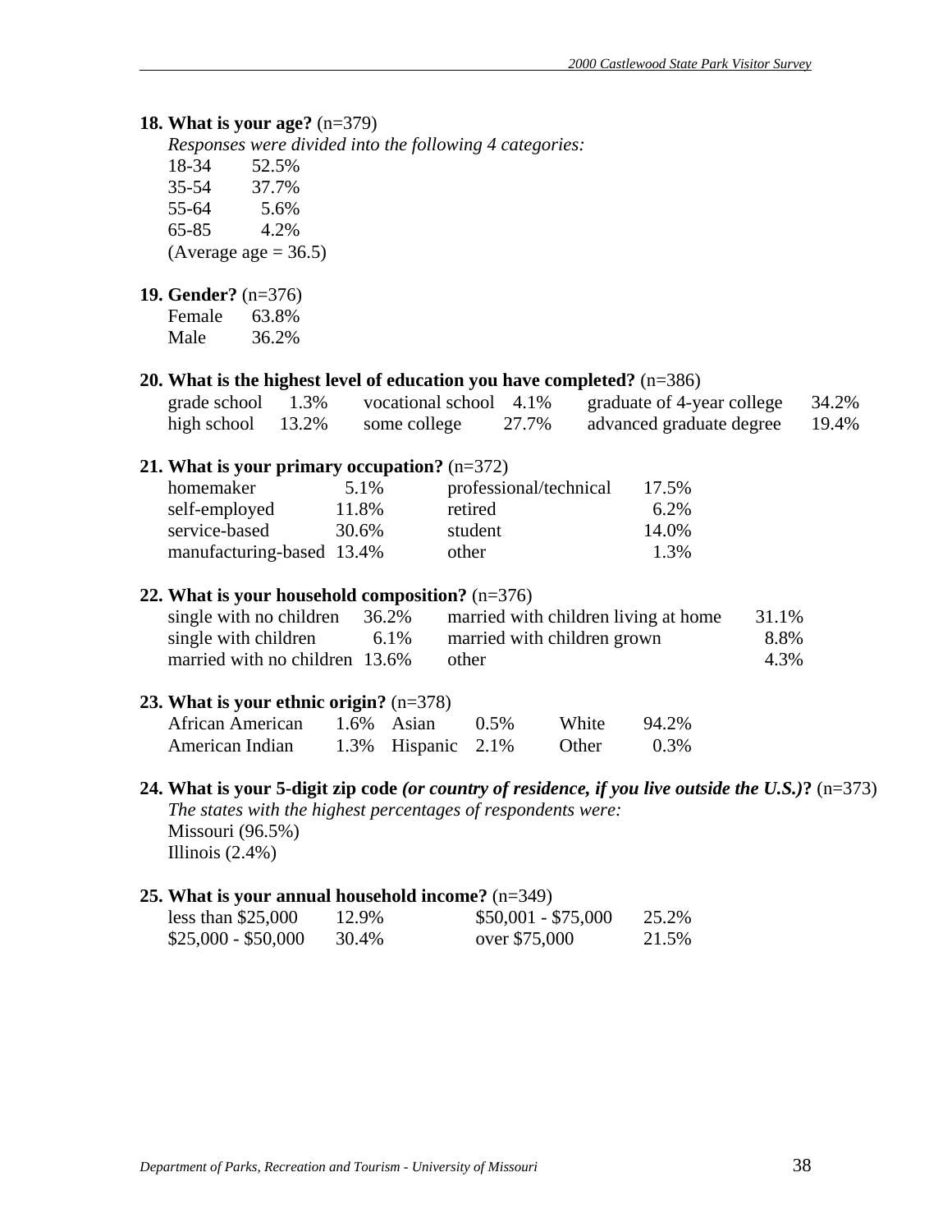**18. What is your age?** (n=379)

*Responses were divided into the following 4 categories:*

| | |
|---|---|
| 18-34 | 52.5% |
| 35-54 | 37.7% |
| 55-64 | 5.6% |
| 65-85 | 4.2% |

(Average age = 36.5)

**19. Gender?** (n=376)

| | |
|---|---|
| Female | 63.8% |
| Male | 36.2% |

**20. What is the highest level of education you have completed?** (n=386)

| | | | | | |
|---|---|---|---|---|---|
| grade school | 1.3% | vocational school | 4.1% | graduate of 4-year college | 34.2% |
| high school | 13.2% | some college | 27.7% | advanced graduate degree | 19.4% |

**21. What is your primary occupation?** (n=372)

| | | | |
|---|---|---|---|
| homemaker | 5.1% | professional/technical | 17.5% |
| self-employed | 11.8% | retired | 6.2% |
| service-based | 30.6% | student | 14.0% |
| manufacturing-based | 13.4% | other | 1.3% |

**22. What is your household composition?** (n=376)

| | | | |
|---|---|---|---|
| single with no children | 36.2% | married with children living at home | 31.1% |
| single with children | 6.1% | married with children grown | 8.8% |
| married with no children | 13.6% | other | 4.3% |

**23. What is your ethnic origin?** (n=378)

| | | | | | |
|---|---|---|---|---|---|
| African American | 1.6% | Asian | 0.5% | White | 94.2% |
| American Indian | 1.3% | Hispanic | 2.1% | Other | 0.3% |

**24. What is your 5-digit zip code *(or country of residence, if you live outside the U.S.)*?** (n=373)

*The states with the highest percentages of respondents were:*

Missouri (96.5%)
Illinois (2.4%)

**25. What is your annual household income?** (n=349)

| | | | |
|---|---|---|---|
| less than $25,000 | 12.9% | $50,001 - $75,000 | 25.2% |
| $25,000 - $50,000 | 30.4% | over $75,000 | 21.5% |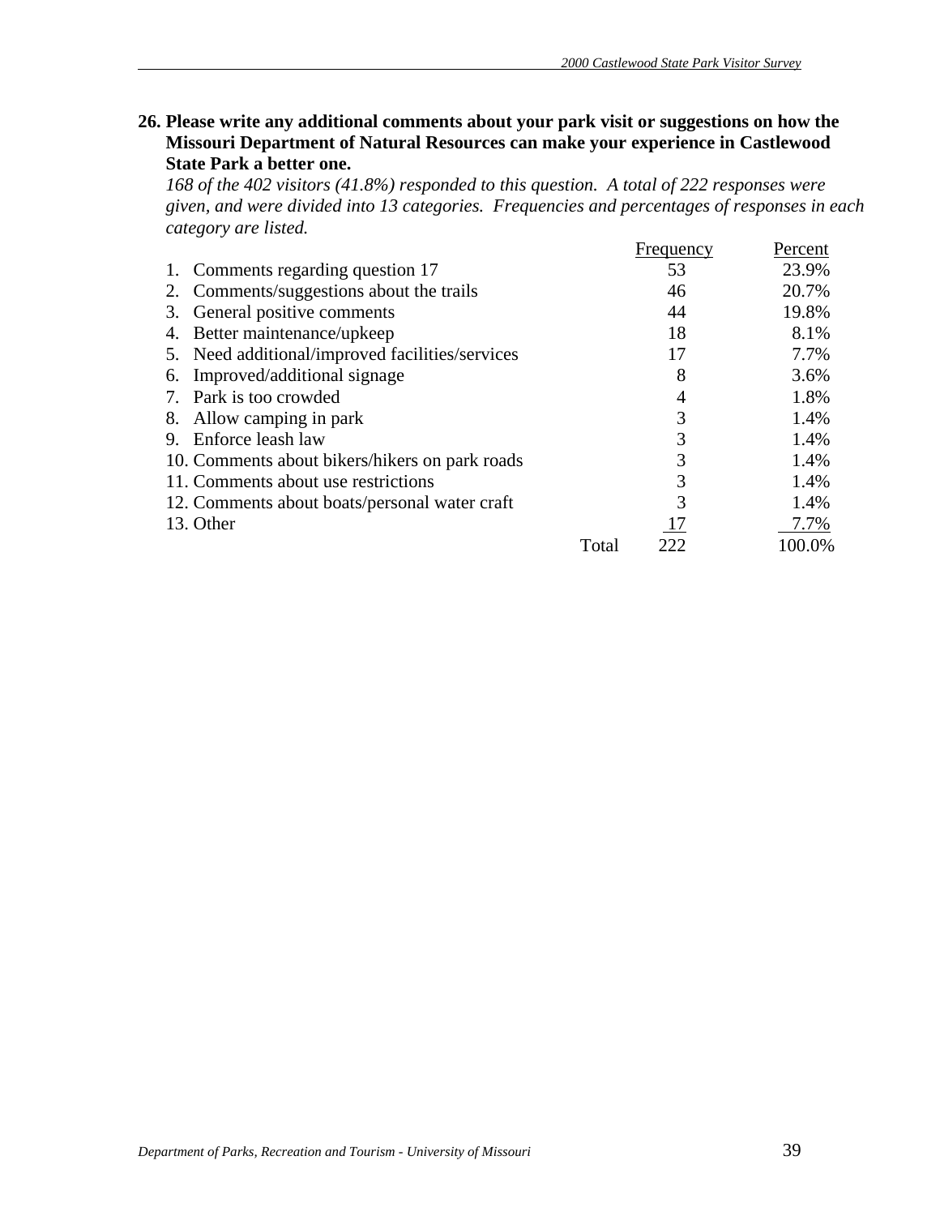**26. Please write any additional comments about your park visit or suggestions on how the Missouri Department of Natural Resources can make your experience in Castlewood State Park a better one.**

*168 of the 402 visitors (41.8%) responded to this question. A total of 222 responses were given, and were divided into 13 categories. Frequencies and percentages of responses in each category are listed.*

| | Frequency | Percent |
|---|---|---|
| 1. Comments regarding question 17 | 53 | 23.9% |
| 2. Comments/suggestions about the trails | 46 | 20.7% |
| 3. General positive comments | 44 | 19.8% |
| 4. Better maintenance/upkeep | 18 | 8.1% |
| 5. Need additional/improved facilities/services | 17 | 7.7% |
| 6. Improved/additional signage | 8 | 3.6% |
| 7. Park is too crowded | 4 | 1.8% |
| 8. Allow camping in park | 3 | 1.4% |
| 9. Enforce leash law | 3 | 1.4% |
| 10. Comments about bikers/hikers on park roads | 3 | 1.4% |
| 11. Comments about use restrictions | 3 | 1.4% |
| 12. Comments about boats/personal water craft | 3 | 1.4% |
| 13. Other | 17 | 7.7% |
| Total | 222 | 100.0% |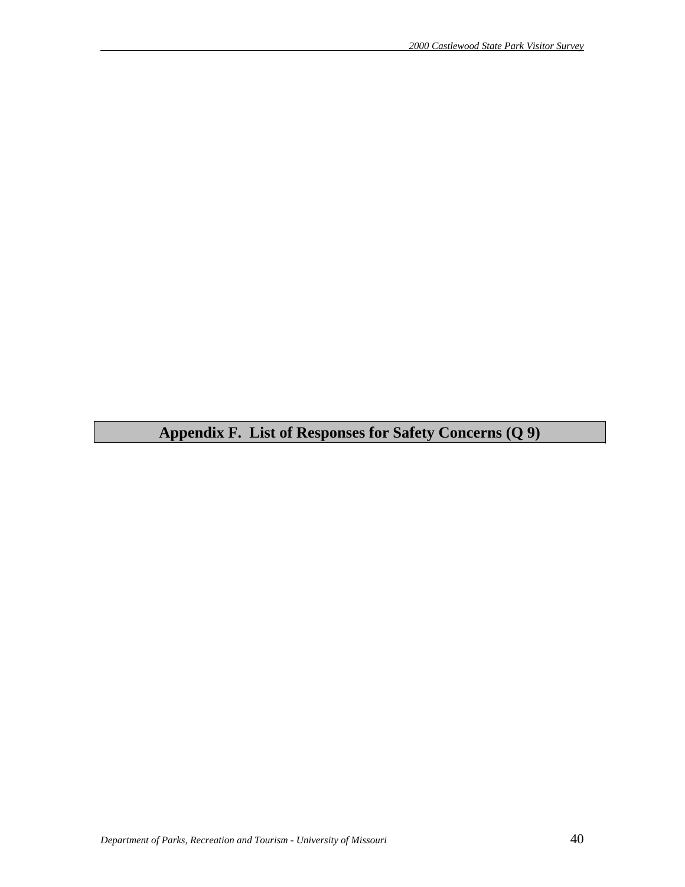# Appendix F.  List of Responses for Safety Concerns (Q 9)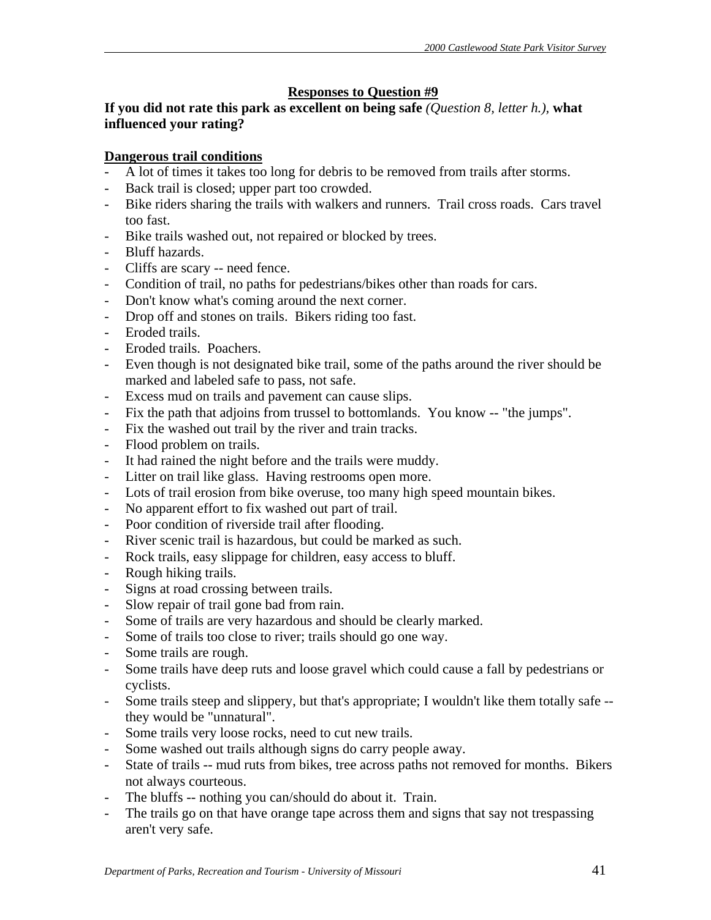**Responses to Question #9**

**If you did not rate this park as excellent on being safe** *(Question 8, letter h.),* **what influenced your rating?**

**Dangerous trail conditions**

- A lot of times it takes too long for debris to be removed from trails after storms.
- Back trail is closed; upper part too crowded.
- Bike riders sharing the trails with walkers and runners. Trail cross roads. Cars travel too fast.
- Bike trails washed out, not repaired or blocked by trees.
- Bluff hazards.
- Cliffs are scary -- need fence.
- Condition of trail, no paths for pedestrians/bikes other than roads for cars.
- Don't know what's coming around the next corner.
- Drop off and stones on trails. Bikers riding too fast.
- Eroded trails.
- Eroded trails. Poachers.
- Even though is not designated bike trail, some of the paths around the river should be marked and labeled safe to pass, not safe.
- Excess mud on trails and pavement can cause slips.
- Fix the path that adjoins from trussel to bottomlands. You know -- "the jumps".
- Fix the washed out trail by the river and train tracks.
- Flood problem on trails.
- It had rained the night before and the trails were muddy.
- Litter on trail like glass. Having restrooms open more.
- Lots of trail erosion from bike overuse, too many high speed mountain bikes.
- No apparent effort to fix washed out part of trail.
- Poor condition of riverside trail after flooding.
- River scenic trail is hazardous, but could be marked as such.
- Rock trails, easy slippage for children, easy access to bluff.
- Rough hiking trails.
- Signs at road crossing between trails.
- Slow repair of trail gone bad from rain.
- Some of trails are very hazardous and should be clearly marked.
- Some of trails too close to river; trails should go one way.
- Some trails are rough.
- Some trails have deep ruts and loose gravel which could cause a fall by pedestrians or cyclists.
- Some trails steep and slippery, but that's appropriate; I wouldn't like them totally safe -- they would be "unnatural".
- Some trails very loose rocks, need to cut new trails.
- Some washed out trails although signs do carry people away.
- State of trails -- mud ruts from bikes, tree across paths not removed for months. Bikers not always courteous.
- The bluffs -- nothing you can/should do about it. Train.
- The trails go on that have orange tape across them and signs that say not trespassing aren't very safe.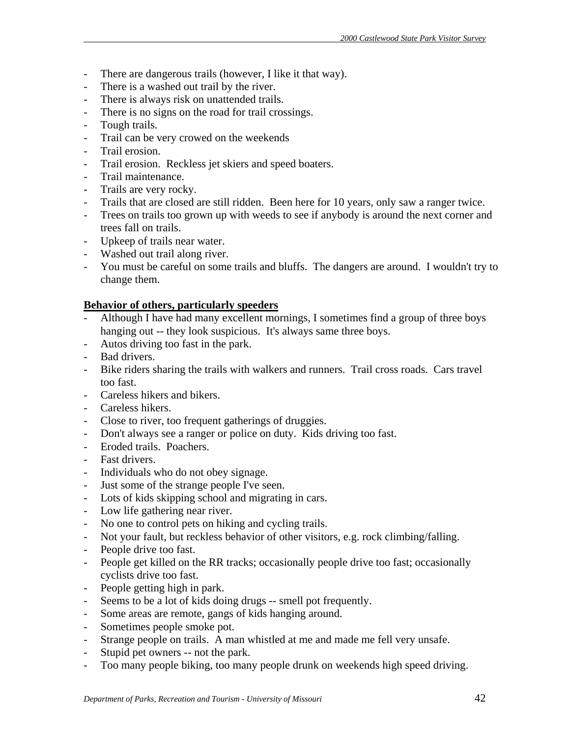- There are dangerous trails (however, I like it that way).
- There is a washed out trail by the river.
- There is always risk on unattended trails.
- There is no signs on the road for trail crossings.
- Tough trails.
- Trail can be very crowed on the weekends
- Trail erosion.
- Trail erosion. Reckless jet skiers and speed boaters.
- Trail maintenance.
- Trails are very rocky.
- Trails that are closed are still ridden. Been here for 10 years, only saw a ranger twice.
- Trees on trails too grown up with weeds to see if anybody is around the next corner and trees fall on trails.
- Upkeep of trails near water.
- Washed out trail along river.
- You must be careful on some trails and bluffs. The dangers are around. I wouldn't try to change them.

**Behavior of others, particularly speeders**

- Although I have had many excellent mornings, I sometimes find a group of three boys hanging out -- they look suspicious. It's always same three boys.
- Autos driving too fast in the park.
- Bad drivers.
- Bike riders sharing the trails with walkers and runners. Trail cross roads. Cars travel too fast.
- Careless hikers and bikers.
- Careless hikers.
- Close to river, too frequent gatherings of druggies.
- Don't always see a ranger or police on duty. Kids driving too fast.
- Eroded trails. Poachers.
- Fast drivers.
- Individuals who do not obey signage.
- Just some of the strange people I've seen.
- Lots of kids skipping school and migrating in cars.
- Low life gathering near river.
- No one to control pets on hiking and cycling trails.
- Not your fault, but reckless behavior of other visitors, e.g. rock climbing/falling.
- People drive too fast.
- People get killed on the RR tracks; occasionally people drive too fast; occasionally cyclists drive too fast.
- People getting high in park.
- Seems to be a lot of kids doing drugs -- smell pot frequently.
- Some areas are remote, gangs of kids hanging around.
- Sometimes people smoke pot.
- Strange people on trails. A man whistled at me and made me fell very unsafe.
- Stupid pet owners -- not the park.
- Too many people biking, too many people drunk on weekends high speed driving.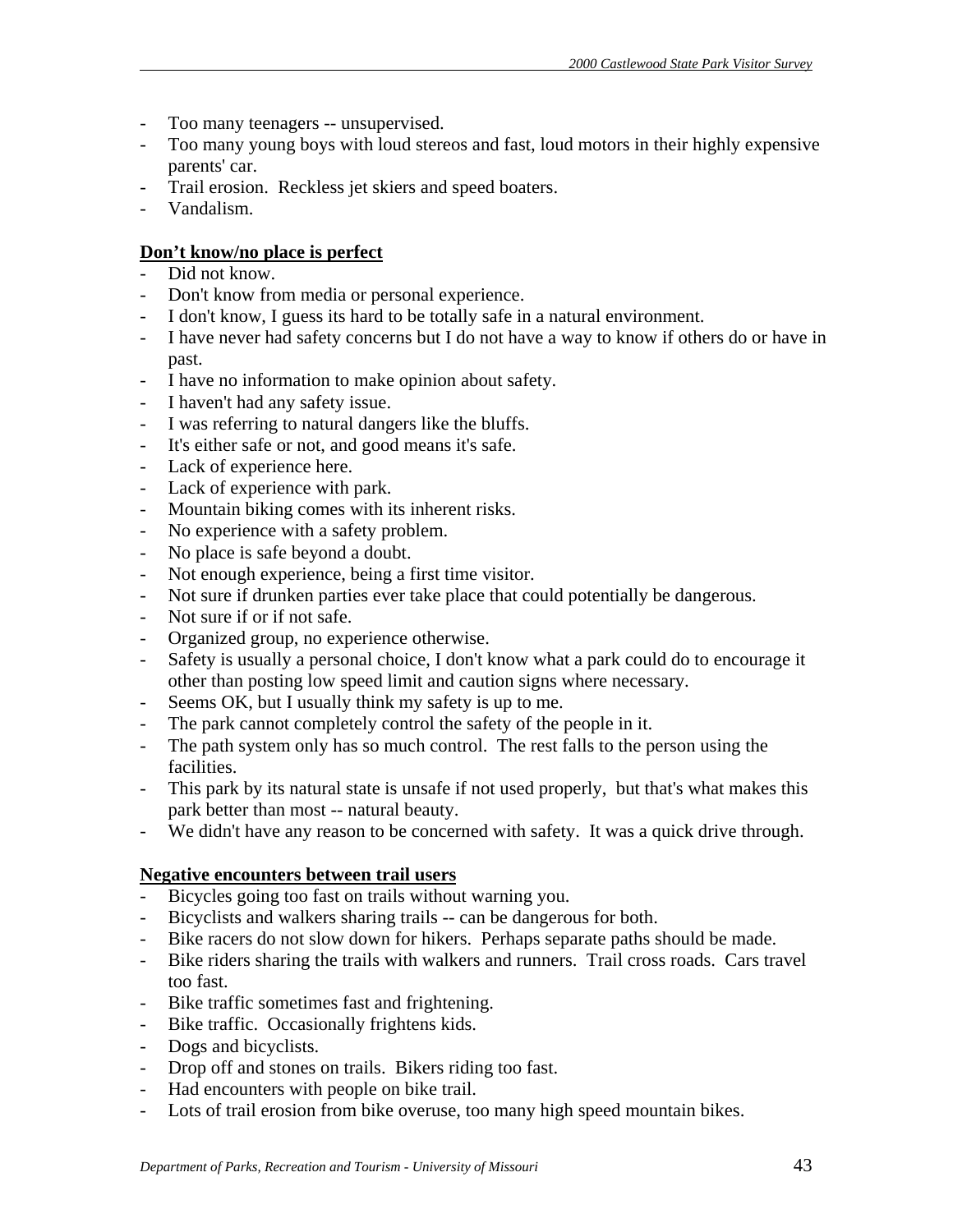- Too many teenagers -- unsupervised.
- Too many young boys with loud stereos and fast, loud motors in their highly expensive parents' car.
- Trail erosion. Reckless jet skiers and speed boaters.
- Vandalism.

**Don't know/no place is perfect**

- Did not know.
- Don't know from media or personal experience.
- I don't know, I guess its hard to be totally safe in a natural environment.
- I have never had safety concerns but I do not have a way to know if others do or have in past.
- I have no information to make opinion about safety.
- I haven't had any safety issue.
- I was referring to natural dangers like the bluffs.
- It's either safe or not, and good means it's safe.
- Lack of experience here.
- Lack of experience with park.
- Mountain biking comes with its inherent risks.
- No experience with a safety problem.
- No place is safe beyond a doubt.
- Not enough experience, being a first time visitor.
- Not sure if drunken parties ever take place that could potentially be dangerous.
- Not sure if or if not safe.
- Organized group, no experience otherwise.
- Safety is usually a personal choice, I don't know what a park could do to encourage it other than posting low speed limit and caution signs where necessary.
- Seems OK, but I usually think my safety is up to me.
- The park cannot completely control the safety of the people in it.
- The path system only has so much control. The rest falls to the person using the facilities.
- This park by its natural state is unsafe if not used properly, but that's what makes this park better than most -- natural beauty.
- We didn't have any reason to be concerned with safety. It was a quick drive through.

**Negative encounters between trail users**

- Bicycles going too fast on trails without warning you.
- Bicyclists and walkers sharing trails -- can be dangerous for both.
- Bike racers do not slow down for hikers. Perhaps separate paths should be made.
- Bike riders sharing the trails with walkers and runners. Trail cross roads. Cars travel too fast.
- Bike traffic sometimes fast and frightening.
- Bike traffic. Occasionally frightens kids.
- Dogs and bicyclists.
- Drop off and stones on trails. Bikers riding too fast.
- Had encounters with people on bike trail.
- Lots of trail erosion from bike overuse, too many high speed mountain bikes.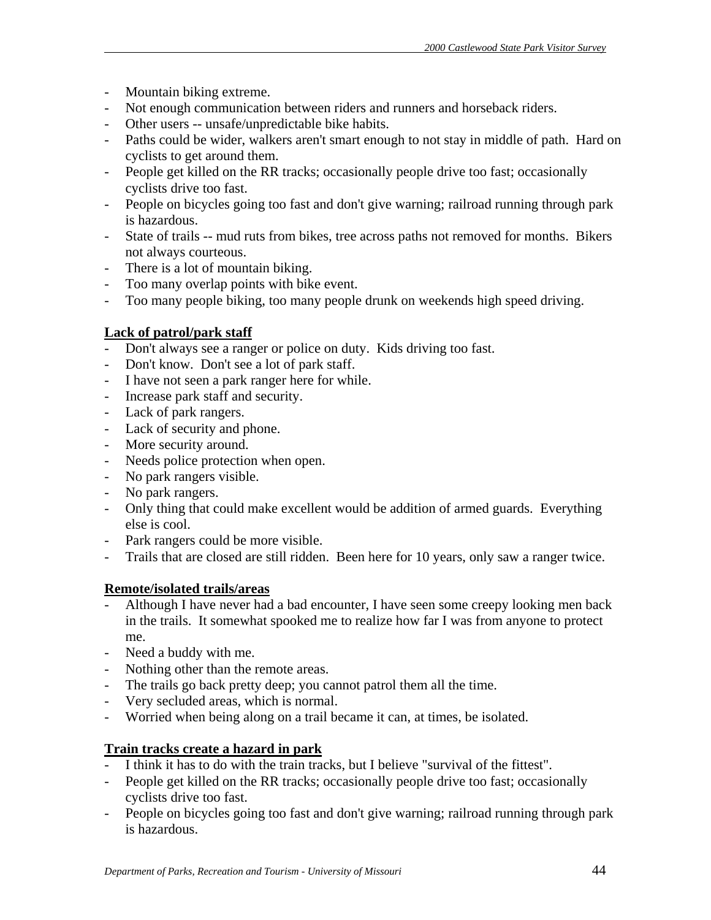- Mountain biking extreme.
- Not enough communication between riders and runners and horseback riders.
- Other users -- unsafe/unpredictable bike habits.
- Paths could be wider, walkers aren't smart enough to not stay in middle of path. Hard on cyclists to get around them.
- People get killed on the RR tracks; occasionally people drive too fast; occasionally cyclists drive too fast.
- People on bicycles going too fast and don't give warning; railroad running through park is hazardous.
- State of trails -- mud ruts from bikes, tree across paths not removed for months. Bikers not always courteous.
- There is a lot of mountain biking.
- Too many overlap points with bike event.
- Too many people biking, too many people drunk on weekends high speed driving.

**Lack of patrol/park staff**

- Don't always see a ranger or police on duty. Kids driving too fast.
- Don't know. Don't see a lot of park staff.
- I have not seen a park ranger here for while.
- Increase park staff and security.
- Lack of park rangers.
- Lack of security and phone.
- More security around.
- Needs police protection when open.
- No park rangers visible.
- No park rangers.
- Only thing that could make excellent would be addition of armed guards. Everything else is cool.
- Park rangers could be more visible.
- Trails that are closed are still ridden. Been here for 10 years, only saw a ranger twice.

**Remote/isolated trails/areas**

- Although I have never had a bad encounter, I have seen some creepy looking men back in the trails. It somewhat spooked me to realize how far I was from anyone to protect me.
- Need a buddy with me.
- Nothing other than the remote areas.
- The trails go back pretty deep; you cannot patrol them all the time.
- Very secluded areas, which is normal.
- Worried when being along on a trail became it can, at times, be isolated.

**Train tracks create a hazard in park**

- I think it has to do with the train tracks, but I believe "survival of the fittest".
- People get killed on the RR tracks; occasionally people drive too fast; occasionally cyclists drive too fast.
- People on bicycles going too fast and don't give warning; railroad running through park is hazardous.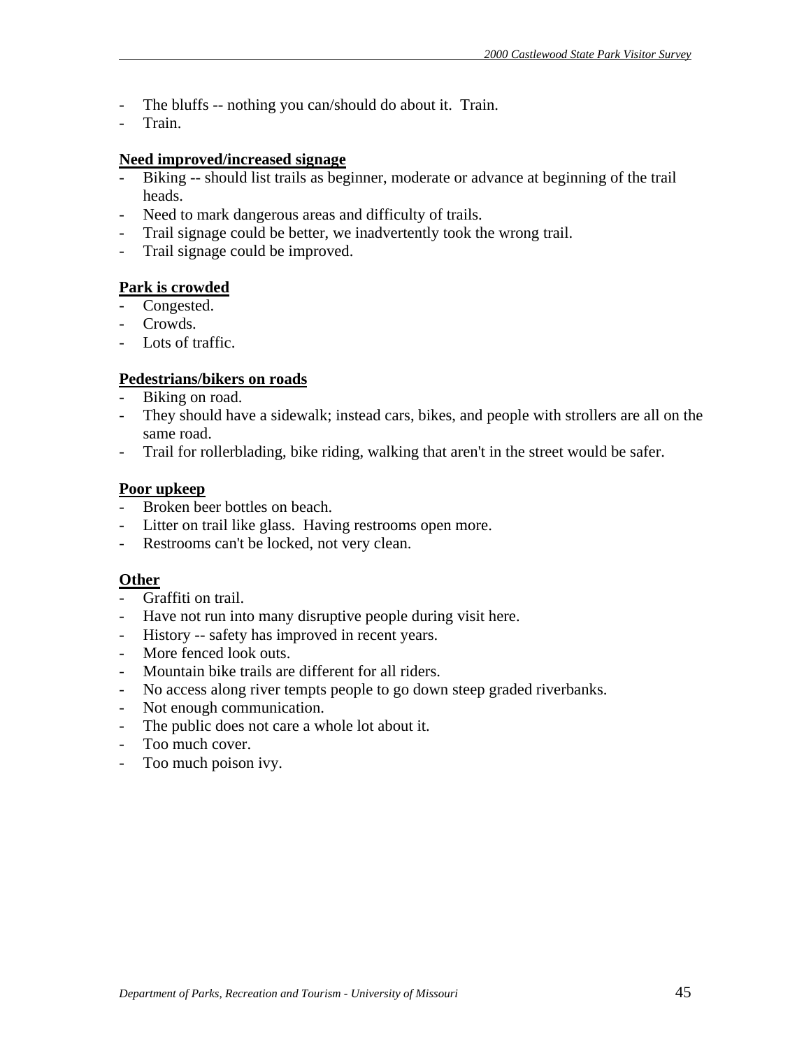- The bluffs -- nothing you can/should do about it. Train.
- Train.

**Need improved/increased signage**
- Biking -- should list trails as beginner, moderate or advance at beginning of the trail heads.
- Need to mark dangerous areas and difficulty of trails.
- Trail signage could be better, we inadvertently took the wrong trail.
- Trail signage could be improved.

**Park is crowded**
- Congested.
- Crowds.
- Lots of traffic.

**Pedestrians/bikers on roads**
- Biking on road.
- They should have a sidewalk; instead cars, bikes, and people with strollers are all on the same road.
- Trail for rollerblading, bike riding, walking that aren't in the street would be safer.

**Poor upkeep**
- Broken beer bottles on beach.
- Litter on trail like glass. Having restrooms open more.
- Restrooms can't be locked, not very clean.

**Other**
- Graffiti on trail.
- Have not run into many disruptive people during visit here.
- History -- safety has improved in recent years.
- More fenced look outs.
- Mountain bike trails are different for all riders.
- No access along river tempts people to go down steep graded riverbanks.
- Not enough communication.
- The public does not care a whole lot about it.
- Too much cover.
- Too much poison ivy.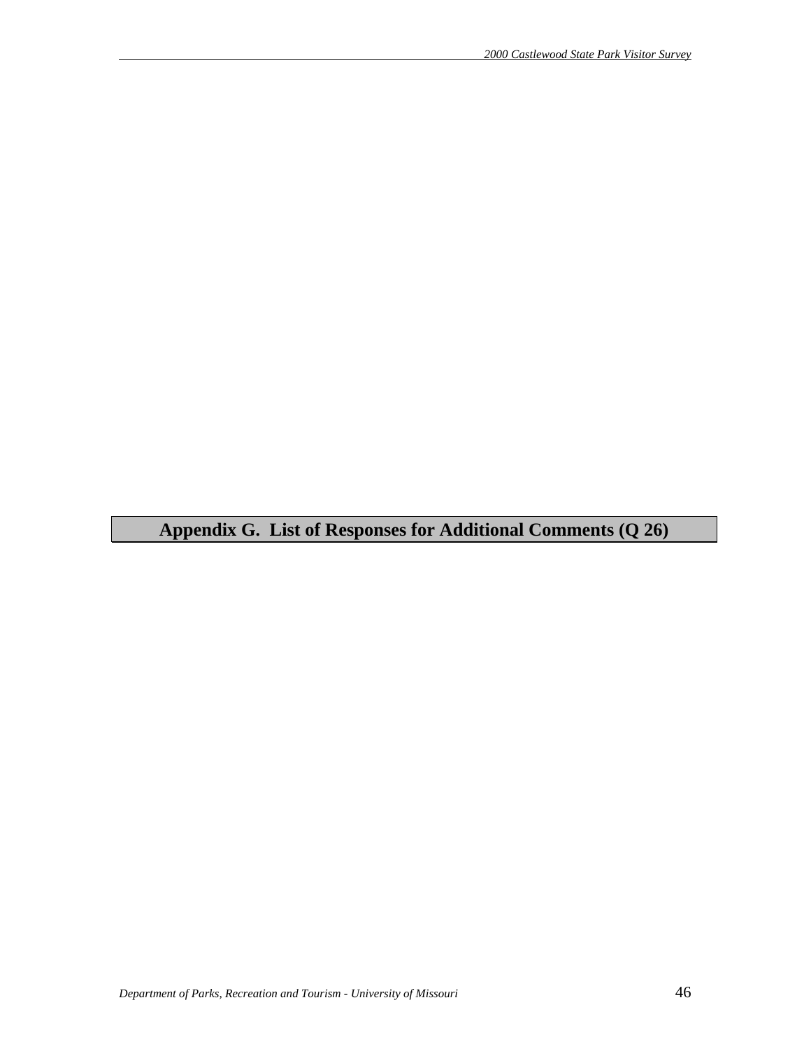# Appendix G. List of Responses for Additional Comments (Q 26)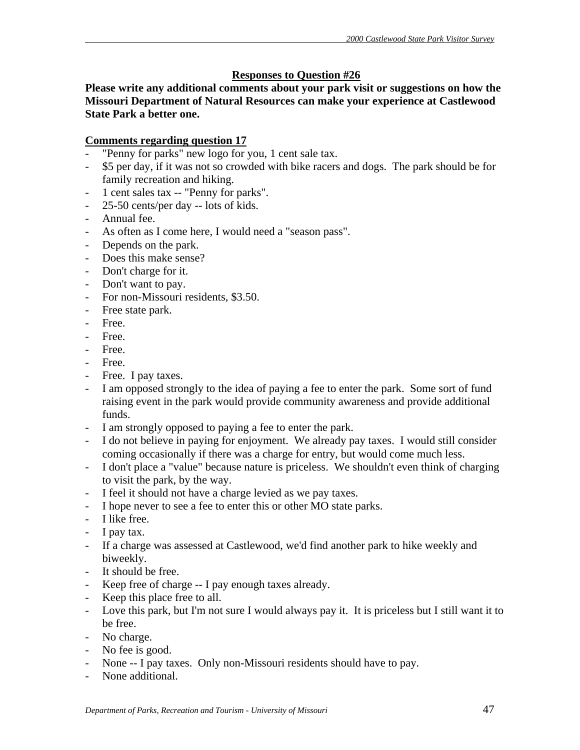## Responses to Question #26

**Please write any additional comments about your park visit or suggestions on how the Missouri Department of Natural Resources can make your experience at Castlewood State Park a better one.**

### Comments regarding question 17

- "Penny for parks" new logo for you, 1 cent sale tax.
- $5 per day, if it was not so crowded with bike racers and dogs. The park should be for family recreation and hiking.
- 1 cent sales tax -- "Penny for parks".
- 25-50 cents/per day -- lots of kids.
- Annual fee.
- As often as I come here, I would need a "season pass".
- Depends on the park.
- Does this make sense?
- Don't charge for it.
- Don't want to pay.
- For non-Missouri residents, $3.50.
- Free state park.
- Free.
- Free.
- Free.
- Free.
- Free. I pay taxes.
- I am opposed strongly to the idea of paying a fee to enter the park. Some sort of fund raising event in the park would provide community awareness and provide additional funds.
- I am strongly opposed to paying a fee to enter the park.
- I do not believe in paying for enjoyment. We already pay taxes. I would still consider coming occasionally if there was a charge for entry, but would come much less.
- I don't place a "value" because nature is priceless. We shouldn't even think of charging to visit the park, by the way.
- I feel it should not have a charge levied as we pay taxes.
- I hope never to see a fee to enter this or other MO state parks.
- I like free.
- I pay tax.
- If a charge was assessed at Castlewood, we'd find another park to hike weekly and biweekly.
- It should be free.
- Keep free of charge -- I pay enough taxes already.
- Keep this place free to all.
- Love this park, but I'm not sure I would always pay it. It is priceless but I still want it to be free.
- No charge.
- No fee is good.
- None -- I pay taxes. Only non-Missouri residents should have to pay.
- None additional.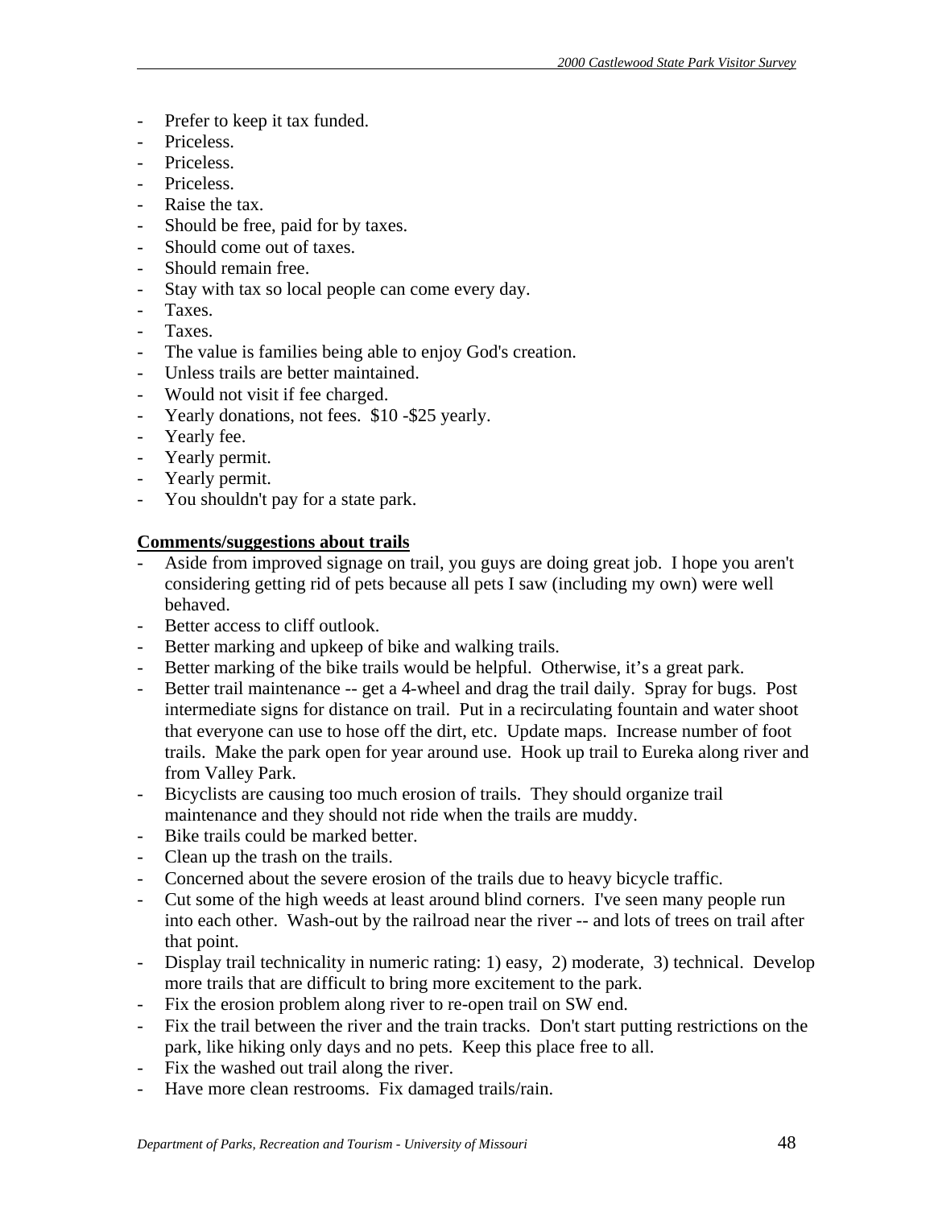- Prefer to keep it tax funded.
- Priceless.
- Priceless.
- Priceless.
- Raise the tax.
- Should be free, paid for by taxes.
- Should come out of taxes.
- Should remain free.
- Stay with tax so local people can come every day.
- Taxes.
- Taxes.
- The value is families being able to enjoy God's creation.
- Unless trails are better maintained.
- Would not visit if fee charged.
- Yearly donations, not fees.  $10 -$25 yearly.
- Yearly fee.
- Yearly permit.
- Yearly permit.
- You shouldn't pay for a state park.

**Comments/suggestions about trails**

- Aside from improved signage on trail, you guys are doing great job.  I hope you aren't considering getting rid of pets because all pets I saw (including my own) were well behaved.
- Better access to cliff outlook.
- Better marking and upkeep of bike and walking trails.
- Better marking of the bike trails would be helpful.  Otherwise, it's a great park.
- Better trail maintenance -- get a 4-wheel and drag the trail daily.  Spray for bugs.  Post intermediate signs for distance on trail.  Put in a recirculating fountain and water shoot that everyone can use to hose off the dirt, etc.  Update maps.  Increase number of foot trails.  Make the park open for year around use.  Hook up trail to Eureka along river and from Valley Park.
- Bicyclists are causing too much erosion of trails.  They should organize trail maintenance and they should not ride when the trails are muddy.
- Bike trails could be marked better.
- Clean up the trash on the trails.
- Concerned about the severe erosion of the trails due to heavy bicycle traffic.
- Cut some of the high weeds at least around blind corners.  I've seen many people run into each other.  Wash-out by the railroad near the river -- and lots of trees on trail after that point.
- Display trail technicality in numeric rating: 1) easy,  2) moderate,  3) technical.  Develop more trails that are difficult to bring more excitement to the park.
- Fix the erosion problem along river to re-open trail on SW end.
- Fix the trail between the river and the train tracks.  Don't start putting restrictions on the park, like hiking only days and no pets.  Keep this place free to all.
- Fix the washed out trail along the river.
- Have more clean restrooms.  Fix damaged trails/rain.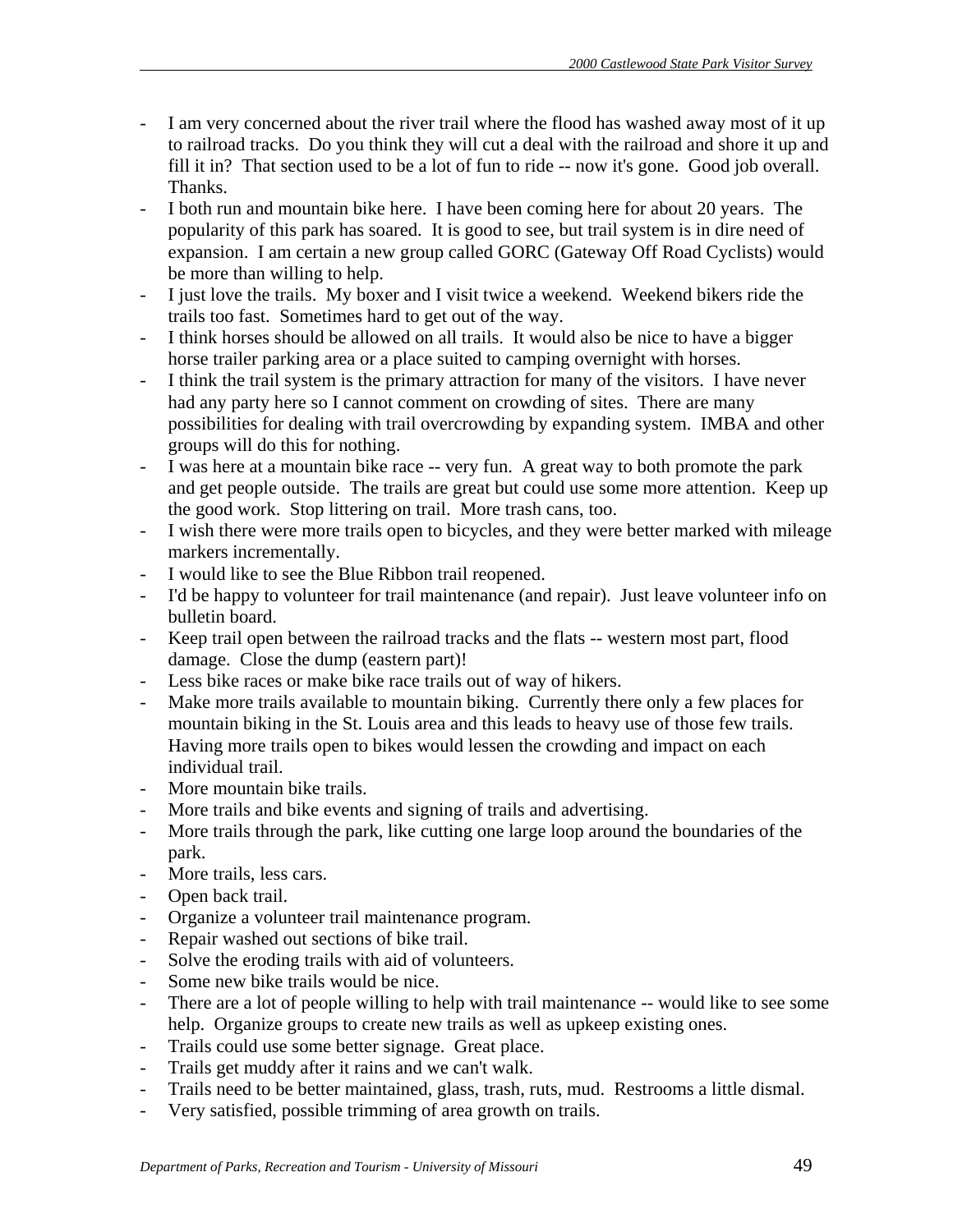- I am very concerned about the river trail where the flood has washed away most of it up to railroad tracks. Do you think they will cut a deal with the railroad and shore it up and fill it in? That section used to be a lot of fun to ride -- now it's gone. Good job overall. Thanks.
- I both run and mountain bike here. I have been coming here for about 20 years. The popularity of this park has soared. It is good to see, but trail system is in dire need of expansion. I am certain a new group called GORC (Gateway Off Road Cyclists) would be more than willing to help.
- I just love the trails. My boxer and I visit twice a weekend. Weekend bikers ride the trails too fast. Sometimes hard to get out of the way.
- I think horses should be allowed on all trails. It would also be nice to have a bigger horse trailer parking area or a place suited to camping overnight with horses.
- I think the trail system is the primary attraction for many of the visitors. I have never had any party here so I cannot comment on crowding of sites. There are many possibilities for dealing with trail overcrowding by expanding system. IMBA and other groups will do this for nothing.
- I was here at a mountain bike race -- very fun. A great way to both promote the park and get people outside. The trails are great but could use some more attention. Keep up the good work. Stop littering on trail. More trash cans, too.
- I wish there were more trails open to bicycles, and they were better marked with mileage markers incrementally.
- I would like to see the Blue Ribbon trail reopened.
- I'd be happy to volunteer for trail maintenance (and repair). Just leave volunteer info on bulletin board.
- Keep trail open between the railroad tracks and the flats -- western most part, flood damage. Close the dump (eastern part)!
- Less bike races or make bike race trails out of way of hikers.
- Make more trails available to mountain biking. Currently there only a few places for mountain biking in the St. Louis area and this leads to heavy use of those few trails. Having more trails open to bikes would lessen the crowding and impact on each individual trail.
- More mountain bike trails.
- More trails and bike events and signing of trails and advertising.
- More trails through the park, like cutting one large loop around the boundaries of the park.
- More trails, less cars.
- Open back trail.
- Organize a volunteer trail maintenance program.
- Repair washed out sections of bike trail.
- Solve the eroding trails with aid of volunteers.
- Some new bike trails would be nice.
- There are a lot of people willing to help with trail maintenance -- would like to see some help. Organize groups to create new trails as well as upkeep existing ones.
- Trails could use some better signage. Great place.
- Trails get muddy after it rains and we can't walk.
- Trails need to be better maintained, glass, trash, ruts, mud. Restrooms a little dismal.
- Very satisfied, possible trimming of area growth on trails.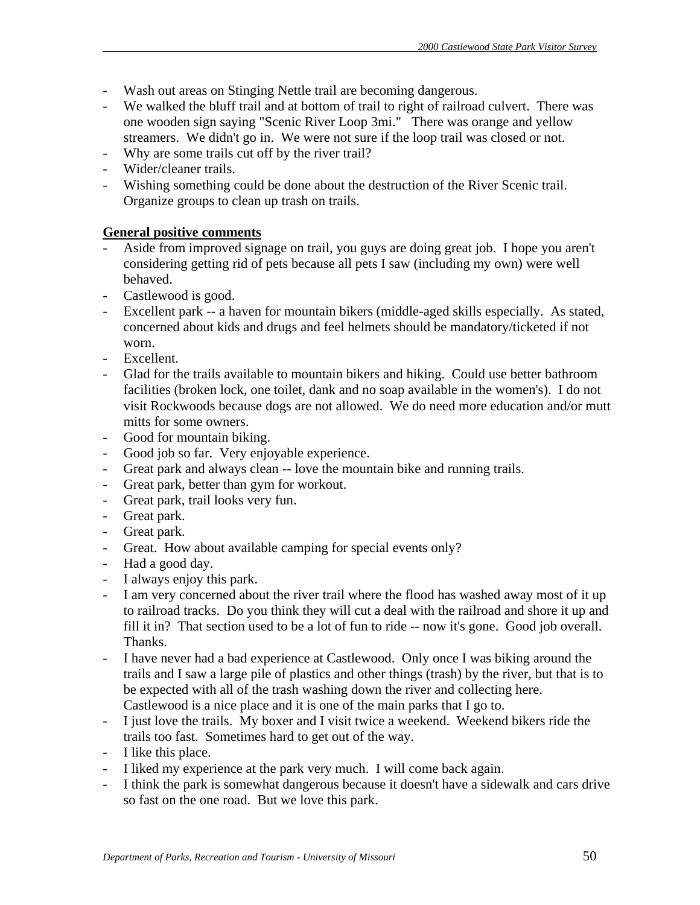- Wash out areas on Stinging Nettle trail are becoming dangerous.
- We walked the bluff trail and at bottom of trail to right of railroad culvert. There was one wooden sign saying "Scenic River Loop 3mi." There was orange and yellow streamers. We didn't go in. We were not sure if the loop trail was closed or not.
- Why are some trails cut off by the river trail?
- Wider/cleaner trails.
- Wishing something could be done about the destruction of the River Scenic trail. Organize groups to clean up trash on trails.

**General positive comments**

- Aside from improved signage on trail, you guys are doing great job. I hope you aren't considering getting rid of pets because all pets I saw (including my own) were well behaved.
- Castlewood is good.
- Excellent park -- a haven for mountain bikers (middle-aged skills especially. As stated, concerned about kids and drugs and feel helmets should be mandatory/ticketed if not worn.
- Excellent.
- Glad for the trails available to mountain bikers and hiking. Could use better bathroom facilities (broken lock, one toilet, dank and no soap available in the women's). I do not visit Rockwoods because dogs are not allowed. We do need more education and/or mutt mitts for some owners.
- Good for mountain biking.
- Good job so far. Very enjoyable experience.
- Great park and always clean -- love the mountain bike and running trails.
- Great park, better than gym for workout.
- Great park, trail looks very fun.
- Great park.
- Great park.
- Great. How about available camping for special events only?
- Had a good day.
- I always enjoy this park.
- I am very concerned about the river trail where the flood has washed away most of it up to railroad tracks. Do you think they will cut a deal with the railroad and shore it up and fill it in? That section used to be a lot of fun to ride -- now it's gone. Good job overall. Thanks.
- I have never had a bad experience at Castlewood. Only once I was biking around the trails and I saw a large pile of plastics and other things (trash) by the river, but that is to be expected with all of the trash washing down the river and collecting here. Castlewood is a nice place and it is one of the main parks that I go to.
- I just love the trails. My boxer and I visit twice a weekend. Weekend bikers ride the trails too fast. Sometimes hard to get out of the way.
- I like this place.
- I liked my experience at the park very much. I will come back again.
- I think the park is somewhat dangerous because it doesn't have a sidewalk and cars drive so fast on the one road. But we love this park.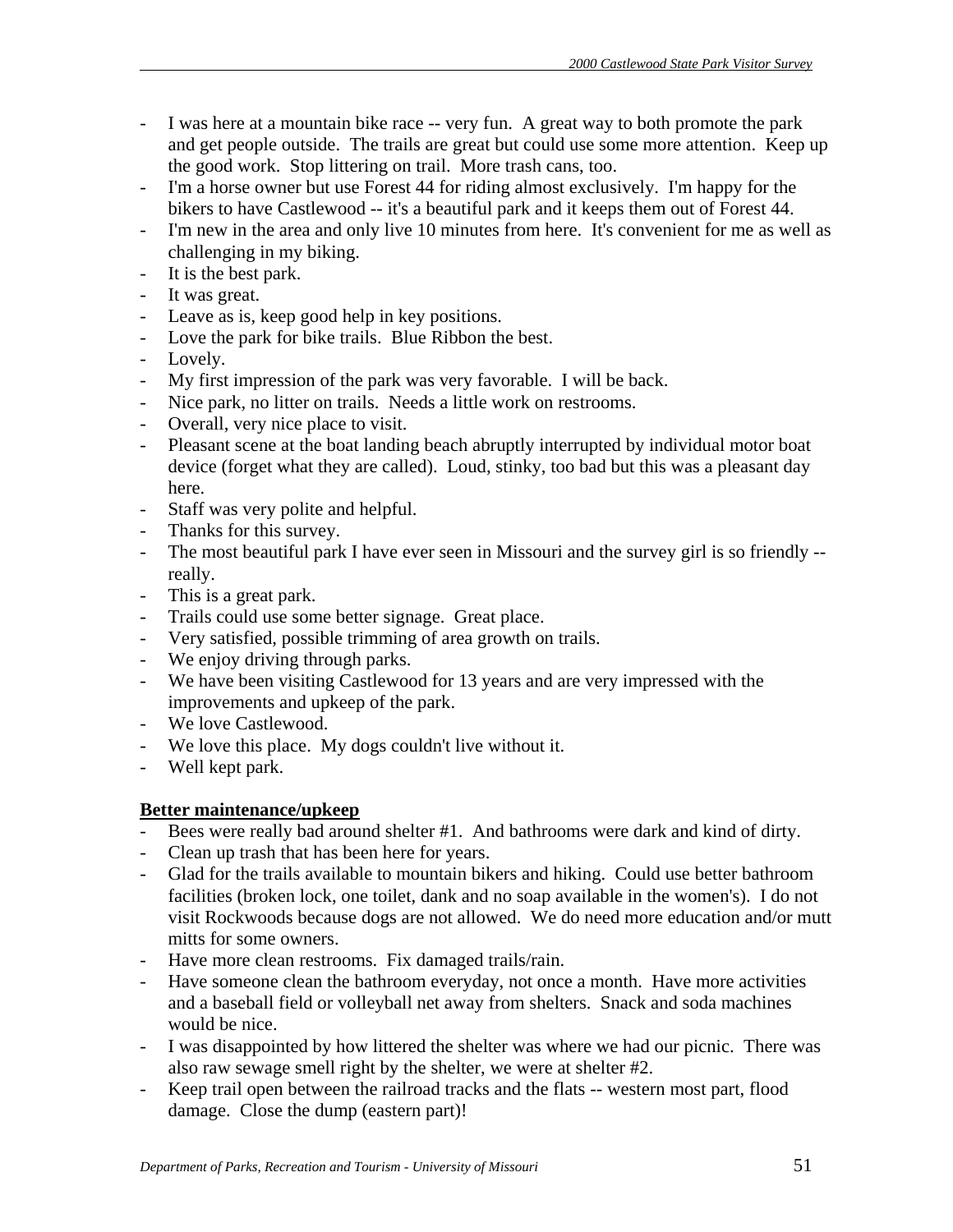- I was here at a mountain bike race -- very fun. A great way to both promote the park and get people outside. The trails are great but could use some more attention. Keep up the good work. Stop littering on trail. More trash cans, too.
- I'm a horse owner but use Forest 44 for riding almost exclusively. I'm happy for the bikers to have Castlewood -- it's a beautiful park and it keeps them out of Forest 44.
- I'm new in the area and only live 10 minutes from here. It's convenient for me as well as challenging in my biking.
- It is the best park.
- It was great.
- Leave as is, keep good help in key positions.
- Love the park for bike trails. Blue Ribbon the best.
- Lovely.
- My first impression of the park was very favorable. I will be back.
- Nice park, no litter on trails. Needs a little work on restrooms.
- Overall, very nice place to visit.
- Pleasant scene at the boat landing beach abruptly interrupted by individual motor boat device (forget what they are called). Loud, stinky, too bad but this was a pleasant day here.
- Staff was very polite and helpful.
- Thanks for this survey.
- The most beautiful park I have ever seen in Missouri and the survey girl is so friendly -- really.
- This is a great park.
- Trails could use some better signage. Great place.
- Very satisfied, possible trimming of area growth on trails.
- We enjoy driving through parks.
- We have been visiting Castlewood for 13 years and are very impressed with the improvements and upkeep of the park.
- We love Castlewood.
- We love this place. My dogs couldn't live without it.
- Well kept park.

**Better maintenance/upkeep**

- Bees were really bad around shelter #1. And bathrooms were dark and kind of dirty.
- Clean up trash that has been here for years.
- Glad for the trails available to mountain bikers and hiking. Could use better bathroom facilities (broken lock, one toilet, dank and no soap available in the women's). I do not visit Rockwoods because dogs are not allowed. We do need more education and/or mutt mitts for some owners.
- Have more clean restrooms. Fix damaged trails/rain.
- Have someone clean the bathroom everyday, not once a month. Have more activities and a baseball field or volleyball net away from shelters. Snack and soda machines would be nice.
- I was disappointed by how littered the shelter was where we had our picnic. There was also raw sewage smell right by the shelter, we were at shelter #2.
- Keep trail open between the railroad tracks and the flats -- western most part, flood damage. Close the dump (eastern part)!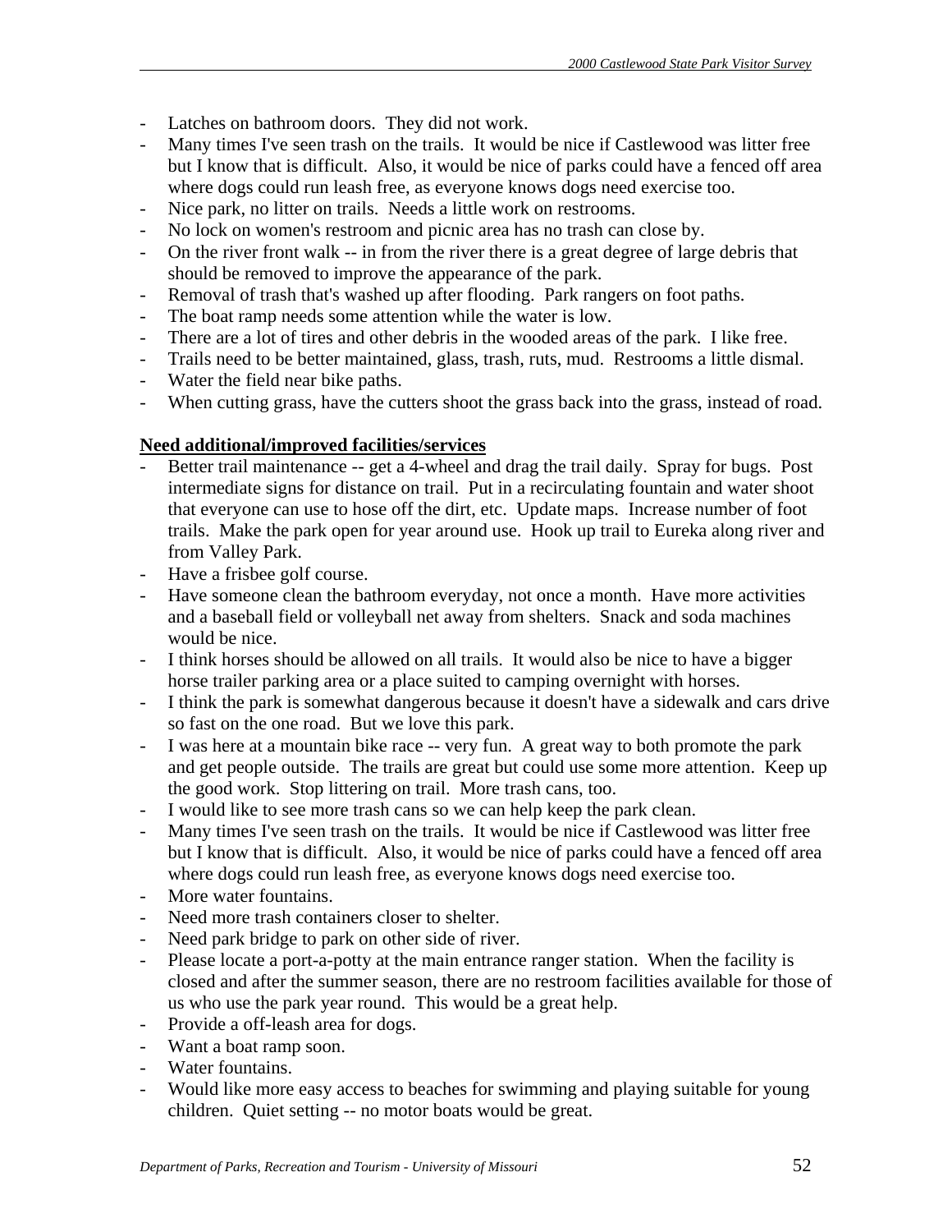- Latches on bathroom doors. They did not work.
- Many times I've seen trash on the trails. It would be nice if Castlewood was litter free but I know that is difficult. Also, it would be nice of parks could have a fenced off area where dogs could run leash free, as everyone knows dogs need exercise too.
- Nice park, no litter on trails. Needs a little work on restrooms.
- No lock on women's restroom and picnic area has no trash can close by.
- On the river front walk -- in from the river there is a great degree of large debris that should be removed to improve the appearance of the park.
- Removal of trash that's washed up after flooding. Park rangers on foot paths.
- The boat ramp needs some attention while the water is low.
- There are a lot of tires and other debris in the wooded areas of the park. I like free.
- Trails need to be better maintained, glass, trash, ruts, mud. Restrooms a little dismal.
- Water the field near bike paths.
- When cutting grass, have the cutters shoot the grass back into the grass, instead of road.

**Need additional/improved facilities/services**

- Better trail maintenance -- get a 4-wheel and drag the trail daily. Spray for bugs. Post intermediate signs for distance on trail. Put in a recirculating fountain and water shoot that everyone can use to hose off the dirt, etc. Update maps. Increase number of foot trails. Make the park open for year around use. Hook up trail to Eureka along river and from Valley Park.
- Have a frisbee golf course.
- Have someone clean the bathroom everyday, not once a month. Have more activities and a baseball field or volleyball net away from shelters. Snack and soda machines would be nice.
- I think horses should be allowed on all trails. It would also be nice to have a bigger horse trailer parking area or a place suited to camping overnight with horses.
- I think the park is somewhat dangerous because it doesn't have a sidewalk and cars drive so fast on the one road. But we love this park.
- I was here at a mountain bike race -- very fun. A great way to both promote the park and get people outside. The trails are great but could use some more attention. Keep up the good work. Stop littering on trail. More trash cans, too.
- I would like to see more trash cans so we can help keep the park clean.
- Many times I've seen trash on the trails. It would be nice if Castlewood was litter free but I know that is difficult. Also, it would be nice of parks could have a fenced off area where dogs could run leash free, as everyone knows dogs need exercise too.
- More water fountains.
- Need more trash containers closer to shelter.
- Need park bridge to park on other side of river.
- Please locate a port-a-potty at the main entrance ranger station. When the facility is closed and after the summer season, there are no restroom facilities available for those of us who use the park year round. This would be a great help.
- Provide a off-leash area for dogs.
- Want a boat ramp soon.
- Water fountains.
- Would like more easy access to beaches for swimming and playing suitable for young children. Quiet setting -- no motor boats would be great.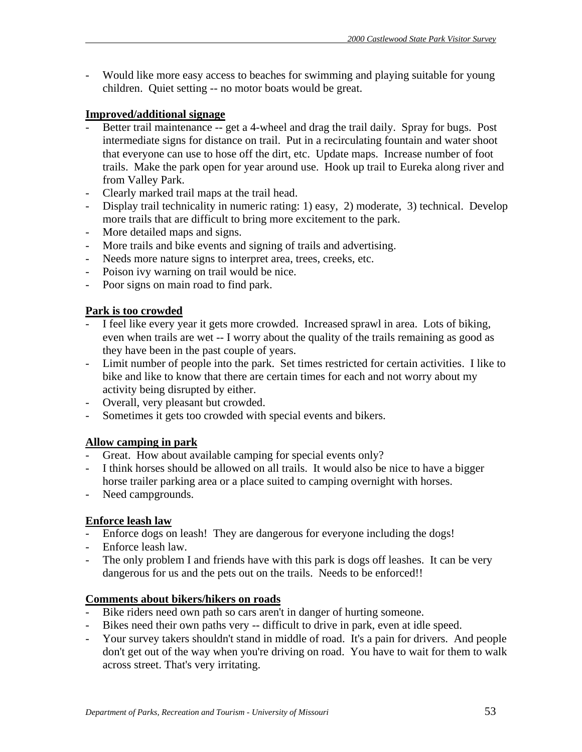- Would like more easy access to beaches for swimming and playing suitable for young children. Quiet setting -- no motor boats would be great.

**Improved/additional signage**

- Better trail maintenance -- get a 4-wheel and drag the trail daily. Spray for bugs. Post intermediate signs for distance on trail. Put in a recirculating fountain and water shoot that everyone can use to hose off the dirt, etc. Update maps. Increase number of foot trails. Make the park open for year around use. Hook up trail to Eureka along river and from Valley Park.
- Clearly marked trail maps at the trail head.
- Display trail technicality in numeric rating: 1) easy, 2) moderate, 3) technical. Develop more trails that are difficult to bring more excitement to the park.
- More detailed maps and signs.
- More trails and bike events and signing of trails and advertising.
- Needs more nature signs to interpret area, trees, creeks, etc.
- Poison ivy warning on trail would be nice.
- Poor signs on main road to find park.

**Park is too crowded**

- I feel like every year it gets more crowded. Increased sprawl in area. Lots of biking, even when trails are wet -- I worry about the quality of the trails remaining as good as they have been in the past couple of years.
- Limit number of people into the park. Set times restricted for certain activities. I like to bike and like to know that there are certain times for each and not worry about my activity being disrupted by either.
- Overall, very pleasant but crowded.
- Sometimes it gets too crowded with special events and bikers.

**Allow camping in park**

- Great. How about available camping for special events only?
- I think horses should be allowed on all trails. It would also be nice to have a bigger horse trailer parking area or a place suited to camping overnight with horses.
- Need campgrounds.

**Enforce leash law**

- Enforce dogs on leash! They are dangerous for everyone including the dogs!
- Enforce leash law.
- The only problem I and friends have with this park is dogs off leashes. It can be very dangerous for us and the pets out on the trails. Needs to be enforced!!

**Comments about bikers/hikers on roads**

- Bike riders need own path so cars aren't in danger of hurting someone.
- Bikes need their own paths very -- difficult to drive in park, even at idle speed.
- Your survey takers shouldn't stand in middle of road. It's a pain for drivers. And people don't get out of the way when you're driving on road. You have to wait for them to walk across street. That's very irritating.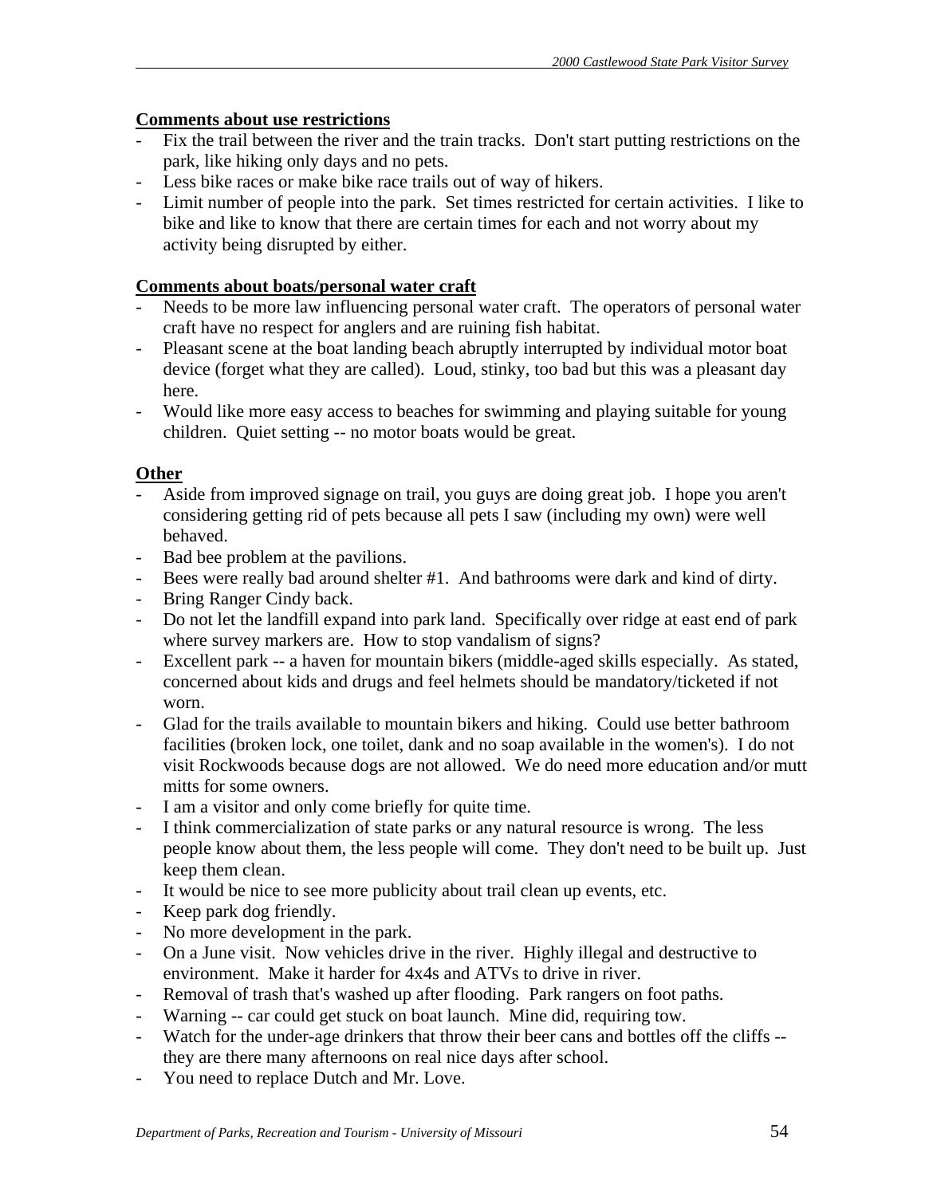**Comments about use restrictions**

- Fix the trail between the river and the train tracks. Don't start putting restrictions on the park, like hiking only days and no pets.
- Less bike races or make bike race trails out of way of hikers.
- Limit number of people into the park. Set times restricted for certain activities. I like to bike and like to know that there are certain times for each and not worry about my activity being disrupted by either.

**Comments about boats/personal water craft**

- Needs to be more law influencing personal water craft. The operators of personal water craft have no respect for anglers and are ruining fish habitat.
- Pleasant scene at the boat landing beach abruptly interrupted by individual motor boat device (forget what they are called). Loud, stinky, too bad but this was a pleasant day here.
- Would like more easy access to beaches for swimming and playing suitable for young children. Quiet setting -- no motor boats would be great.

**Other**

- Aside from improved signage on trail, you guys are doing great job. I hope you aren't considering getting rid of pets because all pets I saw (including my own) were well behaved.
- Bad bee problem at the pavilions.
- Bees were really bad around shelter #1. And bathrooms were dark and kind of dirty.
- Bring Ranger Cindy back.
- Do not let the landfill expand into park land. Specifically over ridge at east end of park where survey markers are. How to stop vandalism of signs?
- Excellent park -- a haven for mountain bikers (middle-aged skills especially. As stated, concerned about kids and drugs and feel helmets should be mandatory/ticketed if not worn.
- Glad for the trails available to mountain bikers and hiking. Could use better bathroom facilities (broken lock, one toilet, dank and no soap available in the women's). I do not visit Rockwoods because dogs are not allowed. We do need more education and/or mutt mitts for some owners.
- I am a visitor and only come briefly for quite time.
- I think commercialization of state parks or any natural resource is wrong. The less people know about them, the less people will come. They don't need to be built up. Just keep them clean.
- It would be nice to see more publicity about trail clean up events, etc.
- Keep park dog friendly.
- No more development in the park.
- On a June visit. Now vehicles drive in the river. Highly illegal and destructive to environment. Make it harder for 4x4s and ATVs to drive in river.
- Removal of trash that's washed up after flooding. Park rangers on foot paths.
- Warning -- car could get stuck on boat launch. Mine did, requiring tow.
- Watch for the under-age drinkers that throw their beer cans and bottles off the cliffs -- they are there many afternoons on real nice days after school.
- You need to replace Dutch and Mr. Love.